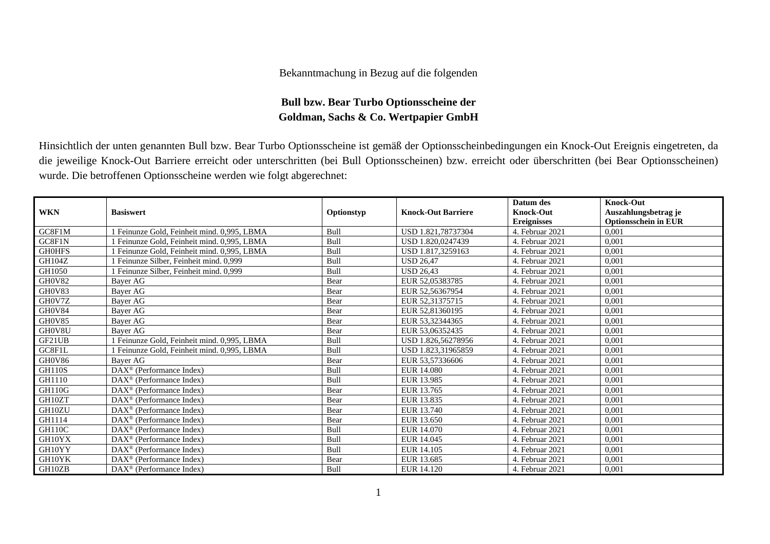Bekanntmachung in Bezug auf die folgenden

**Bull bzw. Bear Turbo Optionsscheine der Goldman, Sachs & Co. Wertpapier GmbH**

Hinsichtlich der unten genannten Bull bzw. Bear Turbo Optionsscheine ist gemäß der Optionsscheinbedingungen ein Knock-Out Ereignis eingetreten, da die jeweilige Knock-Out Barriere erreicht oder unterschritten (bei Bull Optionsscheinen) bzw. erreicht oder überschritten (bei Bear Optionsscheinen) wurde. Die betroffenen Optionsscheine werden wie folgt abgerechnet:

| WKN | Basiswert | Optionstyp | Knock-Out Barriere | Datum des Knock-Out Ereignisses | Knock-Out Auszahlungsbetrag je Optionsschein in EUR |
|---|---|---|---|---|---|
| GC8F1M | 1 Feinunze Gold, Feinheit mind. 0,995, LBMA | Bull | USD 1.821,78737304 | 4. Februar 2021 | 0,001 |
| GC8F1N | 1 Feinunze Gold, Feinheit mind. 0,995, LBMA | Bull | USD 1.820,0247439 | 4. Februar 2021 | 0,001 |
| GH0HFS | 1 Feinunze Gold, Feinheit mind. 0,995, LBMA | Bull | USD 1.817,3259163 | 4. Februar 2021 | 0,001 |
| GH104Z | 1 Feinunze Silber, Feinheit mind. 0,999 | Bull | USD 26,47 | 4. Februar 2021 | 0,001 |
| GH1050 | 1 Feinunze Silber, Feinheit mind. 0,999 | Bull | USD 26,43 | 4. Februar 2021 | 0,001 |
| GH0V82 | Bayer AG | Bear | EUR 52,05383785 | 4. Februar 2021 | 0,001 |
| GH0V83 | Bayer AG | Bear | EUR 52,56367954 | 4. Februar 2021 | 0,001 |
| GH0V7Z | Bayer AG | Bear | EUR 52,31375715 | 4. Februar 2021 | 0,001 |
| GH0V84 | Bayer AG | Bear | EUR 52,81360195 | 4. Februar 2021 | 0,001 |
| GH0V85 | Bayer AG | Bear | EUR 53,32344365 | 4. Februar 2021 | 0,001 |
| GH0V8U | Bayer AG | Bear | EUR 53,06352435 | 4. Februar 2021 | 0,001 |
| GF21UB | 1 Feinunze Gold, Feinheit mind. 0,995, LBMA | Bull | USD 1.826,56278956 | 4. Februar 2021 | 0,001 |
| GC8F1L | 1 Feinunze Gold, Feinheit mind. 0,995, LBMA | Bull | USD 1.823,31965859 | 4. Februar 2021 | 0,001 |
| GH0V86 | Bayer AG | Bear | EUR 53,57336606 | 4. Februar 2021 | 0,001 |
| GH110S | DAX® (Performance Index) | Bull | EUR 14.080 | 4. Februar 2021 | 0,001 |
| GH1110 | DAX® (Performance Index) | Bull | EUR 13.985 | 4. Februar 2021 | 0,001 |
| GH110G | DAX® (Performance Index) | Bear | EUR 13.765 | 4. Februar 2021 | 0,001 |
| GH10ZT | DAX® (Performance Index) | Bear | EUR 13.835 | 4. Februar 2021 | 0,001 |
| GH10ZU | DAX® (Performance Index) | Bear | EUR 13.740 | 4. Februar 2021 | 0,001 |
| GH1114 | DAX® (Performance Index) | Bear | EUR 13.650 | 4. Februar 2021 | 0,001 |
| GH110C | DAX® (Performance Index) | Bull | EUR 14.070 | 4. Februar 2021 | 0,001 |
| GH10YX | DAX® (Performance Index) | Bull | EUR 14.045 | 4. Februar 2021 | 0,001 |
| GH10YY | DAX® (Performance Index) | Bull | EUR 14.105 | 4. Februar 2021 | 0,001 |
| GH10YK | DAX® (Performance Index) | Bear | EUR 13.685 | 4. Februar 2021 | 0,001 |
| GH10ZB | DAX® (Performance Index) | Bull | EUR 14.120 | 4. Februar 2021 | 0,001 |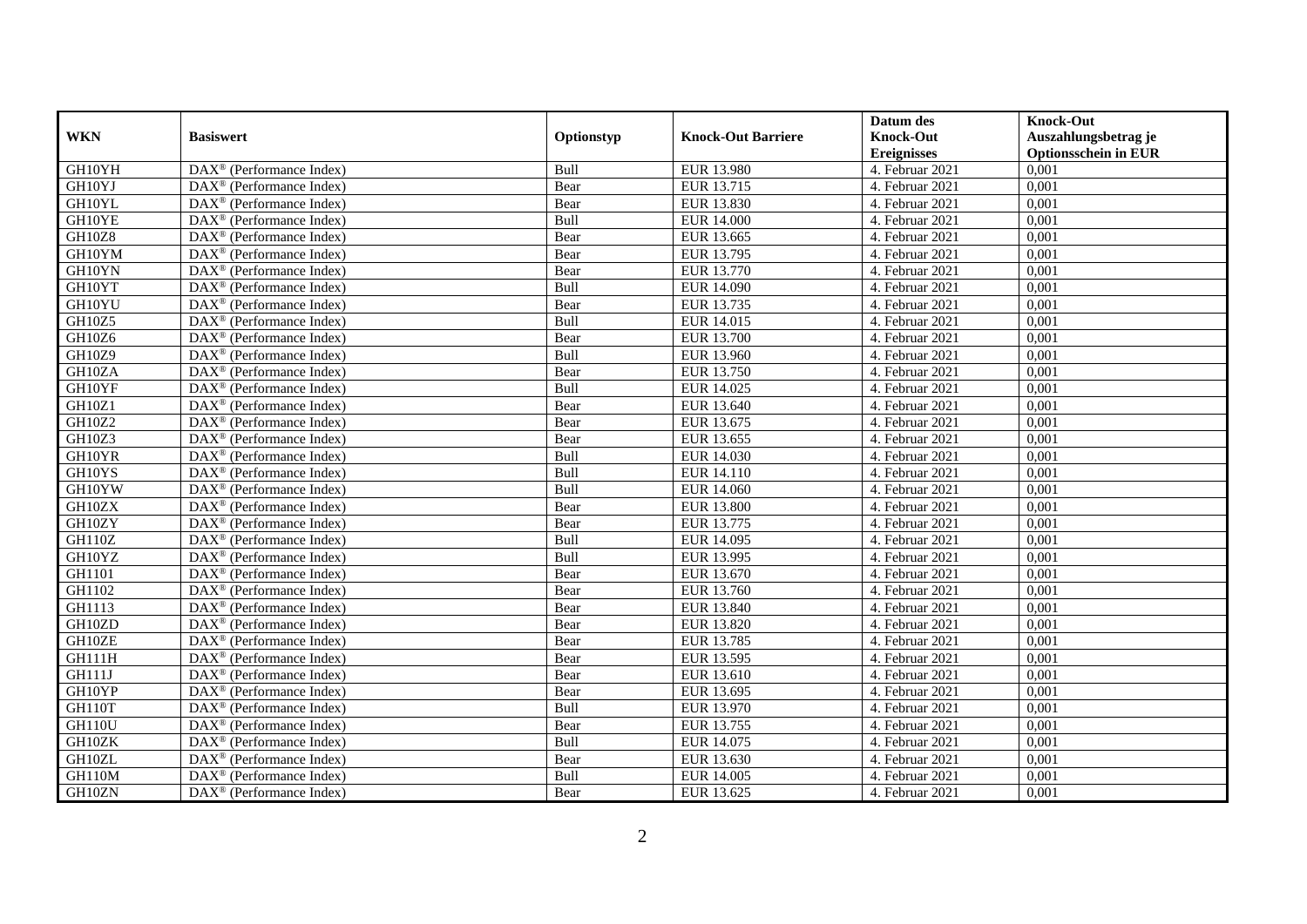| WKN | Basiswert | Optionstyp | Knock-Out Barriere | Datum des Knock-Out Ereignisses | Knock-Out Auszahlungsbetrag je Optionsschein in EUR |
|---|---|---|---|---|---|
| GH10YH | DAX® (Performance Index) | Bull | EUR 13.980 | 4. Februar 2021 | 0,001 |
| GH10YJ | DAX® (Performance Index) | Bear | EUR 13.715 | 4. Februar 2021 | 0,001 |
| GH10YL | DAX® (Performance Index) | Bear | EUR 13.830 | 4. Februar 2021 | 0,001 |
| GH10YE | DAX® (Performance Index) | Bull | EUR 14.000 | 4. Februar 2021 | 0,001 |
| GH10Z8 | DAX® (Performance Index) | Bear | EUR 13.665 | 4. Februar 2021 | 0,001 |
| GH10YM | DAX® (Performance Index) | Bear | EUR 13.795 | 4. Februar 2021 | 0,001 |
| GH10YN | DAX® (Performance Index) | Bear | EUR 13.770 | 4. Februar 2021 | 0,001 |
| GH10YT | DAX® (Performance Index) | Bull | EUR 14.090 | 4. Februar 2021 | 0,001 |
| GH10YU | DAX® (Performance Index) | Bear | EUR 13.735 | 4. Februar 2021 | 0,001 |
| GH10Z5 | DAX® (Performance Index) | Bull | EUR 14.015 | 4. Februar 2021 | 0,001 |
| GH10Z6 | DAX® (Performance Index) | Bear | EUR 13.700 | 4. Februar 2021 | 0,001 |
| GH10Z9 | DAX® (Performance Index) | Bull | EUR 13.960 | 4. Februar 2021 | 0,001 |
| GH10ZA | DAX® (Performance Index) | Bear | EUR 13.750 | 4. Februar 2021 | 0,001 |
| GH10YF | DAX® (Performance Index) | Bull | EUR 14.025 | 4. Februar 2021 | 0,001 |
| GH10Z1 | DAX® (Performance Index) | Bear | EUR 13.640 | 4. Februar 2021 | 0,001 |
| GH10Z2 | DAX® (Performance Index) | Bear | EUR 13.675 | 4. Februar 2021 | 0,001 |
| GH10Z3 | DAX® (Performance Index) | Bear | EUR 13.655 | 4. Februar 2021 | 0,001 |
| GH10YR | DAX® (Performance Index) | Bull | EUR 14.030 | 4. Februar 2021 | 0,001 |
| GH10YS | DAX® (Performance Index) | Bull | EUR 14.110 | 4. Februar 2021 | 0,001 |
| GH10YW | DAX® (Performance Index) | Bull | EUR 14.060 | 4. Februar 2021 | 0,001 |
| GH10ZX | DAX® (Performance Index) | Bear | EUR 13.800 | 4. Februar 2021 | 0,001 |
| GH10ZY | DAX® (Performance Index) | Bear | EUR 13.775 | 4. Februar 2021 | 0,001 |
| GH110Z | DAX® (Performance Index) | Bull | EUR 14.095 | 4. Februar 2021 | 0,001 |
| GH10YZ | DAX® (Performance Index) | Bull | EUR 13.995 | 4. Februar 2021 | 0,001 |
| GH1101 | DAX® (Performance Index) | Bear | EUR 13.670 | 4. Februar 2021 | 0,001 |
| GH1102 | DAX® (Performance Index) | Bear | EUR 13.760 | 4. Februar 2021 | 0,001 |
| GH1113 | DAX® (Performance Index) | Bear | EUR 13.840 | 4. Februar 2021 | 0,001 |
| GH10ZD | DAX® (Performance Index) | Bear | EUR 13.820 | 4. Februar 2021 | 0,001 |
| GH10ZE | DAX® (Performance Index) | Bear | EUR 13.785 | 4. Februar 2021 | 0,001 |
| GH111H | DAX® (Performance Index) | Bear | EUR 13.595 | 4. Februar 2021 | 0,001 |
| GH111J | DAX® (Performance Index) | Bear | EUR 13.610 | 4. Februar 2021 | 0,001 |
| GH10YP | DAX® (Performance Index) | Bear | EUR 13.695 | 4. Februar 2021 | 0,001 |
| GH110T | DAX® (Performance Index) | Bull | EUR 13.970 | 4. Februar 2021 | 0,001 |
| GH110U | DAX® (Performance Index) | Bear | EUR 13.755 | 4. Februar 2021 | 0,001 |
| GH10ZK | DAX® (Performance Index) | Bull | EUR 14.075 | 4. Februar 2021 | 0,001 |
| GH10ZL | DAX® (Performance Index) | Bear | EUR 13.630 | 4. Februar 2021 | 0,001 |
| GH110M | DAX® (Performance Index) | Bull | EUR 14.005 | 4. Februar 2021 | 0,001 |
| GH10ZN | DAX® (Performance Index) | Bear | EUR 13.625 | 4. Februar 2021 | 0,001 |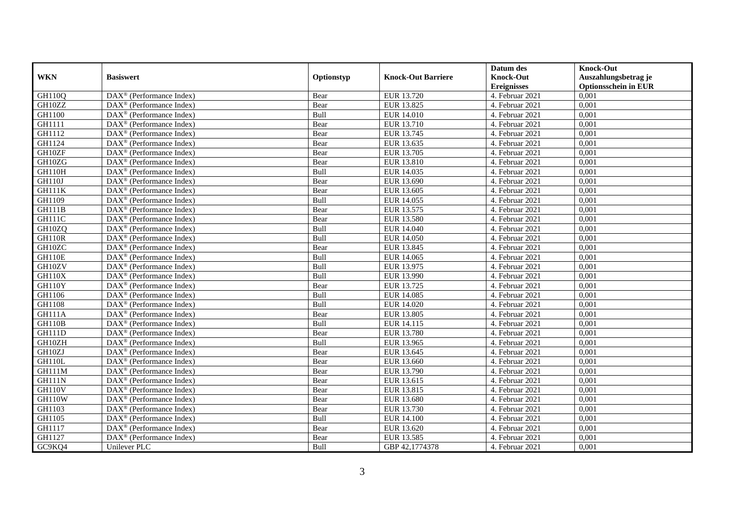| WKN | Basiswert | Optionstyp | Knock-Out Barriere | Datum des Knock-Out Ereignisses | Knock-Out Auszahlungsbetrag je Optionsschein in EUR |
|---|---|---|---|---|---|
| GH110Q | DAX® (Performance Index) | Bear | EUR 13.720 | 4. Februar 2021 | 0,001 |
| GH10ZZ | DAX® (Performance Index) | Bear | EUR 13.825 | 4. Februar 2021 | 0,001 |
| GH1100 | DAX® (Performance Index) | Bull | EUR 14.010 | 4. Februar 2021 | 0,001 |
| GH1111 | DAX® (Performance Index) | Bear | EUR 13.710 | 4. Februar 2021 | 0,001 |
| GH1112 | DAX® (Performance Index) | Bear | EUR 13.745 | 4. Februar 2021 | 0,001 |
| GH1124 | DAX® (Performance Index) | Bear | EUR 13.635 | 4. Februar 2021 | 0,001 |
| GH10ZF | DAX® (Performance Index) | Bear | EUR 13.705 | 4. Februar 2021 | 0,001 |
| GH10ZG | DAX® (Performance Index) | Bear | EUR 13.810 | 4. Februar 2021 | 0,001 |
| GH110H | DAX® (Performance Index) | Bull | EUR 14.035 | 4. Februar 2021 | 0,001 |
| GH110J | DAX® (Performance Index) | Bear | EUR 13.690 | 4. Februar 2021 | 0,001 |
| GH111K | DAX® (Performance Index) | Bear | EUR 13.605 | 4. Februar 2021 | 0,001 |
| GH1109 | DAX® (Performance Index) | Bull | EUR 14.055 | 4. Februar 2021 | 0,001 |
| GH111B | DAX® (Performance Index) | Bear | EUR 13.575 | 4. Februar 2021 | 0,001 |
| GH111C | DAX® (Performance Index) | Bear | EUR 13.580 | 4. Februar 2021 | 0,001 |
| GH10ZQ | DAX® (Performance Index) | Bull | EUR 14.040 | 4. Februar 2021 | 0,001 |
| GH110R | DAX® (Performance Index) | Bull | EUR 14.050 | 4. Februar 2021 | 0,001 |
| GH10ZC | DAX® (Performance Index) | Bear | EUR 13.845 | 4. Februar 2021 | 0,001 |
| GH110E | DAX® (Performance Index) | Bull | EUR 14.065 | 4. Februar 2021 | 0,001 |
| GH10ZV | DAX® (Performance Index) | Bull | EUR 13.975 | 4. Februar 2021 | 0,001 |
| GH110X | DAX® (Performance Index) | Bull | EUR 13.990 | 4. Februar 2021 | 0,001 |
| GH110Y | DAX® (Performance Index) | Bear | EUR 13.725 | 4. Februar 2021 | 0,001 |
| GH1106 | DAX® (Performance Index) | Bull | EUR 14.085 | 4. Februar 2021 | 0,001 |
| GH1108 | DAX® (Performance Index) | Bull | EUR 14.020 | 4. Februar 2021 | 0,001 |
| GH111A | DAX® (Performance Index) | Bear | EUR 13.805 | 4. Februar 2021 | 0,001 |
| GH110B | DAX® (Performance Index) | Bull | EUR 14.115 | 4. Februar 2021 | 0,001 |
| GH111D | DAX® (Performance Index) | Bear | EUR 13.780 | 4. Februar 2021 | 0,001 |
| GH10ZH | DAX® (Performance Index) | Bull | EUR 13.965 | 4. Februar 2021 | 0,001 |
| GH10ZJ | DAX® (Performance Index) | Bear | EUR 13.645 | 4. Februar 2021 | 0,001 |
| GH110L | DAX® (Performance Index) | Bear | EUR 13.660 | 4. Februar 2021 | 0,001 |
| GH111M | DAX® (Performance Index) | Bear | EUR 13.790 | 4. Februar 2021 | 0,001 |
| GH111N | DAX® (Performance Index) | Bear | EUR 13.615 | 4. Februar 2021 | 0,001 |
| GH110V | DAX® (Performance Index) | Bear | EUR 13.815 | 4. Februar 2021 | 0,001 |
| GH110W | DAX® (Performance Index) | Bear | EUR 13.680 | 4. Februar 2021 | 0,001 |
| GH1103 | DAX® (Performance Index) | Bear | EUR 13.730 | 4. Februar 2021 | 0,001 |
| GH1105 | DAX® (Performance Index) | Bull | EUR 14.100 | 4. Februar 2021 | 0,001 |
| GH1117 | DAX® (Performance Index) | Bear | EUR 13.620 | 4. Februar 2021 | 0,001 |
| GH1127 | DAX® (Performance Index) | Bear | EUR 13.585 | 4. Februar 2021 | 0,001 |
| GC9KQ4 | Unilever PLC | Bull | GBP 42,1774378 | 4. Februar 2021 | 0,001 |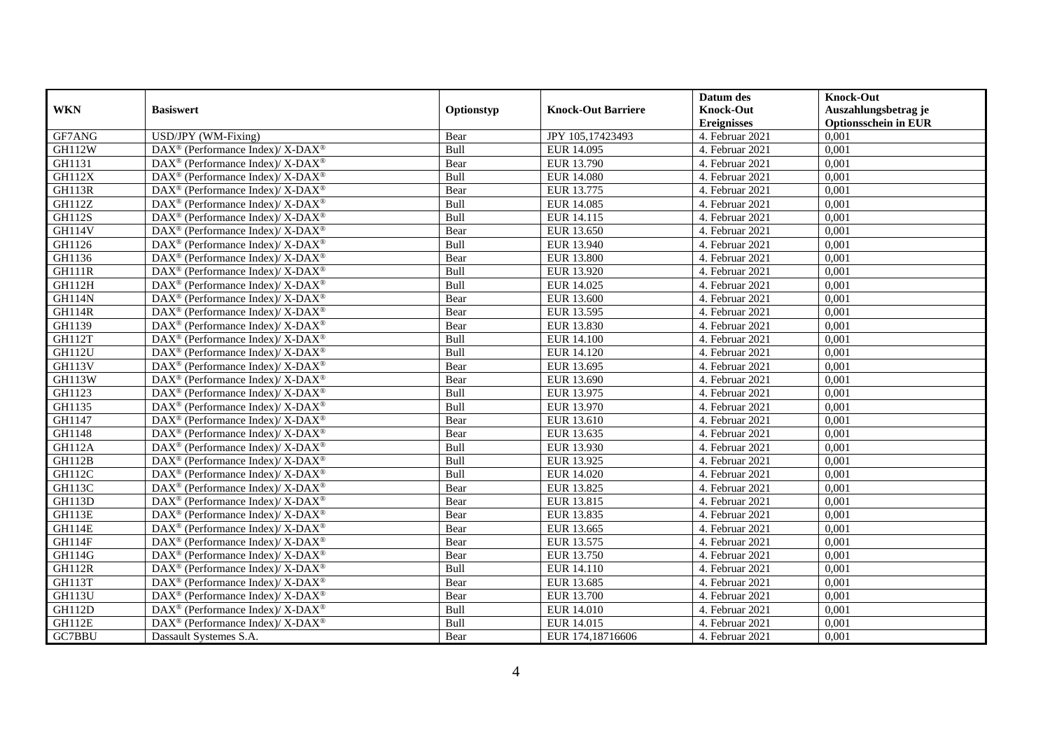| WKN | Basiswert | Optionstyp | Knock-Out Barriere | Datum des Knock-Out Ereignisses | Knock-Out Auszahlungsbetrag je Optionsschein in EUR |
|---|---|---|---|---|---|
| GF7ANG | USD/JPY (WM-Fixing) | Bear | JPY 105,17423493 | 4. Februar 2021 | 0,001 |
| GH112W | DAX® (Performance Index)/ X-DAX® | Bull | EUR 14.095 | 4. Februar 2021 | 0,001 |
| GH1131 | DAX® (Performance Index)/ X-DAX® | Bear | EUR 13.790 | 4. Februar 2021 | 0,001 |
| GH112X | DAX® (Performance Index)/ X-DAX® | Bull | EUR 14.080 | 4. Februar 2021 | 0,001 |
| GH113R | DAX® (Performance Index)/ X-DAX® | Bear | EUR 13.775 | 4. Februar 2021 | 0,001 |
| GH112Z | DAX® (Performance Index)/ X-DAX® | Bull | EUR 14.085 | 4. Februar 2021 | 0,001 |
| GH112S | DAX® (Performance Index)/ X-DAX® | Bull | EUR 14.115 | 4. Februar 2021 | 0,001 |
| GH114V | DAX® (Performance Index)/ X-DAX® | Bear | EUR 13.650 | 4. Februar 2021 | 0,001 |
| GH1126 | DAX® (Performance Index)/ X-DAX® | Bull | EUR 13.940 | 4. Februar 2021 | 0,001 |
| GH1136 | DAX® (Performance Index)/ X-DAX® | Bear | EUR 13.800 | 4. Februar 2021 | 0,001 |
| GH111R | DAX® (Performance Index)/ X-DAX® | Bull | EUR 13.920 | 4. Februar 2021 | 0,001 |
| GH112H | DAX® (Performance Index)/ X-DAX® | Bull | EUR 14.025 | 4. Februar 2021 | 0,001 |
| GH114N | DAX® (Performance Index)/ X-DAX® | Bear | EUR 13.600 | 4. Februar 2021 | 0,001 |
| GH114R | DAX® (Performance Index)/ X-DAX® | Bear | EUR 13.595 | 4. Februar 2021 | 0,001 |
| GH1139 | DAX® (Performance Index)/ X-DAX® | Bear | EUR 13.830 | 4. Februar 2021 | 0,001 |
| GH112T | DAX® (Performance Index)/ X-DAX® | Bull | EUR 14.100 | 4. Februar 2021 | 0,001 |
| GH112U | DAX® (Performance Index)/ X-DAX® | Bull | EUR 14.120 | 4. Februar 2021 | 0,001 |
| GH113V | DAX® (Performance Index)/ X-DAX® | Bear | EUR 13.695 | 4. Februar 2021 | 0,001 |
| GH113W | DAX® (Performance Index)/ X-DAX® | Bear | EUR 13.690 | 4. Februar 2021 | 0,001 |
| GH1123 | DAX® (Performance Index)/ X-DAX® | Bull | EUR 13.975 | 4. Februar 2021 | 0,001 |
| GH1135 | DAX® (Performance Index)/ X-DAX® | Bull | EUR 13.970 | 4. Februar 2021 | 0,001 |
| GH1147 | DAX® (Performance Index)/ X-DAX® | Bear | EUR 13.610 | 4. Februar 2021 | 0,001 |
| GH1148 | DAX® (Performance Index)/ X-DAX® | Bear | EUR 13.635 | 4. Februar 2021 | 0,001 |
| GH112A | DAX® (Performance Index)/ X-DAX® | Bull | EUR 13.930 | 4. Februar 2021 | 0,001 |
| GH112B | DAX® (Performance Index)/ X-DAX® | Bull | EUR 13.925 | 4. Februar 2021 | 0,001 |
| GH112C | DAX® (Performance Index)/ X-DAX® | Bull | EUR 14.020 | 4. Februar 2021 | 0,001 |
| GH113C | DAX® (Performance Index)/ X-DAX® | Bear | EUR 13.825 | 4. Februar 2021 | 0,001 |
| GH113D | DAX® (Performance Index)/ X-DAX® | Bear | EUR 13.815 | 4. Februar 2021 | 0,001 |
| GH113E | DAX® (Performance Index)/ X-DAX® | Bear | EUR 13.835 | 4. Februar 2021 | 0,001 |
| GH114E | DAX® (Performance Index)/ X-DAX® | Bear | EUR 13.665 | 4. Februar 2021 | 0,001 |
| GH114F | DAX® (Performance Index)/ X-DAX® | Bear | EUR 13.575 | 4. Februar 2021 | 0,001 |
| GH114G | DAX® (Performance Index)/ X-DAX® | Bear | EUR 13.750 | 4. Februar 2021 | 0,001 |
| GH112R | DAX® (Performance Index)/ X-DAX® | Bull | EUR 14.110 | 4. Februar 2021 | 0,001 |
| GH113T | DAX® (Performance Index)/ X-DAX® | Bear | EUR 13.685 | 4. Februar 2021 | 0,001 |
| GH113U | DAX® (Performance Index)/ X-DAX® | Bear | EUR 13.700 | 4. Februar 2021 | 0,001 |
| GH112D | DAX® (Performance Index)/ X-DAX® | Bull | EUR 14.010 | 4. Februar 2021 | 0,001 |
| GH112E | DAX® (Performance Index)/ X-DAX® | Bull | EUR 14.015 | 4. Februar 2021 | 0,001 |
| GC7BBU | Dassault Systemes S.A. | Bear | EUR 174,18716606 | 4. Februar 2021 | 0,001 |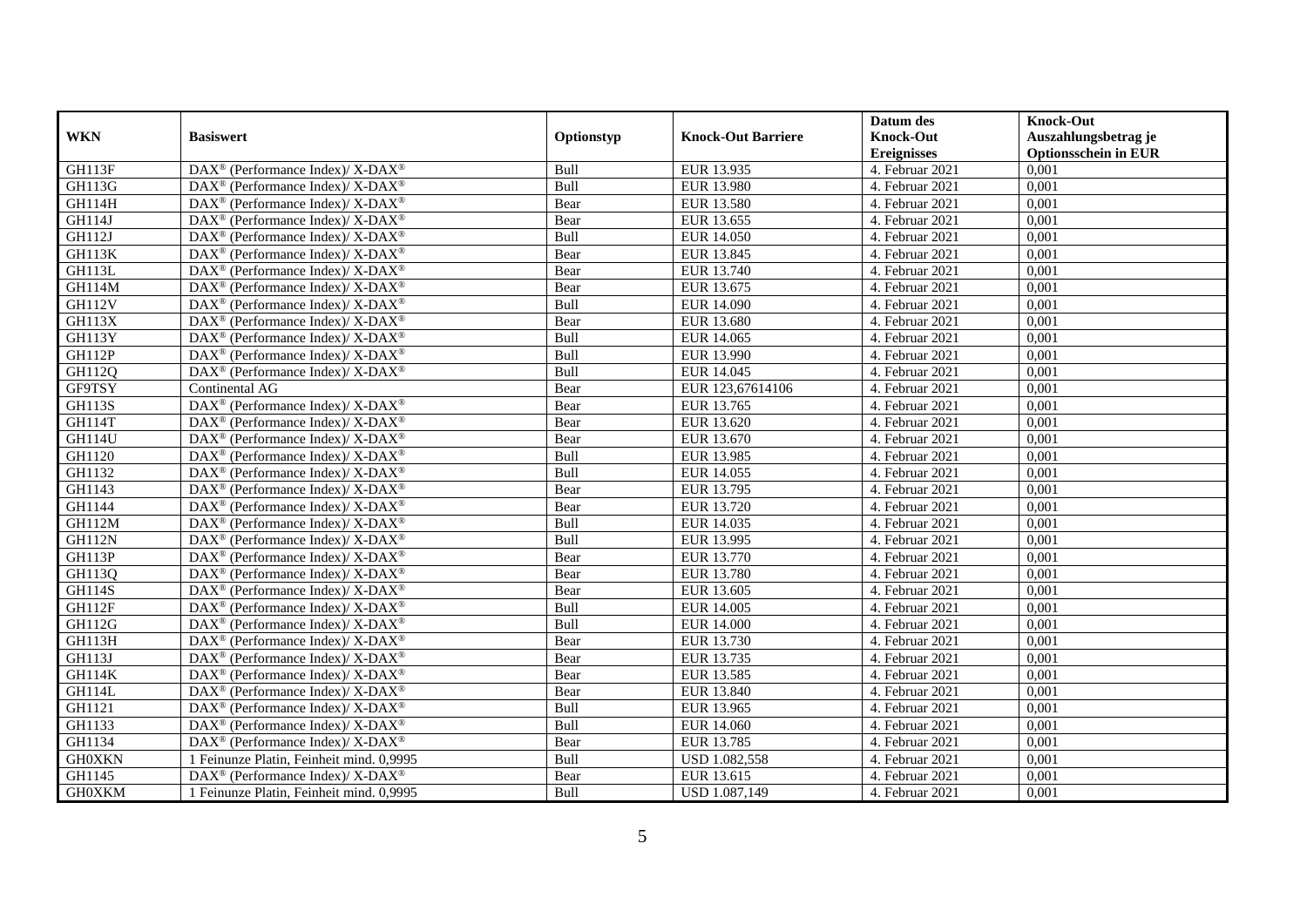| WKN | Basiswert | Optionstyp | Knock-Out Barriere | Datum des Knock-Out Ereignisses | Knock-Out Auszahlungsbetrag je Optionsschein in EUR |
|---|---|---|---|---|---|
| GH113F | DAX® (Performance Index)/ X-DAX® | Bull | EUR 13.935 | 4. Februar 2021 | 0,001 |
| GH113G | DAX® (Performance Index)/ X-DAX® | Bull | EUR 13.980 | 4. Februar 2021 | 0,001 |
| GH114H | DAX® (Performance Index)/ X-DAX® | Bear | EUR 13.580 | 4. Februar 2021 | 0,001 |
| GH114J | DAX® (Performance Index)/ X-DAX® | Bear | EUR 13.655 | 4. Februar 2021 | 0,001 |
| GH112J | DAX® (Performance Index)/ X-DAX® | Bull | EUR 14.050 | 4. Februar 2021 | 0,001 |
| GH113K | DAX® (Performance Index)/ X-DAX® | Bear | EUR 13.845 | 4. Februar 2021 | 0,001 |
| GH113L | DAX® (Performance Index)/ X-DAX® | Bear | EUR 13.740 | 4. Februar 2021 | 0,001 |
| GH114M | DAX® (Performance Index)/ X-DAX® | Bear | EUR 13.675 | 4. Februar 2021 | 0,001 |
| GH112V | DAX® (Performance Index)/ X-DAX® | Bull | EUR 14.090 | 4. Februar 2021 | 0,001 |
| GH113X | DAX® (Performance Index)/ X-DAX® | Bear | EUR 13.680 | 4. Februar 2021 | 0,001 |
| GH113Y | DAX® (Performance Index)/ X-DAX® | Bull | EUR 14.065 | 4. Februar 2021 | 0,001 |
| GH112P | DAX® (Performance Index)/ X-DAX® | Bull | EUR 13.990 | 4. Februar 2021 | 0,001 |
| GH112Q | DAX® (Performance Index)/ X-DAX® | Bull | EUR 14.045 | 4. Februar 2021 | 0,001 |
| GF9TSY | Continental AG | Bear | EUR 123,67614106 | 4. Februar 2021 | 0,001 |
| GH113S | DAX® (Performance Index)/ X-DAX® | Bear | EUR 13.765 | 4. Februar 2021 | 0,001 |
| GH114T | DAX® (Performance Index)/ X-DAX® | Bear | EUR 13.620 | 4. Februar 2021 | 0,001 |
| GH114U | DAX® (Performance Index)/ X-DAX® | Bear | EUR 13.670 | 4. Februar 2021 | 0,001 |
| GH1120 | DAX® (Performance Index)/ X-DAX® | Bull | EUR 13.985 | 4. Februar 2021 | 0,001 |
| GH1132 | DAX® (Performance Index)/ X-DAX® | Bull | EUR 14.055 | 4. Februar 2021 | 0,001 |
| GH1143 | DAX® (Performance Index)/ X-DAX® | Bear | EUR 13.795 | 4. Februar 2021 | 0,001 |
| GH1144 | DAX® (Performance Index)/ X-DAX® | Bear | EUR 13.720 | 4. Februar 2021 | 0,001 |
| GH112M | DAX® (Performance Index)/ X-DAX® | Bull | EUR 14.035 | 4. Februar 2021 | 0,001 |
| GH112N | DAX® (Performance Index)/ X-DAX® | Bull | EUR 13.995 | 4. Februar 2021 | 0,001 |
| GH113P | DAX® (Performance Index)/ X-DAX® | Bear | EUR 13.770 | 4. Februar 2021 | 0,001 |
| GH113Q | DAX® (Performance Index)/ X-DAX® | Bear | EUR 13.780 | 4. Februar 2021 | 0,001 |
| GH114S | DAX® (Performance Index)/ X-DAX® | Bear | EUR 13.605 | 4. Februar 2021 | 0,001 |
| GH112F | DAX® (Performance Index)/ X-DAX® | Bull | EUR 14.005 | 4. Februar 2021 | 0,001 |
| GH112G | DAX® (Performance Index)/ X-DAX® | Bull | EUR 14.000 | 4. Februar 2021 | 0,001 |
| GH113H | DAX® (Performance Index)/ X-DAX® | Bear | EUR 13.730 | 4. Februar 2021 | 0,001 |
| GH113J | DAX® (Performance Index)/ X-DAX® | Bear | EUR 13.735 | 4. Februar 2021 | 0,001 |
| GH114K | DAX® (Performance Index)/ X-DAX® | Bear | EUR 13.585 | 4. Februar 2021 | 0,001 |
| GH114L | DAX® (Performance Index)/ X-DAX® | Bear | EUR 13.840 | 4. Februar 2021 | 0,001 |
| GH1121 | DAX® (Performance Index)/ X-DAX® | Bull | EUR 13.965 | 4. Februar 2021 | 0,001 |
| GH1133 | DAX® (Performance Index)/ X-DAX® | Bull | EUR 14.060 | 4. Februar 2021 | 0,001 |
| GH1134 | DAX® (Performance Index)/ X-DAX® | Bear | EUR 13.785 | 4. Februar 2021 | 0,001 |
| GH0XKN | 1 Feinunze Platin, Feinheit mind. 0,9995 | Bull | USD 1.082,558 | 4. Februar 2021 | 0,001 |
| GH1145 | DAX® (Performance Index)/ X-DAX® | Bear | EUR 13.615 | 4. Februar 2021 | 0,001 |
| GH0XKM | 1 Feinunze Platin, Feinheit mind. 0,9995 | Bull | USD 1.087,149 | 4. Februar 2021 | 0,001 |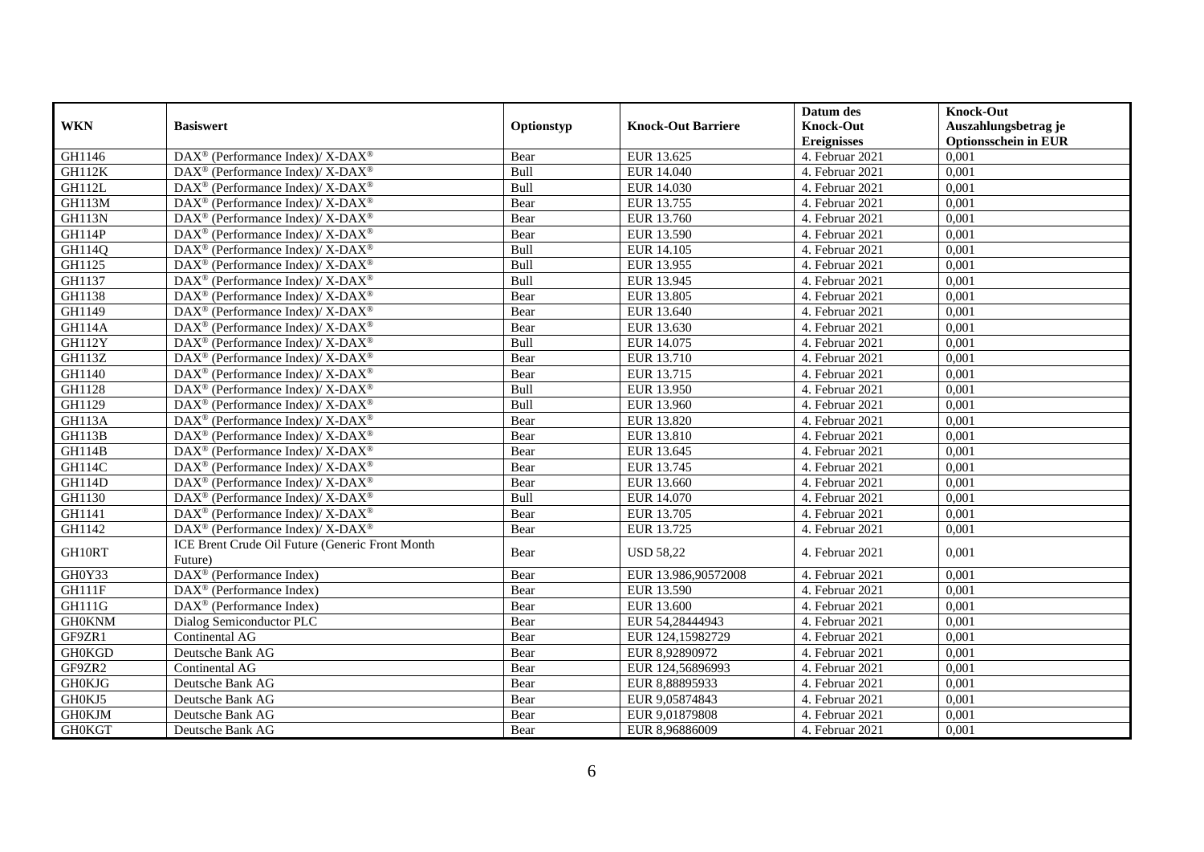| WKN | Basiswert | Optionstyp | Knock-Out Barriere | Datum des Knock-Out Ereignisses | Knock-Out Auszahlungsbetrag je Optionsschein in EUR |
|---|---|---|---|---|---|
| GH1146 | DAX® (Performance Index)/ X-DAX® | Bear | EUR 13.625 | 4. Februar 2021 | 0,001 |
| GH112K | DAX® (Performance Index)/ X-DAX® | Bull | EUR 14.040 | 4. Februar 2021 | 0,001 |
| GH112L | DAX® (Performance Index)/ X-DAX® | Bull | EUR 14.030 | 4. Februar 2021 | 0,001 |
| GH113M | DAX® (Performance Index)/ X-DAX® | Bear | EUR 13.755 | 4. Februar 2021 | 0,001 |
| GH113N | DAX® (Performance Index)/ X-DAX® | Bear | EUR 13.760 | 4. Februar 2021 | 0,001 |
| GH114P | DAX® (Performance Index)/ X-DAX® | Bear | EUR 13.590 | 4. Februar 2021 | 0,001 |
| GH114Q | DAX® (Performance Index)/ X-DAX® | Bull | EUR 14.105 | 4. Februar 2021 | 0,001 |
| GH1125 | DAX® (Performance Index)/ X-DAX® | Bull | EUR 13.955 | 4. Februar 2021 | 0,001 |
| GH1137 | DAX® (Performance Index)/ X-DAX® | Bull | EUR 13.945 | 4. Februar 2021 | 0,001 |
| GH1138 | DAX® (Performance Index)/ X-DAX® | Bear | EUR 13.805 | 4. Februar 2021 | 0,001 |
| GH1149 | DAX® (Performance Index)/ X-DAX® | Bear | EUR 13.640 | 4. Februar 2021 | 0,001 |
| GH114A | DAX® (Performance Index)/ X-DAX® | Bear | EUR 13.630 | 4. Februar 2021 | 0,001 |
| GH112Y | DAX® (Performance Index)/ X-DAX® | Bull | EUR 14.075 | 4. Februar 2021 | 0,001 |
| GH113Z | DAX® (Performance Index)/ X-DAX® | Bear | EUR 13.710 | 4. Februar 2021 | 0,001 |
| GH1140 | DAX® (Performance Index)/ X-DAX® | Bear | EUR 13.715 | 4. Februar 2021 | 0,001 |
| GH1128 | DAX® (Performance Index)/ X-DAX® | Bull | EUR 13.950 | 4. Februar 2021 | 0,001 |
| GH1129 | DAX® (Performance Index)/ X-DAX® | Bull | EUR 13.960 | 4. Februar 2021 | 0,001 |
| GH113A | DAX® (Performance Index)/ X-DAX® | Bear | EUR 13.820 | 4. Februar 2021 | 0,001 |
| GH113B | DAX® (Performance Index)/ X-DAX® | Bear | EUR 13.810 | 4. Februar 2021 | 0,001 |
| GH114B | DAX® (Performance Index)/ X-DAX® | Bear | EUR 13.645 | 4. Februar 2021 | 0,001 |
| GH114C | DAX® (Performance Index)/ X-DAX® | Bear | EUR 13.745 | 4. Februar 2021 | 0,001 |
| GH114D | DAX® (Performance Index)/ X-DAX® | Bear | EUR 13.660 | 4. Februar 2021 | 0,001 |
| GH1130 | DAX® (Performance Index)/ X-DAX® | Bull | EUR 14.070 | 4. Februar 2021 | 0,001 |
| GH1141 | DAX® (Performance Index)/ X-DAX® | Bear | EUR 13.705 | 4. Februar 2021 | 0,001 |
| GH1142 | DAX® (Performance Index)/ X-DAX® | Bear | EUR 13.725 | 4. Februar 2021 | 0,001 |
| GH10RT | ICE Brent Crude Oil Future (Generic Front Month Future) | Bear | USD 58,22 | 4. Februar 2021 | 0,001 |
| GH0Y33 | DAX® (Performance Index) | Bear | EUR 13.986,90572008 | 4. Februar 2021 | 0,001 |
| GH111F | DAX® (Performance Index) | Bear | EUR 13.590 | 4. Februar 2021 | 0,001 |
| GH111G | DAX® (Performance Index) | Bear | EUR 13.600 | 4. Februar 2021 | 0,001 |
| GH0KNM | Dialog Semiconductor PLC | Bear | EUR 54,28444943 | 4. Februar 2021 | 0,001 |
| GF9ZR1 | Continental AG | Bear | EUR 124,15982729 | 4. Februar 2021 | 0,001 |
| GH0KGD | Deutsche Bank AG | Bear | EUR 8,92890972 | 4. Februar 2021 | 0,001 |
| GF9ZR2 | Continental AG | Bear | EUR 124,56896993 | 4. Februar 2021 | 0,001 |
| GH0KJG | Deutsche Bank AG | Bear | EUR 8,88895933 | 4. Februar 2021 | 0,001 |
| GH0KJ5 | Deutsche Bank AG | Bear | EUR 9,05874843 | 4. Februar 2021 | 0,001 |
| GH0KJM | Deutsche Bank AG | Bear | EUR 9,01879808 | 4. Februar 2021 | 0,001 |
| GH0KGT | Deutsche Bank AG | Bear | EUR 8,96886009 | 4. Februar 2021 | 0,001 |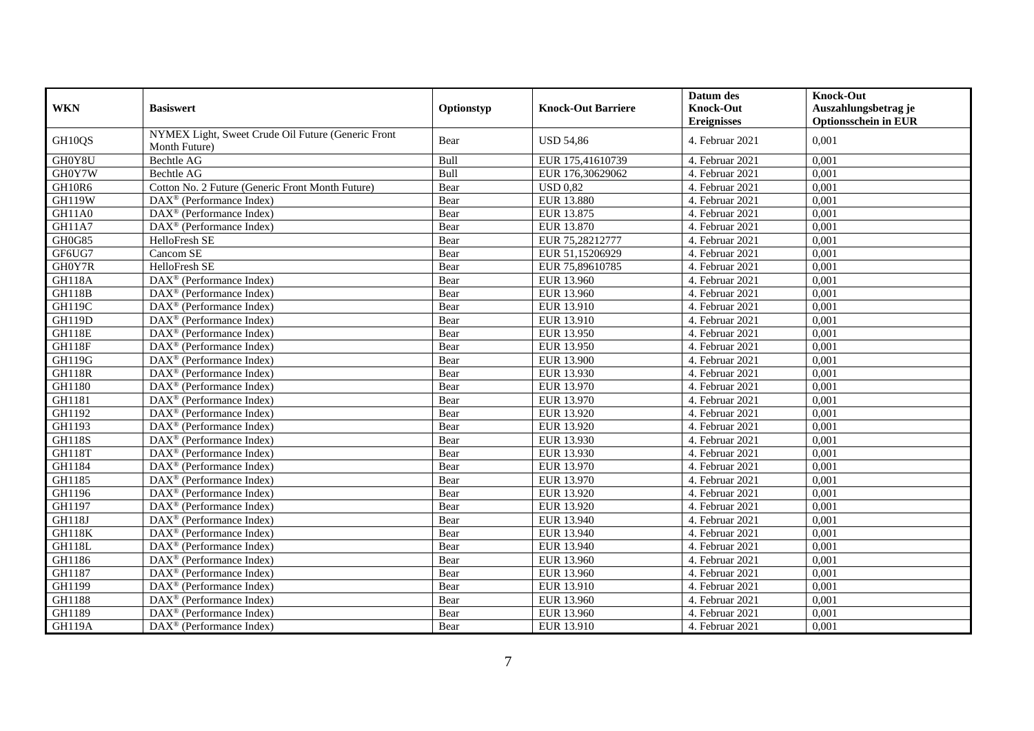| WKN | Basiswert | Optionstyp | Knock-Out Barriere | Datum des Knock-Out Ereignisses | Knock-Out Auszahlungsbetrag je Optionsschein in EUR |
|---|---|---|---|---|---|
| GH10QS | NYMEX Light, Sweet Crude Oil Future (Generic Front Month Future) | Bear | USD 54,86 | 4. Februar 2021 | 0,001 |
| GH0Y8U | Bechtle AG | Bull | EUR 175,41610739 | 4. Februar 2021 | 0,001 |
| GH0Y7W | Bechtle AG | Bull | EUR 176,30629062 | 4. Februar 2021 | 0,001 |
| GH10R6 | Cotton No. 2 Future (Generic Front Month Future) | Bear | USD 0,82 | 4. Februar 2021 | 0,001 |
| GH119W | DAX® (Performance Index) | Bear | EUR 13.880 | 4. Februar 2021 | 0,001 |
| GH11A0 | DAX® (Performance Index) | Bear | EUR 13.875 | 4. Februar 2021 | 0,001 |
| GH11A7 | DAX® (Performance Index) | Bear | EUR 13.870 | 4. Februar 2021 | 0,001 |
| GH0G85 | HelloFresh SE | Bear | EUR 75,28212777 | 4. Februar 2021 | 0,001 |
| GF6UG7 | Cancom SE | Bear | EUR 51,15206929 | 4. Februar 2021 | 0,001 |
| GH0Y7R | HelloFresh SE | Bear | EUR 75,89610785 | 4. Februar 2021 | 0,001 |
| GH118A | DAX® (Performance Index) | Bear | EUR 13.960 | 4. Februar 2021 | 0,001 |
| GH118B | DAX® (Performance Index) | Bear | EUR 13.960 | 4. Februar 2021 | 0,001 |
| GH119C | DAX® (Performance Index) | Bear | EUR 13.910 | 4. Februar 2021 | 0,001 |
| GH119D | DAX® (Performance Index) | Bear | EUR 13.910 | 4. Februar 2021 | 0,001 |
| GH118E | DAX® (Performance Index) | Bear | EUR 13.950 | 4. Februar 2021 | 0,001 |
| GH118F | DAX® (Performance Index) | Bear | EUR 13.950 | 4. Februar 2021 | 0,001 |
| GH119G | DAX® (Performance Index) | Bear | EUR 13.900 | 4. Februar 2021 | 0,001 |
| GH118R | DAX® (Performance Index) | Bear | EUR 13.930 | 4. Februar 2021 | 0,001 |
| GH1180 | DAX® (Performance Index) | Bear | EUR 13.970 | 4. Februar 2021 | 0,001 |
| GH1181 | DAX® (Performance Index) | Bear | EUR 13.970 | 4. Februar 2021 | 0,001 |
| GH1192 | DAX® (Performance Index) | Bear | EUR 13.920 | 4. Februar 2021 | 0,001 |
| GH1193 | DAX® (Performance Index) | Bear | EUR 13.920 | 4. Februar 2021 | 0,001 |
| GH118S | DAX® (Performance Index) | Bear | EUR 13.930 | 4. Februar 2021 | 0,001 |
| GH118T | DAX® (Performance Index) | Bear | EUR 13.930 | 4. Februar 2021 | 0,001 |
| GH1184 | DAX® (Performance Index) | Bear | EUR 13.970 | 4. Februar 2021 | 0,001 |
| GH1185 | DAX® (Performance Index) | Bear | EUR 13.970 | 4. Februar 2021 | 0,001 |
| GH1196 | DAX® (Performance Index) | Bear | EUR 13.920 | 4. Februar 2021 | 0,001 |
| GH1197 | DAX® (Performance Index) | Bear | EUR 13.920 | 4. Februar 2021 | 0,001 |
| GH118J | DAX® (Performance Index) | Bear | EUR 13.940 | 4. Februar 2021 | 0,001 |
| GH118K | DAX® (Performance Index) | Bear | EUR 13.940 | 4. Februar 2021 | 0,001 |
| GH118L | DAX® (Performance Index) | Bear | EUR 13.940 | 4. Februar 2021 | 0,001 |
| GH1186 | DAX® (Performance Index) | Bear | EUR 13.960 | 4. Februar 2021 | 0,001 |
| GH1187 | DAX® (Performance Index) | Bear | EUR 13.960 | 4. Februar 2021 | 0,001 |
| GH1199 | DAX® (Performance Index) | Bear | EUR 13.910 | 4. Februar 2021 | 0,001 |
| GH1188 | DAX® (Performance Index) | Bear | EUR 13.960 | 4. Februar 2021 | 0,001 |
| GH1189 | DAX® (Performance Index) | Bear | EUR 13.960 | 4. Februar 2021 | 0,001 |
| GH119A | DAX® (Performance Index) | Bear | EUR 13.910 | 4. Februar 2021 | 0,001 |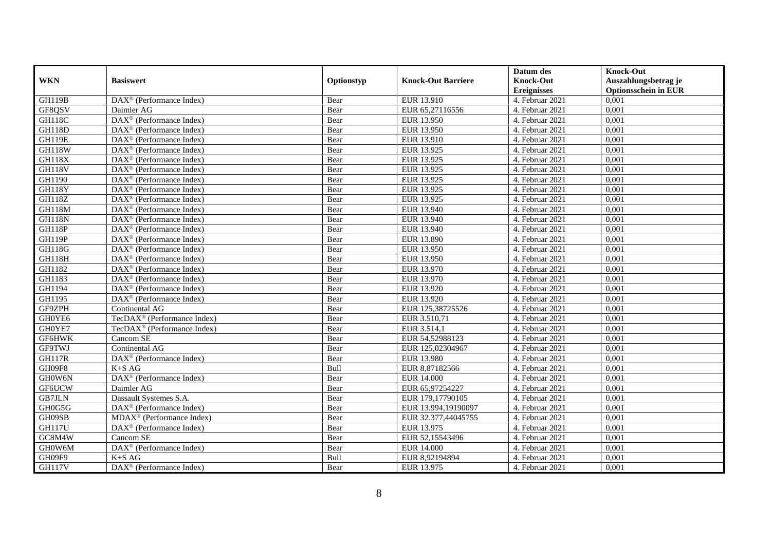| WKN | Basiswert | Optionstyp | Knock-Out Barriere | Datum des Knock-Out Ereignisses | Knock-Out Auszahlungsbetrag je Optionsschein in EUR |
|---|---|---|---|---|---|
| GH119B | DAX® (Performance Index) | Bear | EUR 13.910 | 4. Februar 2021 | 0,001 |
| GF8QSV | Daimler AG | Bear | EUR 65,27116556 | 4. Februar 2021 | 0,001 |
| GH118C | DAX® (Performance Index) | Bear | EUR 13.950 | 4. Februar 2021 | 0,001 |
| GH118D | DAX® (Performance Index) | Bear | EUR 13.950 | 4. Februar 2021 | 0,001 |
| GH119E | DAX® (Performance Index) | Bear | EUR 13.910 | 4. Februar 2021 | 0,001 |
| GH118W | DAX® (Performance Index) | Bear | EUR 13.925 | 4. Februar 2021 | 0,001 |
| GH118X | DAX® (Performance Index) | Bear | EUR 13.925 | 4. Februar 2021 | 0,001 |
| GH118V | DAX® (Performance Index) | Bear | EUR 13.925 | 4. Februar 2021 | 0,001 |
| GH1190 | DAX® (Performance Index) | Bear | EUR 13.925 | 4. Februar 2021 | 0,001 |
| GH118Y | DAX® (Performance Index) | Bear | EUR 13.925 | 4. Februar 2021 | 0,001 |
| GH118Z | DAX® (Performance Index) | Bear | EUR 13.925 | 4. Februar 2021 | 0,001 |
| GH118M | DAX® (Performance Index) | Bear | EUR 13.940 | 4. Februar 2021 | 0,001 |
| GH118N | DAX® (Performance Index) | Bear | EUR 13.940 | 4. Februar 2021 | 0,001 |
| GH118P | DAX® (Performance Index) | Bear | EUR 13.940 | 4. Februar 2021 | 0,001 |
| GH119P | DAX® (Performance Index) | Bear | EUR 13.890 | 4. Februar 2021 | 0,001 |
| GH118G | DAX® (Performance Index) | Bear | EUR 13.950 | 4. Februar 2021 | 0,001 |
| GH118H | DAX® (Performance Index) | Bear | EUR 13.950 | 4. Februar 2021 | 0,001 |
| GH1182 | DAX® (Performance Index) | Bear | EUR 13.970 | 4. Februar 2021 | 0,001 |
| GH1183 | DAX® (Performance Index) | Bear | EUR 13.970 | 4. Februar 2021 | 0,001 |
| GH1194 | DAX® (Performance Index) | Bear | EUR 13.920 | 4. Februar 2021 | 0,001 |
| GH1195 | DAX® (Performance Index) | Bear | EUR 13.920 | 4. Februar 2021 | 0,001 |
| GF9ZPH | Continental AG | Bear | EUR 125,38725526 | 4. Februar 2021 | 0,001 |
| GH0YE6 | TecDAX® (Performance Index) | Bear | EUR 3.510,71 | 4. Februar 2021 | 0,001 |
| GH0YE7 | TecDAX® (Performance Index) | Bear | EUR 3.514,1 | 4. Februar 2021 | 0,001 |
| GF6HWK | Cancom SE | Bear | EUR 54,52988123 | 4. Februar 2021 | 0,001 |
| GF9TWJ | Continental AG | Bear | EUR 125,02304967 | 4. Februar 2021 | 0,001 |
| GH117R | DAX® (Performance Index) | Bear | EUR 13.980 | 4. Februar 2021 | 0,001 |
| GH09F8 | K+S AG | Bull | EUR 8,87182566 | 4. Februar 2021 | 0,001 |
| GH0W6N | DAX® (Performance Index) | Bear | EUR 14.000 | 4. Februar 2021 | 0,001 |
| GF6UCW | Daimler AG | Bear | EUR 65,97254227 | 4. Februar 2021 | 0,001 |
| GB7JLN | Dassault Systemes S.A. | Bear | EUR 179,17790105 | 4. Februar 2021 | 0,001 |
| GH0G5G | DAX® (Performance Index) | Bear | EUR 13.994,19190097 | 4. Februar 2021 | 0,001 |
| GH09SB | MDAX® (Performance Index) | Bear | EUR 32.377,44045755 | 4. Februar 2021 | 0,001 |
| GH117U | DAX® (Performance Index) | Bear | EUR 13.975 | 4. Februar 2021 | 0,001 |
| GC8M4W | Cancom SE | Bear | EUR 52,15543496 | 4. Februar 2021 | 0,001 |
| GH0W6M | DAX® (Performance Index) | Bear | EUR 14.000 | 4. Februar 2021 | 0,001 |
| GH09F9 | K+S AG | Bull | EUR 8,92194894 | 4. Februar 2021 | 0,001 |
| GH117V | DAX® (Performance Index) | Bear | EUR 13.975 | 4. Februar 2021 | 0,001 |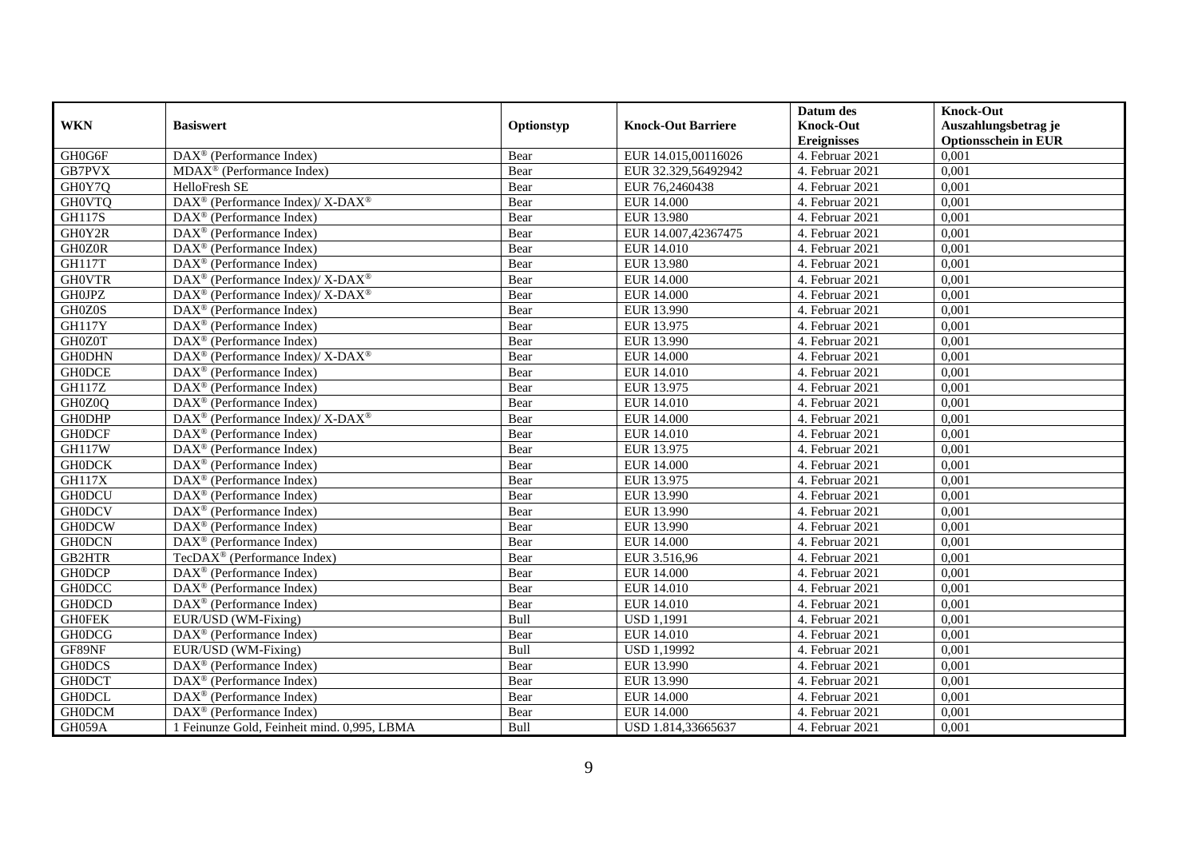| WKN | Basiswert | Optionstyp | Knock-Out Barriere | Datum des Knock-Out Ereignisses | Knock-Out Auszahlungsbetrag je Optionsschein in EUR |
|---|---|---|---|---|---|
| GH0G6F | DAX® (Performance Index) | Bear | EUR 14.015,00116026 | 4. Februar 2021 | 0,001 |
| GB7PVX | MDAX® (Performance Index) | Bear | EUR 32.329,56492942 | 4. Februar 2021 | 0,001 |
| GH0Y7Q | HelloFresh SE | Bear | EUR 76,2460438 | 4. Februar 2021 | 0,001 |
| GH0VTQ | DAX® (Performance Index)/ X-DAX® | Bear | EUR 14.000 | 4. Februar 2021 | 0,001 |
| GH117S | DAX® (Performance Index) | Bear | EUR 13.980 | 4. Februar 2021 | 0,001 |
| GH0Y2R | DAX® (Performance Index) | Bear | EUR 14.007,42367475 | 4. Februar 2021 | 0,001 |
| GH0Z0R | DAX® (Performance Index) | Bear | EUR 14.010 | 4. Februar 2021 | 0,001 |
| GH117T | DAX® (Performance Index) | Bear | EUR 13.980 | 4. Februar 2021 | 0,001 |
| GH0VTR | DAX® (Performance Index)/ X-DAX® | Bear | EUR 14.000 | 4. Februar 2021 | 0,001 |
| GH0JPZ | DAX® (Performance Index)/ X-DAX® | Bear | EUR 14.000 | 4. Februar 2021 | 0,001 |
| GH0Z0S | DAX® (Performance Index) | Bear | EUR 13.990 | 4. Februar 2021 | 0,001 |
| GH117Y | DAX® (Performance Index) | Bear | EUR 13.975 | 4. Februar 2021 | 0,001 |
| GH0Z0T | DAX® (Performance Index) | Bear | EUR 13.990 | 4. Februar 2021 | 0,001 |
| GH0DHN | DAX® (Performance Index)/ X-DAX® | Bear | EUR 14.000 | 4. Februar 2021 | 0,001 |
| GH0DCE | DAX® (Performance Index) | Bear | EUR 14.010 | 4. Februar 2021 | 0,001 |
| GH117Z | DAX® (Performance Index) | Bear | EUR 13.975 | 4. Februar 2021 | 0,001 |
| GH0Z0Q | DAX® (Performance Index) | Bear | EUR 14.010 | 4. Februar 2021 | 0,001 |
| GH0DHP | DAX® (Performance Index)/ X-DAX® | Bear | EUR 14.000 | 4. Februar 2021 | 0,001 |
| GH0DCF | DAX® (Performance Index) | Bear | EUR 14.010 | 4. Februar 2021 | 0,001 |
| GH117W | DAX® (Performance Index) | Bear | EUR 13.975 | 4. Februar 2021 | 0,001 |
| GH0DCK | DAX® (Performance Index) | Bear | EUR 14.000 | 4. Februar 2021 | 0,001 |
| GH117X | DAX® (Performance Index) | Bear | EUR 13.975 | 4. Februar 2021 | 0,001 |
| GH0DCU | DAX® (Performance Index) | Bear | EUR 13.990 | 4. Februar 2021 | 0,001 |
| GH0DCV | DAX® (Performance Index) | Bear | EUR 13.990 | 4. Februar 2021 | 0,001 |
| GH0DCW | DAX® (Performance Index) | Bear | EUR 13.990 | 4. Februar 2021 | 0,001 |
| GH0DCN | DAX® (Performance Index) | Bear | EUR 14.000 | 4. Februar 2021 | 0,001 |
| GB2HTR | TecDAX® (Performance Index) | Bear | EUR 3.516,96 | 4. Februar 2021 | 0,001 |
| GH0DCP | DAX® (Performance Index) | Bear | EUR 14.000 | 4. Februar 2021 | 0,001 |
| GH0DCC | DAX® (Performance Index) | Bear | EUR 14.010 | 4. Februar 2021 | 0,001 |
| GH0DCD | DAX® (Performance Index) | Bear | EUR 14.010 | 4. Februar 2021 | 0,001 |
| GH0FEK | EUR/USD (WM-Fixing) | Bull | USD 1,1991 | 4. Februar 2021 | 0,001 |
| GH0DCG | DAX® (Performance Index) | Bear | EUR 14.010 | 4. Februar 2021 | 0,001 |
| GF89NF | EUR/USD (WM-Fixing) | Bull | USD 1,19992 | 4. Februar 2021 | 0,001 |
| GH0DCS | DAX® (Performance Index) | Bear | EUR 13.990 | 4. Februar 2021 | 0,001 |
| GH0DCT | DAX® (Performance Index) | Bear | EUR 13.990 | 4. Februar 2021 | 0,001 |
| GH0DCL | DAX® (Performance Index) | Bear | EUR 14.000 | 4. Februar 2021 | 0,001 |
| GH0DCM | DAX® (Performance Index) | Bear | EUR 14.000 | 4. Februar 2021 | 0,001 |
| GH059A | 1 Feinunze Gold, Feinheit mind. 0,995, LBMA | Bull | USD 1.814,33665637 | 4. Februar 2021 | 0,001 |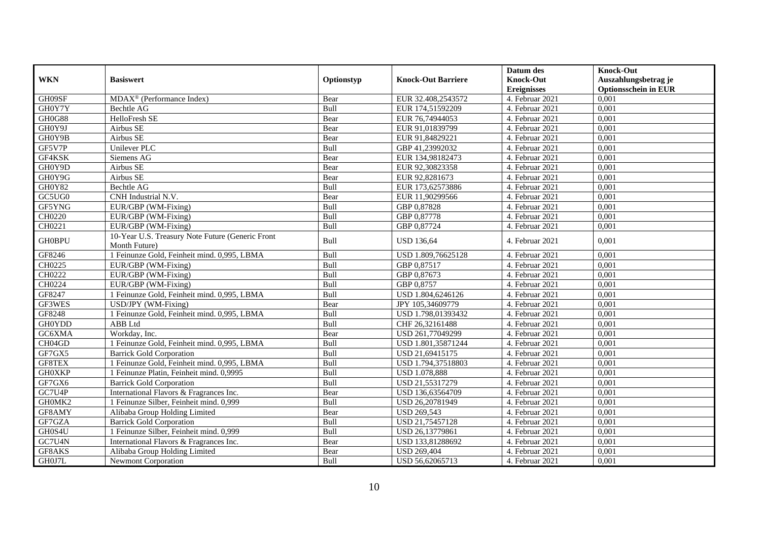| WKN | Basiswert | Optionstyp | Knock-Out Barriere | Datum des Knock-Out Ereignisses | Knock-Out Auszahlungsbetrag je Optionsschein in EUR |
|---|---|---|---|---|---|
| GH09SF | MDAX® (Performance Index) | Bear | EUR 32.408,2543572 | 4. Februar 2021 | 0,001 |
| GH0Y7Y | Bechtle AG | Bull | EUR 174,51592209 | 4. Februar 2021 | 0,001 |
| GH0G88 | HelloFresh SE | Bear | EUR 76,74944053 | 4. Februar 2021 | 0,001 |
| GH0Y9J | Airbus SE | Bear | EUR 91,01839799 | 4. Februar 2021 | 0,001 |
| GH0Y9B | Airbus SE | Bear | EUR 91,84829221 | 4. Februar 2021 | 0,001 |
| GF5V7P | Unilever PLC | Bull | GBP 41,23992032 | 4. Februar 2021 | 0,001 |
| GF4KSK | Siemens AG | Bear | EUR 134,98182473 | 4. Februar 2021 | 0,001 |
| GH0Y9D | Airbus SE | Bear | EUR 92,30823358 | 4. Februar 2021 | 0,001 |
| GH0Y9G | Airbus SE | Bear | EUR 92,8281673 | 4. Februar 2021 | 0,001 |
| GH0Y82 | Bechtle AG | Bull | EUR 173,62573886 | 4. Februar 2021 | 0,001 |
| GC5UG0 | CNH Industrial N.V. | Bear | EUR 11,90299566 | 4. Februar 2021 | 0,001 |
| GF5YNG | EUR/GBP (WM-Fixing) | Bull | GBP 0,87828 | 4. Februar 2021 | 0,001 |
| CH0220 | EUR/GBP (WM-Fixing) | Bull | GBP 0,87778 | 4. Februar 2021 | 0,001 |
| CH0221 | EUR/GBP (WM-Fixing) | Bull | GBP 0,87724 | 4. Februar 2021 | 0,001 |
| GH0BPU | 10-Year U.S. Treasury Note Future (Generic Front Month Future) | Bull | USD 136,64 | 4. Februar 2021 | 0,001 |
| GF8246 | 1 Feinunze Gold, Feinheit mind. 0,995, LBMA | Bull | USD 1.809,76625128 | 4. Februar 2021 | 0,001 |
| CH0225 | EUR/GBP (WM-Fixing) | Bull | GBP 0,87517 | 4. Februar 2021 | 0,001 |
| CH0222 | EUR/GBP (WM-Fixing) | Bull | GBP 0,87673 | 4. Februar 2021 | 0,001 |
| CH0224 | EUR/GBP (WM-Fixing) | Bull | GBP 0,8757 | 4. Februar 2021 | 0,001 |
| GF8247 | 1 Feinunze Gold, Feinheit mind. 0,995, LBMA | Bull | USD 1.804,6246126 | 4. Februar 2021 | 0,001 |
| GF3WES | USD/JPY (WM-Fixing) | Bear | JPY 105,34609779 | 4. Februar 2021 | 0,001 |
| GF8248 | 1 Feinunze Gold, Feinheit mind. 0,995, LBMA | Bull | USD 1.798,01393432 | 4. Februar 2021 | 0,001 |
| GH0YDD | ABB Ltd | Bull | CHF 26,32161488 | 4. Februar 2021 | 0,001 |
| GC6XMA | Workday, Inc. | Bear | USD 261,77049299 | 4. Februar 2021 | 0,001 |
| CH04GD | 1 Feinunze Gold, Feinheit mind. 0,995, LBMA | Bull | USD 1.801,35871244 | 4. Februar 2021 | 0,001 |
| GF7GX5 | Barrick Gold Corporation | Bull | USD 21,69415175 | 4. Februar 2021 | 0,001 |
| GF8TEX | 1 Feinunze Gold, Feinheit mind. 0,995, LBMA | Bull | USD 1.794,37518803 | 4. Februar 2021 | 0,001 |
| GH0XKP | 1 Feinunze Platin, Feinheit mind. 0,9995 | Bull | USD 1.078,888 | 4. Februar 2021 | 0,001 |
| GF7GX6 | Barrick Gold Corporation | Bull | USD 21,55317279 | 4. Februar 2021 | 0,001 |
| GC7U4P | International Flavors & Fragrances Inc. | Bear | USD 136,63564709 | 4. Februar 2021 | 0,001 |
| GH0MK2 | 1 Feinunze Silber, Feinheit mind. 0,999 | Bull | USD 26,20781949 | 4. Februar 2021 | 0,001 |
| GF8AMY | Alibaba Group Holding Limited | Bear | USD 269,543 | 4. Februar 2021 | 0,001 |
| GF7GZA | Barrick Gold Corporation | Bull | USD 21,75457128 | 4. Februar 2021 | 0,001 |
| GH0S4U | 1 Feinunze Silber, Feinheit mind. 0,999 | Bull | USD 26,13779861 | 4. Februar 2021 | 0,001 |
| GC7U4N | International Flavors & Fragrances Inc. | Bear | USD 133,81288692 | 4. Februar 2021 | 0,001 |
| GF8AKS | Alibaba Group Holding Limited | Bear | USD 269,404 | 4. Februar 2021 | 0,001 |
| GH0J7L | Newmont Corporation | Bull | USD 56,62065713 | 4. Februar 2021 | 0,001 |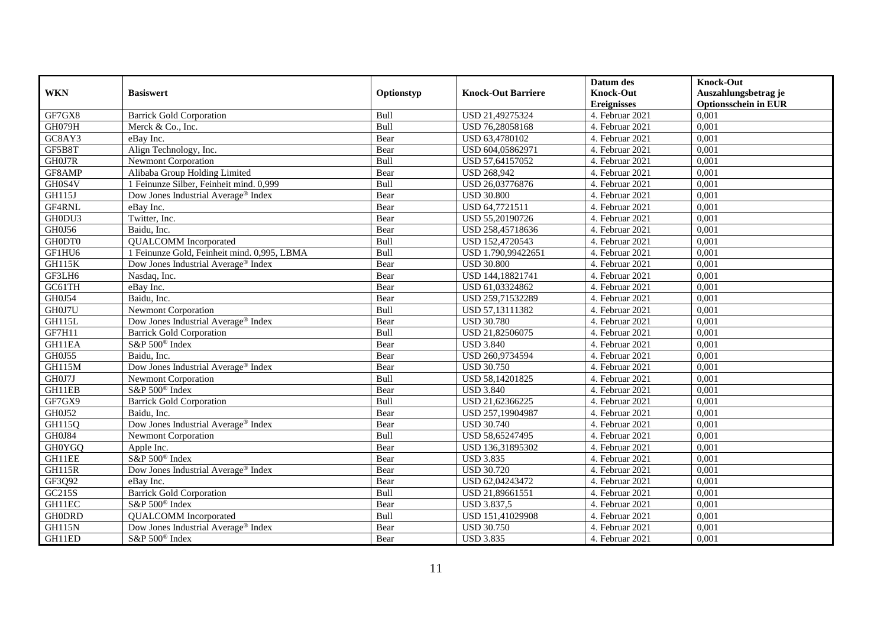| WKN | Basiswert | Optionstyp | Knock-Out Barriere | Datum des Knock-Out Ereignisses | Knock-Out Auszahlungsbetrag je Optionsschein in EUR |
|---|---|---|---|---|---|
| GF7GX8 | Barrick Gold Corporation | Bull | USD 21,49275324 | 4. Februar 2021 | 0,001 |
| GH079H | Merck & Co., Inc. | Bull | USD 76,28058168 | 4. Februar 2021 | 0,001 |
| GC8AY3 | eBay Inc. | Bear | USD 63,4780102 | 4. Februar 2021 | 0,001 |
| GF5B8T | Align Technology, Inc. | Bear | USD 604,05862971 | 4. Februar 2021 | 0,001 |
| GH0J7R | Newmont Corporation | Bull | USD 57,64157052 | 4. Februar 2021 | 0,001 |
| GF8AMP | Alibaba Group Holding Limited | Bear | USD 268,942 | 4. Februar 2021 | 0,001 |
| GH0S4V | 1 Feinunze Silber, Feinheit mind. 0,999 | Bull | USD 26,03776876 | 4. Februar 2021 | 0,001 |
| GH115J | Dow Jones Industrial Average® Index | Bear | USD 30.800 | 4. Februar 2021 | 0,001 |
| GF4RNL | eBay Inc. | Bear | USD 64,7721511 | 4. Februar 2021 | 0,001 |
| GH0DU3 | Twitter, Inc. | Bear | USD 55,20190726 | 4. Februar 2021 | 0,001 |
| GH0J56 | Baidu, Inc. | Bear | USD 258,45718636 | 4. Februar 2021 | 0,001 |
| GH0DT0 | QUALCOMM Incorporated | Bull | USD 152,4720543 | 4. Februar 2021 | 0,001 |
| GF1HU6 | 1 Feinunze Gold, Feinheit mind. 0,995, LBMA | Bull | USD 1.790,99422651 | 4. Februar 2021 | 0,001 |
| GH115K | Dow Jones Industrial Average® Index | Bear | USD 30.800 | 4. Februar 2021 | 0,001 |
| GF3LH6 | Nasdaq, Inc. | Bear | USD 144,18821741 | 4. Februar 2021 | 0,001 |
| GC61TH | eBay Inc. | Bear | USD 61,03324862 | 4. Februar 2021 | 0,001 |
| GH0J54 | Baidu, Inc. | Bear | USD 259,71532289 | 4. Februar 2021 | 0,001 |
| GH0J7U | Newmont Corporation | Bull | USD 57,13111382 | 4. Februar 2021 | 0,001 |
| GH115L | Dow Jones Industrial Average® Index | Bear | USD 30.780 | 4. Februar 2021 | 0,001 |
| GF7H11 | Barrick Gold Corporation | Bull | USD 21,82506075 | 4. Februar 2021 | 0,001 |
| GH11EA | S&P 500® Index | Bear | USD 3.840 | 4. Februar 2021 | 0,001 |
| GH0J55 | Baidu, Inc. | Bear | USD 260,9734594 | 4. Februar 2021 | 0,001 |
| GH115M | Dow Jones Industrial Average® Index | Bear | USD 30.750 | 4. Februar 2021 | 0,001 |
| GH0J7J | Newmont Corporation | Bull | USD 58,14201825 | 4. Februar 2021 | 0,001 |
| GH11EB | S&P 500® Index | Bear | USD 3.840 | 4. Februar 2021 | 0,001 |
| GF7GX9 | Barrick Gold Corporation | Bull | USD 21,62366225 | 4. Februar 2021 | 0,001 |
| GH0J52 | Baidu, Inc. | Bear | USD 257,19904987 | 4. Februar 2021 | 0,001 |
| GH115Q | Dow Jones Industrial Average® Index | Bear | USD 30.740 | 4. Februar 2021 | 0,001 |
| GH0J84 | Newmont Corporation | Bull | USD 58,65247495 | 4. Februar 2021 | 0,001 |
| GH0YGQ | Apple Inc. | Bear | USD 136,31895302 | 4. Februar 2021 | 0,001 |
| GH11EE | S&P 500® Index | Bear | USD 3.835 | 4. Februar 2021 | 0,001 |
| GH115R | Dow Jones Industrial Average® Index | Bear | USD 30.720 | 4. Februar 2021 | 0,001 |
| GF3Q92 | eBay Inc. | Bear | USD 62,04243472 | 4. Februar 2021 | 0,001 |
| GC215S | Barrick Gold Corporation | Bull | USD 21,89661551 | 4. Februar 2021 | 0,001 |
| GH11EC | S&P 500® Index | Bear | USD 3.837,5 | 4. Februar 2021 | 0,001 |
| GH0DRD | QUALCOMM Incorporated | Bull | USD 151,41029908 | 4. Februar 2021 | 0,001 |
| GH115N | Dow Jones Industrial Average® Index | Bear | USD 30.750 | 4. Februar 2021 | 0,001 |
| GH11ED | S&P 500® Index | Bear | USD 3.835 | 4. Februar 2021 | 0,001 |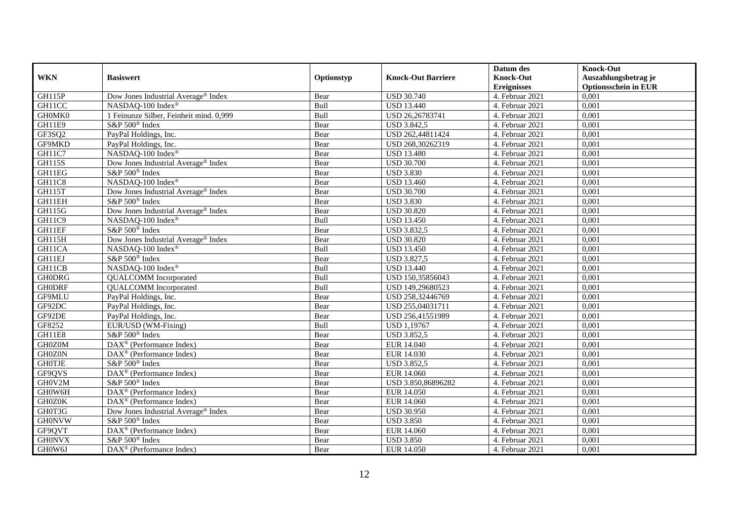| WKN | Basiswert | Optionstyp | Knock-Out Barriere | Datum des Knock-Out Ereignisses | Knock-Out Auszahlungsbetrag je Optionsschein in EUR |
|---|---|---|---|---|---|
| GH115P | Dow Jones Industrial Average® Index | Bear | USD 30.740 | 4. Februar 2021 | 0,001 |
| GH11CC | NASDAQ-100 Index® | Bull | USD 13.440 | 4. Februar 2021 | 0,001 |
| GH0MK0 | 1 Feinunze Silber, Feinheit mind. 0,999 | Bull | USD 26,26783741 | 4. Februar 2021 | 0,001 |
| GH11E9 | S&P 500® Index | Bear | USD 3.842,5 | 4. Februar 2021 | 0,001 |
| GF3SQ2 | PayPal Holdings, Inc. | Bear | USD 262,44811424 | 4. Februar 2021 | 0,001 |
| GF9MKD | PayPal Holdings, Inc. | Bear | USD 268,30262319 | 4. Februar 2021 | 0,001 |
| GH11C7 | NASDAQ-100 Index® | Bear | USD 13.480 | 4. Februar 2021 | 0,001 |
| GH115S | Dow Jones Industrial Average® Index | Bear | USD 30.700 | 4. Februar 2021 | 0,001 |
| GH11EG | S&P 500® Index | Bear | USD 3.830 | 4. Februar 2021 | 0,001 |
| GH11C8 | NASDAQ-100 Index® | Bear | USD 13.460 | 4. Februar 2021 | 0,001 |
| GH115T | Dow Jones Industrial Average® Index | Bear | USD 30.700 | 4. Februar 2021 | 0,001 |
| GH11EH | S&P 500® Index | Bear | USD 3.830 | 4. Februar 2021 | 0,001 |
| GH115G | Dow Jones Industrial Average® Index | Bear | USD 30.820 | 4. Februar 2021 | 0,001 |
| GH11C9 | NASDAQ-100 Index® | Bull | USD 13.450 | 4. Februar 2021 | 0,001 |
| GH11EF | S&P 500® Index | Bear | USD 3.832,5 | 4. Februar 2021 | 0,001 |
| GH115H | Dow Jones Industrial Average® Index | Bear | USD 30.820 | 4. Februar 2021 | 0,001 |
| GH11CA | NASDAQ-100 Index® | Bull | USD 13.450 | 4. Februar 2021 | 0,001 |
| GH11EJ | S&P 500® Index | Bear | USD 3.827,5 | 4. Februar 2021 | 0,001 |
| GH11CB | NASDAQ-100 Index® | Bull | USD 13.440 | 4. Februar 2021 | 0,001 |
| GH0DRG | QUALCOMM Incorporated | Bull | USD 150,35856043 | 4. Februar 2021 | 0,001 |
| GH0DRF | QUALCOMM Incorporated | Bull | USD 149,29680523 | 4. Februar 2021 | 0,001 |
| GF9MLU | PayPal Holdings, Inc. | Bear | USD 258,32446769 | 4. Februar 2021 | 0,001 |
| GF92DC | PayPal Holdings, Inc. | Bear | USD 255,04031711 | 4. Februar 2021 | 0,001 |
| GF92DE | PayPal Holdings, Inc. | Bear | USD 256,41551989 | 4. Februar 2021 | 0,001 |
| GF8252 | EUR/USD (WM-Fixing) | Bull | USD 1,19767 | 4. Februar 2021 | 0,001 |
| GH11E8 | S&P 500® Index | Bear | USD 3.852,5 | 4. Februar 2021 | 0,001 |
| GH0Z0M | DAX® (Performance Index) | Bear | EUR 14.040 | 4. Februar 2021 | 0,001 |
| GH0Z0N | DAX® (Performance Index) | Bear | EUR 14.030 | 4. Februar 2021 | 0,001 |
| GH0TJE | S&P 500® Index | Bear | USD 3.852,5 | 4. Februar 2021 | 0,001 |
| GF9QVS | DAX® (Performance Index) | Bear | EUR 14.060 | 4. Februar 2021 | 0,001 |
| GH0V2M | S&P 500® Index | Bear | USD 3.850,86896282 | 4. Februar 2021 | 0,001 |
| GH0W6H | DAX® (Performance Index) | Bear | EUR 14.050 | 4. Februar 2021 | 0,001 |
| GH0Z0K | DAX® (Performance Index) | Bear | EUR 14.060 | 4. Februar 2021 | 0,001 |
| GH0T3G | Dow Jones Industrial Average® Index | Bear | USD 30.950 | 4. Februar 2021 | 0,001 |
| GH0NVW | S&P 500® Index | Bear | USD 3.850 | 4. Februar 2021 | 0,001 |
| GF9QVT | DAX® (Performance Index) | Bear | EUR 14.060 | 4. Februar 2021 | 0,001 |
| GH0NVX | S&P 500® Index | Bear | USD 3.850 | 4. Februar 2021 | 0,001 |
| GH0W6J | DAX® (Performance Index) | Bear | EUR 14.050 | 4. Februar 2021 | 0,001 |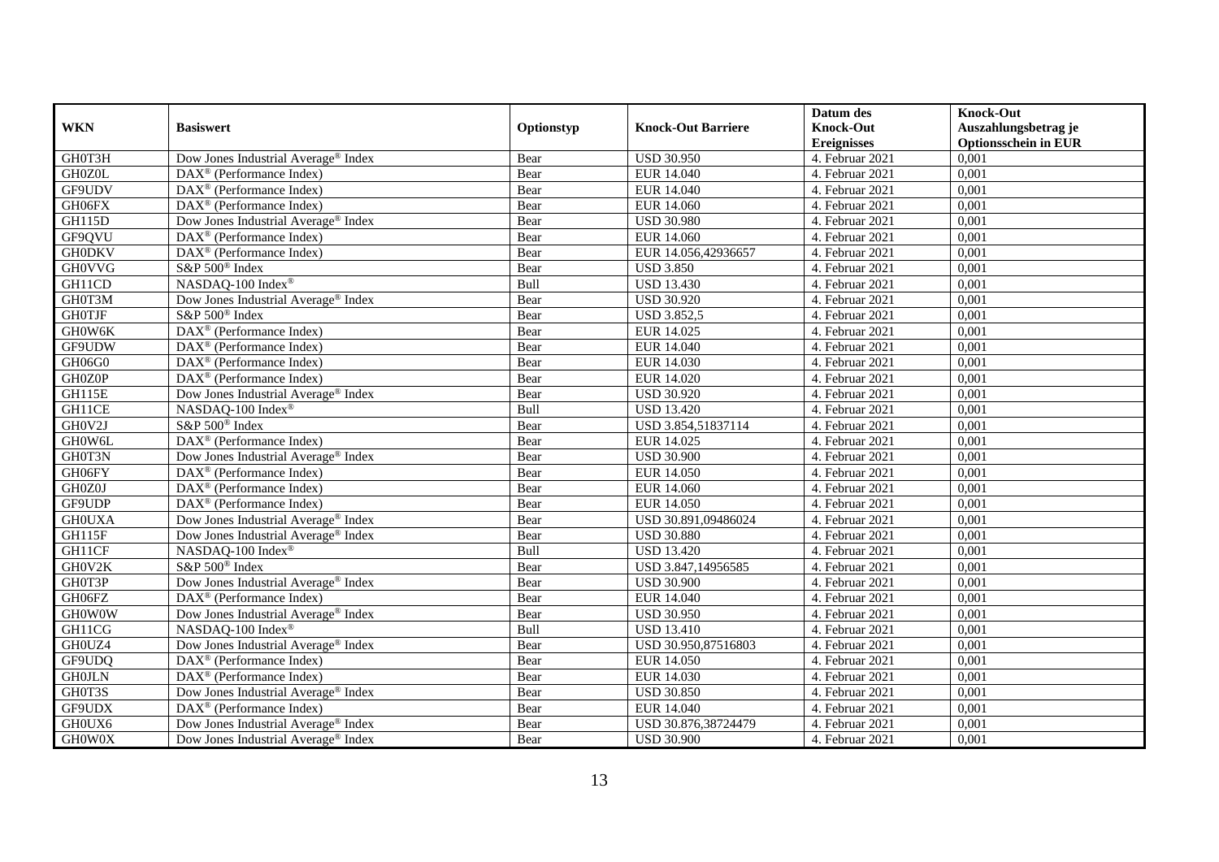| WKN | Basiswert | Optionstyp | Knock-Out Barriere | Datum des Knock-Out Ereignisses | Knock-Out Auszahlungsbetrag je Optionsschein in EUR |
|---|---|---|---|---|---|
| GH0T3H | Dow Jones Industrial Average® Index | Bear | USD 30.950 | 4. Februar 2021 | 0,001 |
| GH0Z0L | DAX® (Performance Index) | Bear | EUR 14.040 | 4. Februar 2021 | 0,001 |
| GF9UDV | DAX® (Performance Index) | Bear | EUR 14.040 | 4. Februar 2021 | 0,001 |
| GH06FX | DAX® (Performance Index) | Bear | EUR 14.060 | 4. Februar 2021 | 0,001 |
| GH115D | Dow Jones Industrial Average® Index | Bear | USD 30.980 | 4. Februar 2021 | 0,001 |
| GF9QVU | DAX® (Performance Index) | Bear | EUR 14.060 | 4. Februar 2021 | 0,001 |
| GH0DKV | DAX® (Performance Index) | Bear | EUR 14.056,42936657 | 4. Februar 2021 | 0,001 |
| GH0VVG | S&P 500® Index | Bear | USD 3.850 | 4. Februar 2021 | 0,001 |
| GH11CD | NASDAQ-100 Index® | Bull | USD 13.430 | 4. Februar 2021 | 0,001 |
| GH0T3M | Dow Jones Industrial Average® Index | Bear | USD 30.920 | 4. Februar 2021 | 0,001 |
| GH0TJF | S&P 500® Index | Bear | USD 3.852,5 | 4. Februar 2021 | 0,001 |
| GH0W6K | DAX® (Performance Index) | Bear | EUR 14.025 | 4. Februar 2021 | 0,001 |
| GF9UDW | DAX® (Performance Index) | Bear | EUR 14.040 | 4. Februar 2021 | 0,001 |
| GH06G0 | DAX® (Performance Index) | Bear | EUR 14.030 | 4. Februar 2021 | 0,001 |
| GH0Z0P | DAX® (Performance Index) | Bear | EUR 14.020 | 4. Februar 2021 | 0,001 |
| GH115E | Dow Jones Industrial Average® Index | Bear | USD 30.920 | 4. Februar 2021 | 0,001 |
| GH11CE | NASDAQ-100 Index® | Bull | USD 13.420 | 4. Februar 2021 | 0,001 |
| GH0V2J | S&P 500® Index | Bear | USD 3.854,51837114 | 4. Februar 2021 | 0,001 |
| GH0W6L | DAX® (Performance Index) | Bear | EUR 14.025 | 4. Februar 2021 | 0,001 |
| GH0T3N | Dow Jones Industrial Average® Index | Bear | USD 30.900 | 4. Februar 2021 | 0,001 |
| GH06FY | DAX® (Performance Index) | Bear | EUR 14.050 | 4. Februar 2021 | 0,001 |
| GH0Z0J | DAX® (Performance Index) | Bear | EUR 14.060 | 4. Februar 2021 | 0,001 |
| GF9UDP | DAX® (Performance Index) | Bear | EUR 14.050 | 4. Februar 2021 | 0,001 |
| GH0UXA | Dow Jones Industrial Average® Index | Bear | USD 30.891,09486024 | 4. Februar 2021 | 0,001 |
| GH115F | Dow Jones Industrial Average® Index | Bear | USD 30.880 | 4. Februar 2021 | 0,001 |
| GH11CF | NASDAQ-100 Index® | Bull | USD 13.420 | 4. Februar 2021 | 0,001 |
| GH0V2K | S&P 500® Index | Bear | USD 3.847,14956585 | 4. Februar 2021 | 0,001 |
| GH0T3P | Dow Jones Industrial Average® Index | Bear | USD 30.900 | 4. Februar 2021 | 0,001 |
| GH06FZ | DAX® (Performance Index) | Bear | EUR 14.040 | 4. Februar 2021 | 0,001 |
| GH0W0W | Dow Jones Industrial Average® Index | Bear | USD 30.950 | 4. Februar 2021 | 0,001 |
| GH11CG | NASDAQ-100 Index® | Bull | USD 13.410 | 4. Februar 2021 | 0,001 |
| GH0UZ4 | Dow Jones Industrial Average® Index | Bear | USD 30.950,87516803 | 4. Februar 2021 | 0,001 |
| GF9UDQ | DAX® (Performance Index) | Bear | EUR 14.050 | 4. Februar 2021 | 0,001 |
| GH0JLN | DAX® (Performance Index) | Bear | EUR 14.030 | 4. Februar 2021 | 0,001 |
| GH0T3S | Dow Jones Industrial Average® Index | Bear | USD 30.850 | 4. Februar 2021 | 0,001 |
| GF9UDX | DAX® (Performance Index) | Bear | EUR 14.040 | 4. Februar 2021 | 0,001 |
| GH0UX6 | Dow Jones Industrial Average® Index | Bear | USD 30.876,38724479 | 4. Februar 2021 | 0,001 |
| GH0W0X | Dow Jones Industrial Average® Index | Bear | USD 30.900 | 4. Februar 2021 | 0,001 |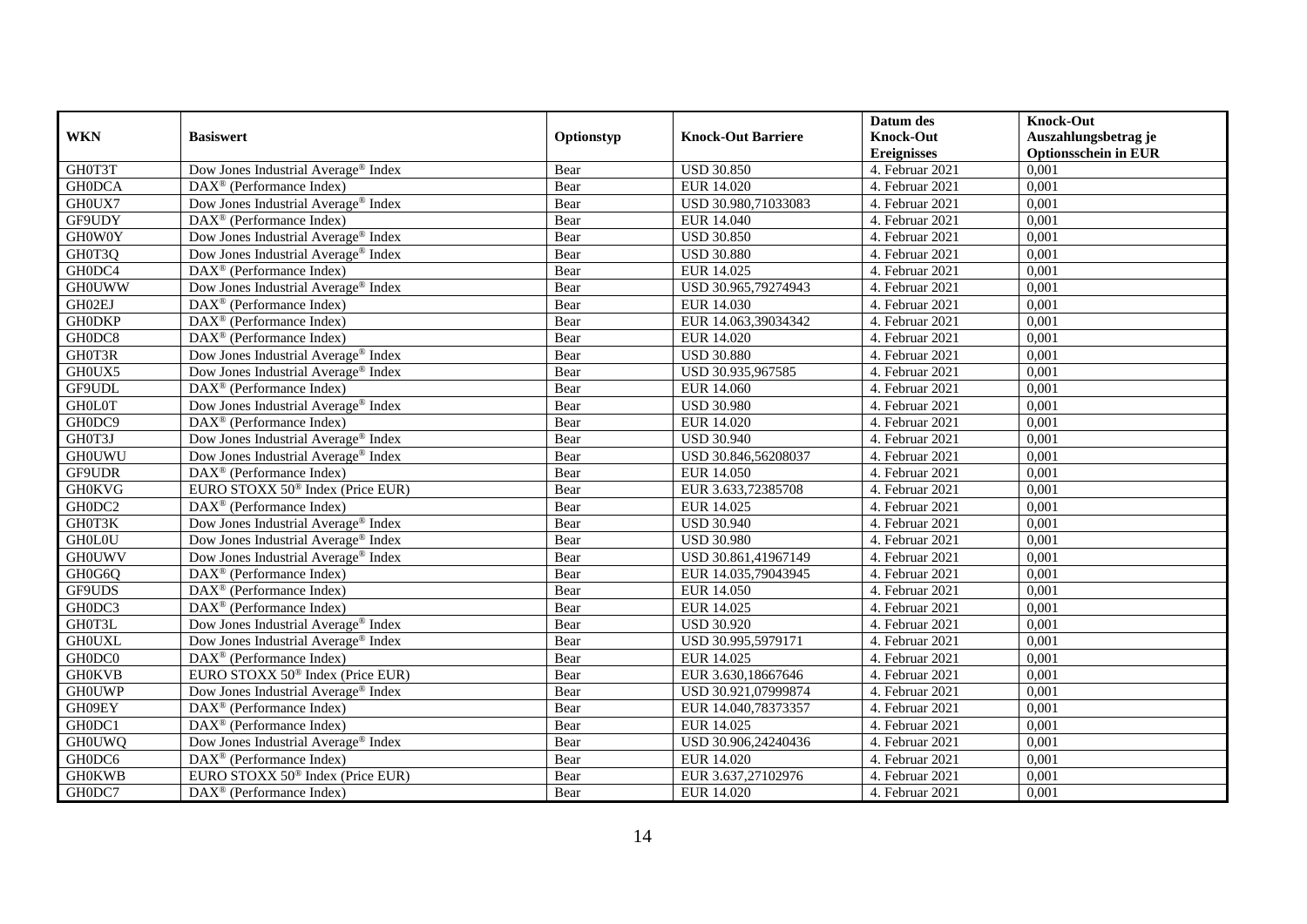| WKN | Basiswert | Optionstyp | Knock-Out Barriere | Datum des Knock-Out Ereignisses | Knock-Out Auszahlungsbetrag je Optionsschein in EUR |
|---|---|---|---|---|---|
| GH0T3T | Dow Jones Industrial Average® Index | Bear | USD 30.850 | 4. Februar 2021 | 0,001 |
| GH0DCA | DAX® (Performance Index) | Bear | EUR 14.020 | 4. Februar 2021 | 0,001 |
| GH0UX7 | Dow Jones Industrial Average® Index | Bear | USD 30.980,71033083 | 4. Februar 2021 | 0,001 |
| GF9UDY | DAX® (Performance Index) | Bear | EUR 14.040 | 4. Februar 2021 | 0,001 |
| GH0W0Y | Dow Jones Industrial Average® Index | Bear | USD 30.850 | 4. Februar 2021 | 0,001 |
| GH0T3Q | Dow Jones Industrial Average® Index | Bear | USD 30.880 | 4. Februar 2021 | 0,001 |
| GH0DC4 | DAX® (Performance Index) | Bear | EUR 14.025 | 4. Februar 2021 | 0,001 |
| GH0UWW | Dow Jones Industrial Average® Index | Bear | USD 30.965,79274943 | 4. Februar 2021 | 0,001 |
| GH02EJ | DAX® (Performance Index) | Bear | EUR 14.030 | 4. Februar 2021 | 0,001 |
| GH0DKP | DAX® (Performance Index) | Bear | EUR 14.063,39034342 | 4. Februar 2021 | 0,001 |
| GH0DC8 | DAX® (Performance Index) | Bear | EUR 14.020 | 4. Februar 2021 | 0,001 |
| GH0T3R | Dow Jones Industrial Average® Index | Bear | USD 30.880 | 4. Februar 2021 | 0,001 |
| GH0UX5 | Dow Jones Industrial Average® Index | Bear | USD 30.935,967585 | 4. Februar 2021 | 0,001 |
| GF9UDL | DAX® (Performance Index) | Bear | EUR 14.060 | 4. Februar 2021 | 0,001 |
| GH0L0T | Dow Jones Industrial Average® Index | Bear | USD 30.980 | 4. Februar 2021 | 0,001 |
| GH0DC9 | DAX® (Performance Index) | Bear | EUR 14.020 | 4. Februar 2021 | 0,001 |
| GH0T3J | Dow Jones Industrial Average® Index | Bear | USD 30.940 | 4. Februar 2021 | 0,001 |
| GH0UWU | Dow Jones Industrial Average® Index | Bear | USD 30.846,56208037 | 4. Februar 2021 | 0,001 |
| GF9UDR | DAX® (Performance Index) | Bear | EUR 14.050 | 4. Februar 2021 | 0,001 |
| GH0KVG | EURO STOXX 50® Index (Price EUR) | Bear | EUR 3.633,72385708 | 4. Februar 2021 | 0,001 |
| GH0DC2 | DAX® (Performance Index) | Bear | EUR 14.025 | 4. Februar 2021 | 0,001 |
| GH0T3K | Dow Jones Industrial Average® Index | Bear | USD 30.940 | 4. Februar 2021 | 0,001 |
| GH0L0U | Dow Jones Industrial Average® Index | Bear | USD 30.980 | 4. Februar 2021 | 0,001 |
| GH0UWV | Dow Jones Industrial Average® Index | Bear | USD 30.861,41967149 | 4. Februar 2021 | 0,001 |
| GH0G6Q | DAX® (Performance Index) | Bear | EUR 14.035,79043945 | 4. Februar 2021 | 0,001 |
| GF9UDS | DAX® (Performance Index) | Bear | EUR 14.050 | 4. Februar 2021 | 0,001 |
| GH0DC3 | DAX® (Performance Index) | Bear | EUR 14.025 | 4. Februar 2021 | 0,001 |
| GH0T3L | Dow Jones Industrial Average® Index | Bear | USD 30.920 | 4. Februar 2021 | 0,001 |
| GH0UXL | Dow Jones Industrial Average® Index | Bear | USD 30.995,5979171 | 4. Februar 2021 | 0,001 |
| GH0DC0 | DAX® (Performance Index) | Bear | EUR 14.025 | 4. Februar 2021 | 0,001 |
| GH0KVB | EURO STOXX 50® Index (Price EUR) | Bear | EUR 3.630,18667646 | 4. Februar 2021 | 0,001 |
| GH0UWP | Dow Jones Industrial Average® Index | Bear | USD 30.921,07999874 | 4. Februar 2021 | 0,001 |
| GH09EY | DAX® (Performance Index) | Bear | EUR 14.040,78373357 | 4. Februar 2021 | 0,001 |
| GH0DC1 | DAX® (Performance Index) | Bear | EUR 14.025 | 4. Februar 2021 | 0,001 |
| GH0UWQ | Dow Jones Industrial Average® Index | Bear | USD 30.906,24240436 | 4. Februar 2021 | 0,001 |
| GH0DC6 | DAX® (Performance Index) | Bear | EUR 14.020 | 4. Februar 2021 | 0,001 |
| GH0KWB | EURO STOXX 50® Index (Price EUR) | Bear | EUR 3.637,27102976 | 4. Februar 2021 | 0,001 |
| GH0DC7 | DAX® (Performance Index) | Bear | EUR 14.020 | 4. Februar 2021 | 0,001 |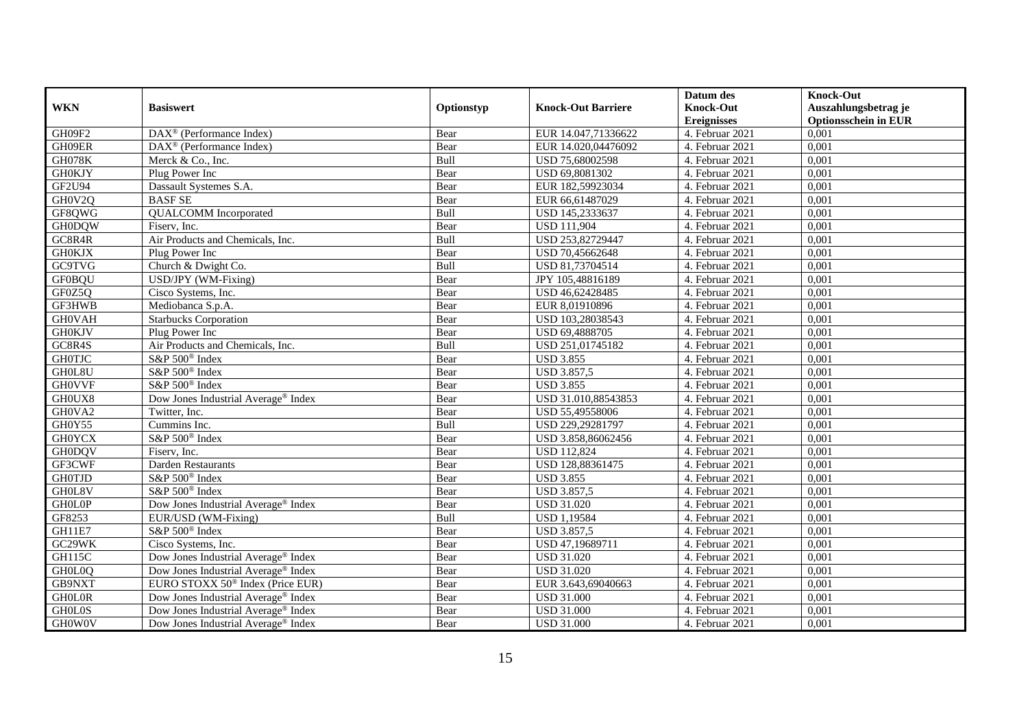| WKN | Basiswert | Optionstyp | Knock-Out Barriere | Datum des Knock-Out Ereignisses | Knock-Out Auszahlungsbetrag je Optionsschein in EUR |
|---|---|---|---|---|---|
| GH09F2 | DAX® (Performance Index) | Bear | EUR 14.047,71336622 | 4. Februar 2021 | 0,001 |
| GH09ER | DAX® (Performance Index) | Bear | EUR 14.020,04476092 | 4. Februar 2021 | 0,001 |
| GH078K | Merck & Co., Inc. | Bull | USD 75,68002598 | 4. Februar 2021 | 0,001 |
| GH0KJY | Plug Power Inc | Bear | USD 69,8081302 | 4. Februar 2021 | 0,001 |
| GF2U94 | Dassault Systemes S.A. | Bear | EUR 182,59923034 | 4. Februar 2021 | 0,001 |
| GH0V2Q | BASF SE | Bear | EUR 66,61487029 | 4. Februar 2021 | 0,001 |
| GF8QWG | QUALCOMM Incorporated | Bull | USD 145,2333637 | 4. Februar 2021 | 0,001 |
| GH0DQW | Fiserv, Inc. | Bear | USD 111,904 | 4. Februar 2021 | 0,001 |
| GC8R4R | Air Products and Chemicals, Inc. | Bull | USD 253,82729447 | 4. Februar 2021 | 0,001 |
| GH0KJX | Plug Power Inc | Bear | USD 70,45662648 | 4. Februar 2021 | 0,001 |
| GC9TVG | Church & Dwight Co. | Bull | USD 81,73704514 | 4. Februar 2021 | 0,001 |
| GF0BQU | USD/JPY (WM-Fixing) | Bear | JPY 105,48816189 | 4. Februar 2021 | 0,001 |
| GF0Z5Q | Cisco Systems, Inc. | Bear | USD 46,62428485 | 4. Februar 2021 | 0,001 |
| GF3HWB | Mediobanca S.p.A. | Bear | EUR 8,01910896 | 4. Februar 2021 | 0,001 |
| GH0VAH | Starbucks Corporation | Bear | USD 103,28038543 | 4. Februar 2021 | 0,001 |
| GH0KJV | Plug Power Inc | Bear | USD 69,4888705 | 4. Februar 2021 | 0,001 |
| GC8R4S | Air Products and Chemicals, Inc. | Bull | USD 251,01745182 | 4. Februar 2021 | 0,001 |
| GH0TJC | S&P 500® Index | Bear | USD 3.855 | 4. Februar 2021 | 0,001 |
| GH0L8U | S&P 500® Index | Bear | USD 3.857,5 | 4. Februar 2021 | 0,001 |
| GH0VVF | S&P 500® Index | Bear | USD 3.855 | 4. Februar 2021 | 0,001 |
| GH0UX8 | Dow Jones Industrial Average® Index | Bear | USD 31.010,88543853 | 4. Februar 2021 | 0,001 |
| GH0VA2 | Twitter, Inc. | Bear | USD 55,49558006 | 4. Februar 2021 | 0,001 |
| GH0Y55 | Cummins Inc. | Bull | USD 229,29281797 | 4. Februar 2021 | 0,001 |
| GH0YCX | S&P 500® Index | Bear | USD 3.858,86062456 | 4. Februar 2021 | 0,001 |
| GH0DQV | Fiserv, Inc. | Bear | USD 112,824 | 4. Februar 2021 | 0,001 |
| GF3CWF | Darden Restaurants | Bear | USD 128,88361475 | 4. Februar 2021 | 0,001 |
| GH0TJD | S&P 500® Index | Bear | USD 3.855 | 4. Februar 2021 | 0,001 |
| GH0L8V | S&P 500® Index | Bear | USD 3.857,5 | 4. Februar 2021 | 0,001 |
| GH0L0P | Dow Jones Industrial Average® Index | Bear | USD 31.020 | 4. Februar 2021 | 0,001 |
| GF8253 | EUR/USD (WM-Fixing) | Bull | USD 1,19584 | 4. Februar 2021 | 0,001 |
| GH11E7 | S&P 500® Index | Bear | USD 3.857,5 | 4. Februar 2021 | 0,001 |
| GC29WK | Cisco Systems, Inc. | Bear | USD 47,19689711 | 4. Februar 2021 | 0,001 |
| GH115C | Dow Jones Industrial Average® Index | Bear | USD 31.020 | 4. Februar 2021 | 0,001 |
| GH0L0Q | Dow Jones Industrial Average® Index | Bear | USD 31.020 | 4. Februar 2021 | 0,001 |
| GB9NXT | EURO STOXX 50® Index (Price EUR) | Bear | EUR 3.643,69040663 | 4. Februar 2021 | 0,001 |
| GH0L0R | Dow Jones Industrial Average® Index | Bear | USD 31.000 | 4. Februar 2021 | 0,001 |
| GH0L0S | Dow Jones Industrial Average® Index | Bear | USD 31.000 | 4. Februar 2021 | 0,001 |
| GH0W0V | Dow Jones Industrial Average® Index | Bear | USD 31.000 | 4. Februar 2021 | 0,001 |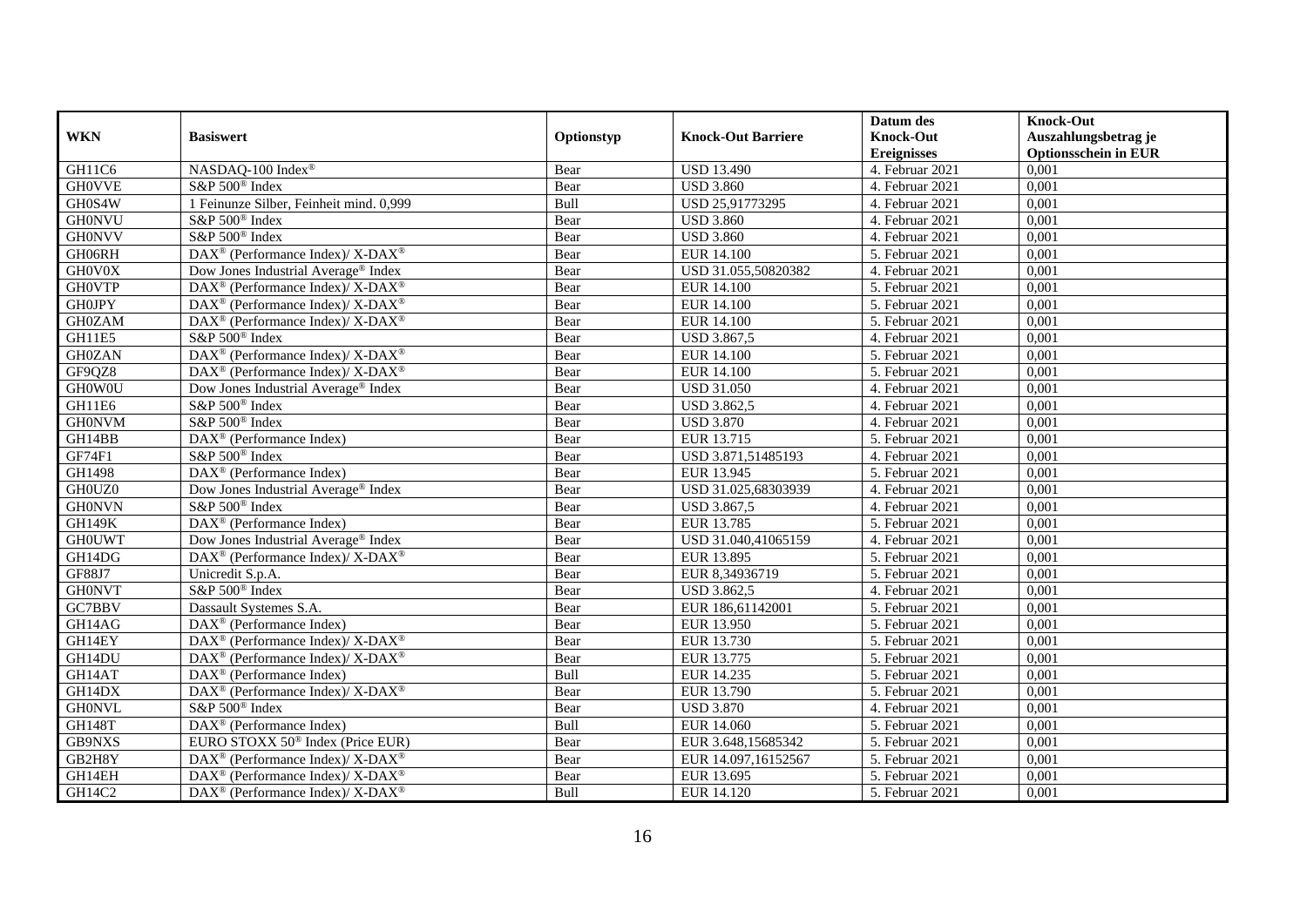| WKN | Basiswert | Optionstyp | Knock-Out Barriere | Datum des Knock-Out Ereignisses | Knock-Out Auszahlungsbetrag je Optionsschein in EUR |
|---|---|---|---|---|---|
| GH11C6 | NASDAQ-100 Index® | Bear | USD 13.490 | 4. Februar 2021 | 0,001 |
| GH0VVE | S&P 500® Index | Bear | USD 3.860 | 4. Februar 2021 | 0,001 |
| GH0S4W | 1 Feinunze Silber, Feinheit mind. 0,999 | Bull | USD 25,91773295 | 4. Februar 2021 | 0,001 |
| GH0NVU | S&P 500® Index | Bear | USD 3.860 | 4. Februar 2021 | 0,001 |
| GH0NVV | S&P 500® Index | Bear | USD 3.860 | 4. Februar 2021 | 0,001 |
| GH06RH | DAX® (Performance Index)/ X-DAX® | Bear | EUR 14.100 | 5. Februar 2021 | 0,001 |
| GH0V0X | Dow Jones Industrial Average® Index | Bear | USD 31.055,50820382 | 4. Februar 2021 | 0,001 |
| GH0VTP | DAX® (Performance Index)/ X-DAX® | Bear | EUR 14.100 | 5. Februar 2021 | 0,001 |
| GH0JPY | DAX® (Performance Index)/ X-DAX® | Bear | EUR 14.100 | 5. Februar 2021 | 0,001 |
| GH0ZAM | DAX® (Performance Index)/ X-DAX® | Bear | EUR 14.100 | 5. Februar 2021 | 0,001 |
| GH11E5 | S&P 500® Index | Bear | USD 3.867,5 | 4. Februar 2021 | 0,001 |
| GH0ZAN | DAX® (Performance Index)/ X-DAX® | Bear | EUR 14.100 | 5. Februar 2021 | 0,001 |
| GF9QZ8 | DAX® (Performance Index)/ X-DAX® | Bear | EUR 14.100 | 5. Februar 2021 | 0,001 |
| GH0W0U | Dow Jones Industrial Average® Index | Bear | USD 31.050 | 4. Februar 2021 | 0,001 |
| GH11E6 | S&P 500® Index | Bear | USD 3.862,5 | 4. Februar 2021 | 0,001 |
| GH0NVM | S&P 500® Index | Bear | USD 3.870 | 4. Februar 2021 | 0,001 |
| GH14BB | DAX® (Performance Index) | Bear | EUR 13.715 | 5. Februar 2021 | 0,001 |
| GF74F1 | S&P 500® Index | Bear | USD 3.871,51485193 | 4. Februar 2021 | 0,001 |
| GH1498 | DAX® (Performance Index) | Bear | EUR 13.945 | 5. Februar 2021 | 0,001 |
| GH0UZ0 | Dow Jones Industrial Average® Index | Bear | USD 31.025,68303939 | 4. Februar 2021 | 0,001 |
| GH0NVN | S&P 500® Index | Bear | USD 3.867,5 | 4. Februar 2021 | 0,001 |
| GH149K | DAX® (Performance Index) | Bear | EUR 13.785 | 5. Februar 2021 | 0,001 |
| GH0UWT | Dow Jones Industrial Average® Index | Bear | USD 31.040,41065159 | 4. Februar 2021 | 0,001 |
| GH14DG | DAX® (Performance Index)/ X-DAX® | Bear | EUR 13.895 | 5. Februar 2021 | 0,001 |
| GF88J7 | Unicredit S.p.A. | Bear | EUR 8,34936719 | 5. Februar 2021 | 0,001 |
| GH0NVT | S&P 500® Index | Bear | USD 3.862,5 | 4. Februar 2021 | 0,001 |
| GC7BBV | Dassault Systemes S.A. | Bear | EUR 186,61142001 | 5. Februar 2021 | 0,001 |
| GH14AG | DAX® (Performance Index) | Bear | EUR 13.950 | 5. Februar 2021 | 0,001 |
| GH14EY | DAX® (Performance Index)/ X-DAX® | Bear | EUR 13.730 | 5. Februar 2021 | 0,001 |
| GH14DU | DAX® (Performance Index)/ X-DAX® | Bear | EUR 13.775 | 5. Februar 2021 | 0,001 |
| GH14AT | DAX® (Performance Index) | Bull | EUR 14.235 | 5. Februar 2021 | 0,001 |
| GH14DX | DAX® (Performance Index)/ X-DAX® | Bear | EUR 13.790 | 5. Februar 2021 | 0,001 |
| GH0NVL | S&P 500® Index | Bear | USD 3.870 | 4. Februar 2021 | 0,001 |
| GH148T | DAX® (Performance Index) | Bull | EUR 14.060 | 5. Februar 2021 | 0,001 |
| GB9NXS | EURO STOXX 50® Index (Price EUR) | Bear | EUR 3.648,15685342 | 5. Februar 2021 | 0,001 |
| GB2H8Y | DAX® (Performance Index)/ X-DAX® | Bear | EUR 14.097,16152567 | 5. Februar 2021 | 0,001 |
| GH14EH | DAX® (Performance Index)/ X-DAX® | Bear | EUR 13.695 | 5. Februar 2021 | 0,001 |
| GH14C2 | DAX® (Performance Index)/ X-DAX® | Bull | EUR 14.120 | 5. Februar 2021 | 0,001 |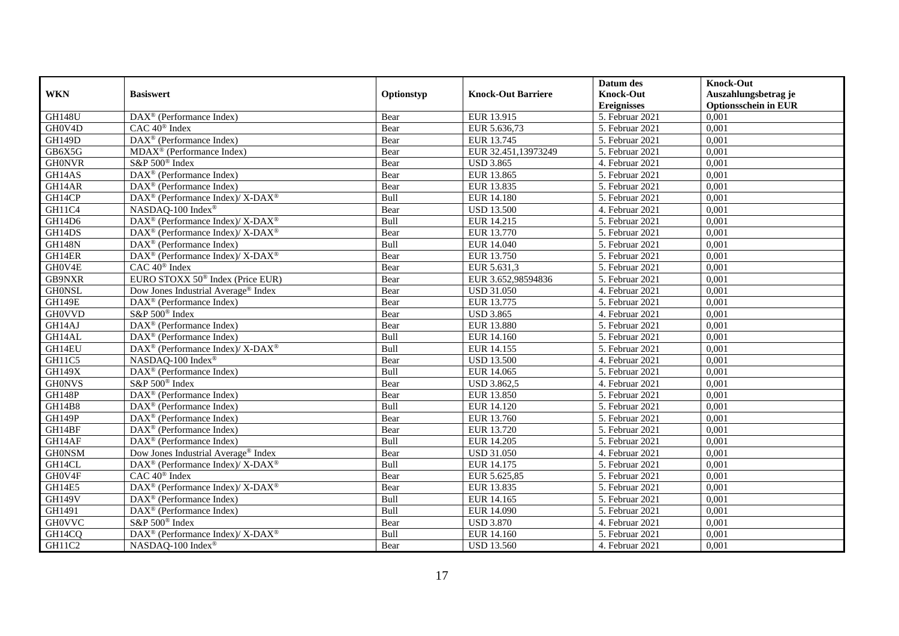| WKN | Basiswert | Optionstyp | Knock-Out Barriere | Datum des Knock-Out Ereignisses | Knock-Out Auszahlungsbetrag je Optionsschein in EUR |
|---|---|---|---|---|---|
| GH148U | DAX® (Performance Index) | Bear | EUR 13.915 | 5. Februar 2021 | 0,001 |
| GH0V4D | CAC 40® Index | Bear | EUR 5.636,73 | 5. Februar 2021 | 0,001 |
| GH149D | DAX® (Performance Index) | Bear | EUR 13.745 | 5. Februar 2021 | 0,001 |
| GB6X5G | MDAX® (Performance Index) | Bear | EUR 32.451,13973249 | 5. Februar 2021 | 0,001 |
| GH0NVR | S&P 500® Index | Bear | USD 3.865 | 4. Februar 2021 | 0,001 |
| GH14AS | DAX® (Performance Index) | Bear | EUR 13.865 | 5. Februar 2021 | 0,001 |
| GH14AR | DAX® (Performance Index) | Bear | EUR 13.835 | 5. Februar 2021 | 0,001 |
| GH14CP | DAX® (Performance Index)/ X-DAX® | Bull | EUR 14.180 | 5. Februar 2021 | 0,001 |
| GH11C4 | NASDAQ-100 Index® | Bear | USD 13.500 | 4. Februar 2021 | 0,001 |
| GH14D6 | DAX® (Performance Index)/ X-DAX® | Bull | EUR 14.215 | 5. Februar 2021 | 0,001 |
| GH14DS | DAX® (Performance Index)/ X-DAX® | Bear | EUR 13.770 | 5. Februar 2021 | 0,001 |
| GH148N | DAX® (Performance Index) | Bull | EUR 14.040 | 5. Februar 2021 | 0,001 |
| GH14ER | DAX® (Performance Index)/ X-DAX® | Bear | EUR 13.750 | 5. Februar 2021 | 0,001 |
| GH0V4E | CAC 40® Index | Bear | EUR 5.631,3 | 5. Februar 2021 | 0,001 |
| GB9NXR | EURO STOXX 50® Index (Price EUR) | Bear | EUR 3.652,98594836 | 5. Februar 2021 | 0,001 |
| GH0NSL | Dow Jones Industrial Average® Index | Bear | USD 31.050 | 4. Februar 2021 | 0,001 |
| GH149E | DAX® (Performance Index) | Bear | EUR 13.775 | 5. Februar 2021 | 0,001 |
| GH0VVD | S&P 500® Index | Bear | USD 3.865 | 4. Februar 2021 | 0,001 |
| GH14AJ | DAX® (Performance Index) | Bear | EUR 13.880 | 5. Februar 2021 | 0,001 |
| GH14AL | DAX® (Performance Index) | Bull | EUR 14.160 | 5. Februar 2021 | 0,001 |
| GH14EU | DAX® (Performance Index)/ X-DAX® | Bull | EUR 14.155 | 5. Februar 2021 | 0,001 |
| GH11C5 | NASDAQ-100 Index® | Bear | USD 13.500 | 4. Februar 2021 | 0,001 |
| GH149X | DAX® (Performance Index) | Bull | EUR 14.065 | 5. Februar 2021 | 0,001 |
| GH0NVS | S&P 500® Index | Bear | USD 3.862,5 | 4. Februar 2021 | 0,001 |
| GH148P | DAX® (Performance Index) | Bear | EUR 13.850 | 5. Februar 2021 | 0,001 |
| GH14B8 | DAX® (Performance Index) | Bull | EUR 14.120 | 5. Februar 2021 | 0,001 |
| GH149P | DAX® (Performance Index) | Bear | EUR 13.760 | 5. Februar 2021 | 0,001 |
| GH14BF | DAX® (Performance Index) | Bear | EUR 13.720 | 5. Februar 2021 | 0,001 |
| GH14AF | DAX® (Performance Index) | Bull | EUR 14.205 | 5. Februar 2021 | 0,001 |
| GH0NSM | Dow Jones Industrial Average® Index | Bear | USD 31.050 | 4. Februar 2021 | 0,001 |
| GH14CL | DAX® (Performance Index)/ X-DAX® | Bull | EUR 14.175 | 5. Februar 2021 | 0,001 |
| GH0V4F | CAC 40® Index | Bear | EUR 5.625,85 | 5. Februar 2021 | 0,001 |
| GH14E5 | DAX® (Performance Index)/ X-DAX® | Bear | EUR 13.835 | 5. Februar 2021 | 0,001 |
| GH149V | DAX® (Performance Index) | Bull | EUR 14.165 | 5. Februar 2021 | 0,001 |
| GH1491 | DAX® (Performance Index) | Bull | EUR 14.090 | 5. Februar 2021 | 0,001 |
| GH0VVC | S&P 500® Index | Bear | USD 3.870 | 4. Februar 2021 | 0,001 |
| GH14CQ | DAX® (Performance Index)/ X-DAX® | Bull | EUR 14.160 | 5. Februar 2021 | 0,001 |
| GH11C2 | NASDAQ-100 Index® | Bear | USD 13.560 | 4. Februar 2021 | 0,001 |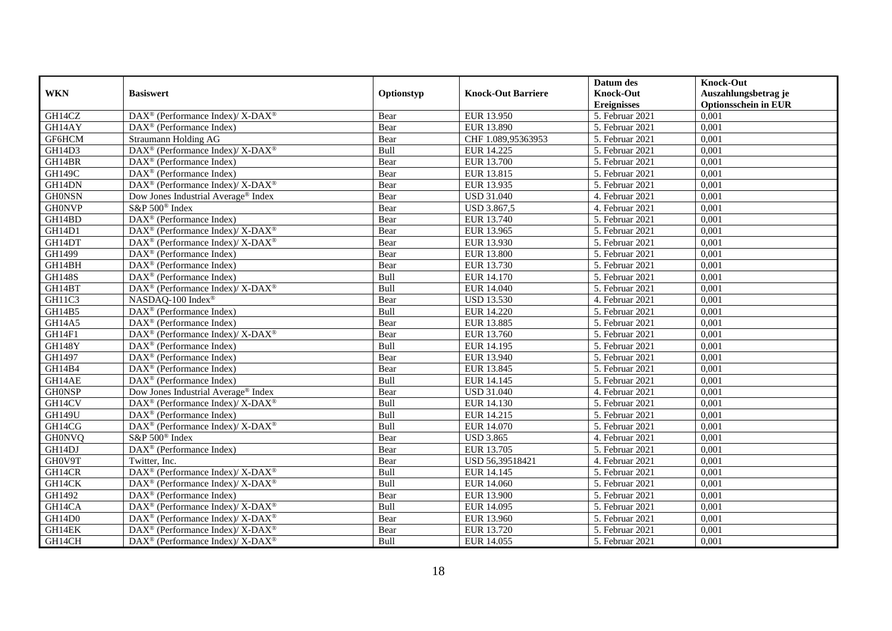| WKN | Basiswert | Optionstyp | Knock-Out Barriere | Datum des Knock-Out Ereignisses | Knock-Out Auszahlungsbetrag je Optionsschein in EUR |
|---|---|---|---|---|---|
| GH14CZ | DAX® (Performance Index)/ X-DAX® | Bear | EUR 13.950 | 5. Februar 2021 | 0,001 |
| GH14AY | DAX® (Performance Index) | Bear | EUR 13.890 | 5. Februar 2021 | 0,001 |
| GF6HCM | Straumann Holding AG | Bear | CHF 1.089,95363953 | 5. Februar 2021 | 0,001 |
| GH14D3 | DAX® (Performance Index)/ X-DAX® | Bull | EUR 14.225 | 5. Februar 2021 | 0,001 |
| GH14BR | DAX® (Performance Index) | Bear | EUR 13.700 | 5. Februar 2021 | 0,001 |
| GH149C | DAX® (Performance Index) | Bear | EUR 13.815 | 5. Februar 2021 | 0,001 |
| GH14DN | DAX® (Performance Index)/ X-DAX® | Bear | EUR 13.935 | 5. Februar 2021 | 0,001 |
| GH0NSN | Dow Jones Industrial Average® Index | Bear | USD 31.040 | 4. Februar 2021 | 0,001 |
| GH0NVP | S&P 500® Index | Bear | USD 3.867,5 | 4. Februar 2021 | 0,001 |
| GH14BD | DAX® (Performance Index) | Bear | EUR 13.740 | 5. Februar 2021 | 0,001 |
| GH14D1 | DAX® (Performance Index)/ X-DAX® | Bear | EUR 13.965 | 5. Februar 2021 | 0,001 |
| GH14DT | DAX® (Performance Index)/ X-DAX® | Bear | EUR 13.930 | 5. Februar 2021 | 0,001 |
| GH1499 | DAX® (Performance Index) | Bear | EUR 13.800 | 5. Februar 2021 | 0,001 |
| GH14BH | DAX® (Performance Index) | Bear | EUR 13.730 | 5. Februar 2021 | 0,001 |
| GH148S | DAX® (Performance Index) | Bull | EUR 14.170 | 5. Februar 2021 | 0,001 |
| GH14BT | DAX® (Performance Index)/ X-DAX® | Bull | EUR 14.040 | 5. Februar 2021 | 0,001 |
| GH11C3 | NASDAQ-100 Index® | Bear | USD 13.530 | 4. Februar 2021 | 0,001 |
| GH14B5 | DAX® (Performance Index) | Bull | EUR 14.220 | 5. Februar 2021 | 0,001 |
| GH14A5 | DAX® (Performance Index) | Bear | EUR 13.885 | 5. Februar 2021 | 0,001 |
| GH14F1 | DAX® (Performance Index)/ X-DAX® | Bear | EUR 13.760 | 5. Februar 2021 | 0,001 |
| GH148Y | DAX® (Performance Index) | Bull | EUR 14.195 | 5. Februar 2021 | 0,001 |
| GH1497 | DAX® (Performance Index) | Bear | EUR 13.940 | 5. Februar 2021 | 0,001 |
| GH14B4 | DAX® (Performance Index) | Bear | EUR 13.845 | 5. Februar 2021 | 0,001 |
| GH14AE | DAX® (Performance Index) | Bull | EUR 14.145 | 5. Februar 2021 | 0,001 |
| GH0NSP | Dow Jones Industrial Average® Index | Bear | USD 31.040 | 4. Februar 2021 | 0,001 |
| GH14CV | DAX® (Performance Index)/ X-DAX® | Bull | EUR 14.130 | 5. Februar 2021 | 0,001 |
| GH149U | DAX® (Performance Index) | Bull | EUR 14.215 | 5. Februar 2021 | 0,001 |
| GH14CG | DAX® (Performance Index)/ X-DAX® | Bull | EUR 14.070 | 5. Februar 2021 | 0,001 |
| GH0NVQ | S&P 500® Index | Bear | USD 3.865 | 4. Februar 2021 | 0,001 |
| GH14DJ | DAX® (Performance Index) | Bear | EUR 13.705 | 5. Februar 2021 | 0,001 |
| GH0V9T | Twitter, Inc. | Bear | USD 56,39518421 | 4. Februar 2021 | 0,001 |
| GH14CR | DAX® (Performance Index)/ X-DAX® | Bull | EUR 14.145 | 5. Februar 2021 | 0,001 |
| GH14CK | DAX® (Performance Index)/ X-DAX® | Bull | EUR 14.060 | 5. Februar 2021 | 0,001 |
| GH1492 | DAX® (Performance Index) | Bear | EUR 13.900 | 5. Februar 2021 | 0,001 |
| GH14CA | DAX® (Performance Index)/ X-DAX® | Bull | EUR 14.095 | 5. Februar 2021 | 0,001 |
| GH14D0 | DAX® (Performance Index)/ X-DAX® | Bear | EUR 13.960 | 5. Februar 2021 | 0,001 |
| GH14EK | DAX® (Performance Index)/ X-DAX® | Bear | EUR 13.720 | 5. Februar 2021 | 0,001 |
| GH14CH | DAX® (Performance Index)/ X-DAX® | Bull | EUR 14.055 | 5. Februar 2021 | 0,001 |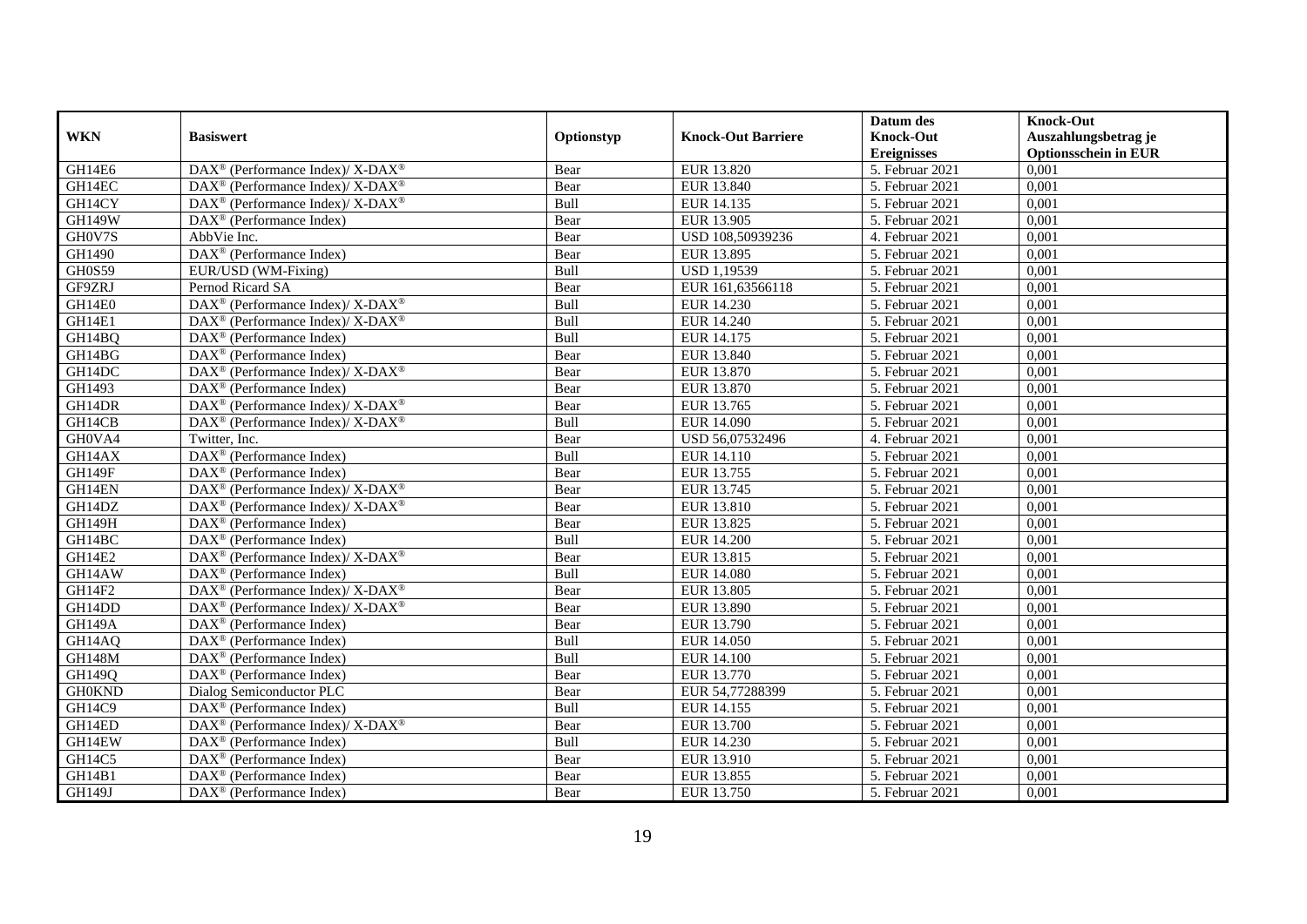| WKN | Basiswert | Optionstyp | Knock-Out Barriere | Datum des Knock-Out Ereignisses | Knock-Out Auszahlungsbetrag je Optionsschein in EUR |
|---|---|---|---|---|---|
| GH14E6 | DAX® (Performance Index)/ X-DAX® | Bear | EUR 13.820 | 5. Februar 2021 | 0,001 |
| GH14EC | DAX® (Performance Index)/ X-DAX® | Bear | EUR 13.840 | 5. Februar 2021 | 0,001 |
| GH14CY | DAX® (Performance Index)/ X-DAX® | Bull | EUR 14.135 | 5. Februar 2021 | 0,001 |
| GH149W | DAX® (Performance Index) | Bear | EUR 13.905 | 5. Februar 2021 | 0,001 |
| GH0V7S | AbbVie Inc. | Bear | USD 108,50939236 | 4. Februar 2021 | 0,001 |
| GH1490 | DAX® (Performance Index) | Bear | EUR 13.895 | 5. Februar 2021 | 0,001 |
| GH0S59 | EUR/USD (WM-Fixing) | Bull | USD 1,19539 | 5. Februar 2021 | 0,001 |
| GF9ZRJ | Pernod Ricard SA | Bear | EUR 161,63566118 | 5. Februar 2021 | 0,001 |
| GH14E0 | DAX® (Performance Index)/ X-DAX® | Bull | EUR 14.230 | 5. Februar 2021 | 0,001 |
| GH14E1 | DAX® (Performance Index)/ X-DAX® | Bull | EUR 14.240 | 5. Februar 2021 | 0,001 |
| GH14BQ | DAX® (Performance Index) | Bull | EUR 14.175 | 5. Februar 2021 | 0,001 |
| GH14BG | DAX® (Performance Index) | Bear | EUR 13.840 | 5. Februar 2021 | 0,001 |
| GH14DC | DAX® (Performance Index)/ X-DAX® | Bear | EUR 13.870 | 5. Februar 2021 | 0,001 |
| GH1493 | DAX® (Performance Index) | Bear | EUR 13.870 | 5. Februar 2021 | 0,001 |
| GH14DR | DAX® (Performance Index)/ X-DAX® | Bear | EUR 13.765 | 5. Februar 2021 | 0,001 |
| GH14CB | DAX® (Performance Index)/ X-DAX® | Bull | EUR 14.090 | 5. Februar 2021 | 0,001 |
| GH0VA4 | Twitter, Inc. | Bear | USD 56,07532496 | 4. Februar 2021 | 0,001 |
| GH14AX | DAX® (Performance Index) | Bull | EUR 14.110 | 5. Februar 2021 | 0,001 |
| GH149F | DAX® (Performance Index) | Bear | EUR 13.755 | 5. Februar 2021 | 0,001 |
| GH14EN | DAX® (Performance Index)/ X-DAX® | Bear | EUR 13.745 | 5. Februar 2021 | 0,001 |
| GH14DZ | DAX® (Performance Index)/ X-DAX® | Bear | EUR 13.810 | 5. Februar 2021 | 0,001 |
| GH149H | DAX® (Performance Index) | Bear | EUR 13.825 | 5. Februar 2021 | 0,001 |
| GH14BC | DAX® (Performance Index) | Bull | EUR 14.200 | 5. Februar 2021 | 0,001 |
| GH14E2 | DAX® (Performance Index)/ X-DAX® | Bear | EUR 13.815 | 5. Februar 2021 | 0,001 |
| GH14AW | DAX® (Performance Index) | Bull | EUR 14.080 | 5. Februar 2021 | 0,001 |
| GH14F2 | DAX® (Performance Index)/ X-DAX® | Bear | EUR 13.805 | 5. Februar 2021 | 0,001 |
| GH14DD | DAX® (Performance Index)/ X-DAX® | Bear | EUR 13.890 | 5. Februar 2021 | 0,001 |
| GH149A | DAX® (Performance Index) | Bear | EUR 13.790 | 5. Februar 2021 | 0,001 |
| GH14AQ | DAX® (Performance Index) | Bull | EUR 14.050 | 5. Februar 2021 | 0,001 |
| GH148M | DAX® (Performance Index) | Bull | EUR 14.100 | 5. Februar 2021 | 0,001 |
| GH149Q | DAX® (Performance Index) | Bear | EUR 13.770 | 5. Februar 2021 | 0,001 |
| GH0KND | Dialog Semiconductor PLC | Bear | EUR 54,77288399 | 5. Februar 2021 | 0,001 |
| GH14C9 | DAX® (Performance Index) | Bull | EUR 14.155 | 5. Februar 2021 | 0,001 |
| GH14ED | DAX® (Performance Index)/ X-DAX® | Bear | EUR 13.700 | 5. Februar 2021 | 0,001 |
| GH14EW | DAX® (Performance Index) | Bull | EUR 14.230 | 5. Februar 2021 | 0,001 |
| GH14C5 | DAX® (Performance Index) | Bear | EUR 13.910 | 5. Februar 2021 | 0,001 |
| GH14B1 | DAX® (Performance Index) | Bear | EUR 13.855 | 5. Februar 2021 | 0,001 |
| GH149J | DAX® (Performance Index) | Bear | EUR 13.750 | 5. Februar 2021 | 0,001 |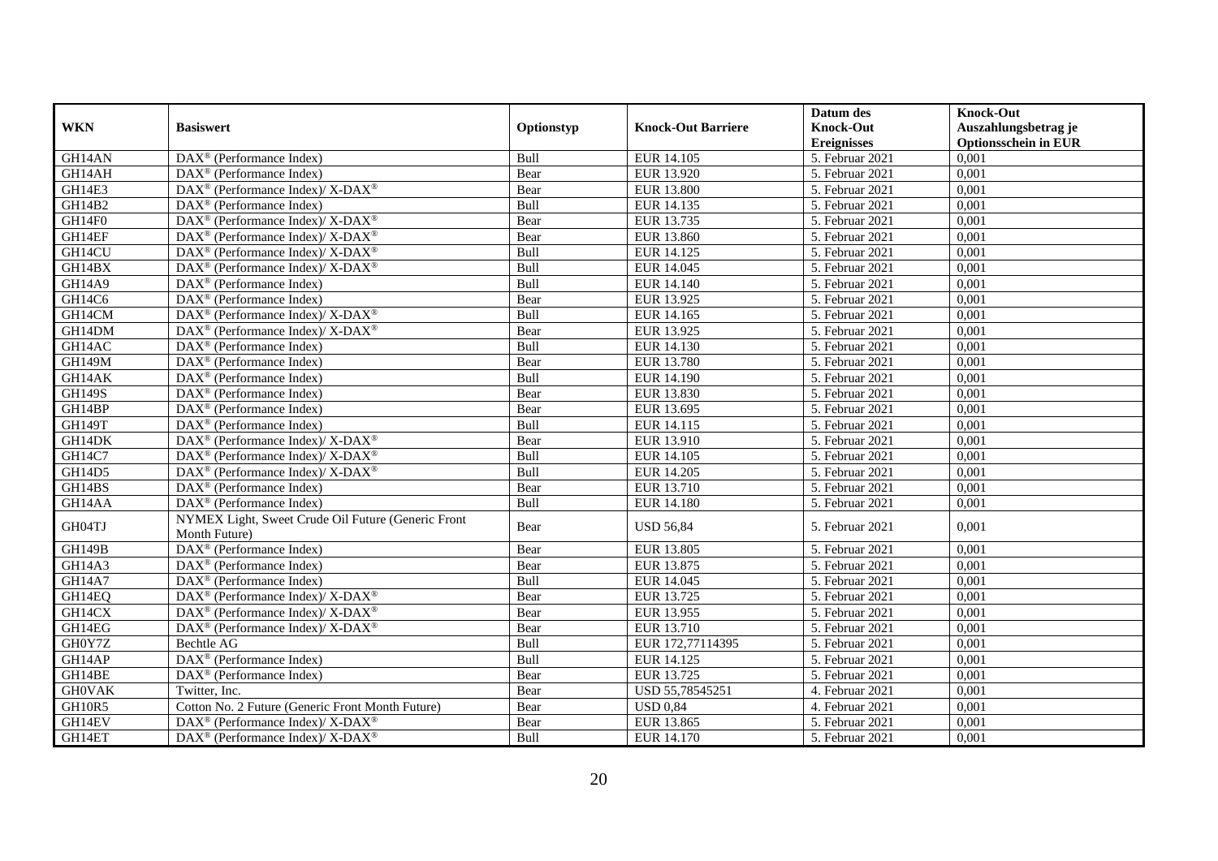| WKN | Basiswert | Optionstyp | Knock-Out Barriere | Datum des Knock-Out Ereignisses | Knock-Out Auszahlungsbetrag je Optionsschein in EUR |
|---|---|---|---|---|---|
| GH14AN | DAX® (Performance Index) | Bull | EUR 14.105 | 5. Februar 2021 | 0,001 |
| GH14AH | DAX® (Performance Index) | Bear | EUR 13.920 | 5. Februar 2021 | 0,001 |
| GH14E3 | DAX® (Performance Index)/ X-DAX® | Bear | EUR 13.800 | 5. Februar 2021 | 0,001 |
| GH14B2 | DAX® (Performance Index) | Bull | EUR 14.135 | 5. Februar 2021 | 0,001 |
| GH14F0 | DAX® (Performance Index)/ X-DAX® | Bear | EUR 13.735 | 5. Februar 2021 | 0,001 |
| GH14EF | DAX® (Performance Index)/ X-DAX® | Bear | EUR 13.860 | 5. Februar 2021 | 0,001 |
| GH14CU | DAX® (Performance Index)/ X-DAX® | Bull | EUR 14.125 | 5. Februar 2021 | 0,001 |
| GH14BX | DAX® (Performance Index)/ X-DAX® | Bull | EUR 14.045 | 5. Februar 2021 | 0,001 |
| GH14A9 | DAX® (Performance Index) | Bull | EUR 14.140 | 5. Februar 2021 | 0,001 |
| GH14C6 | DAX® (Performance Index) | Bear | EUR 13.925 | 5. Februar 2021 | 0,001 |
| GH14CM | DAX® (Performance Index)/ X-DAX® | Bull | EUR 14.165 | 5. Februar 2021 | 0,001 |
| GH14DM | DAX® (Performance Index)/ X-DAX® | Bear | EUR 13.925 | 5. Februar 2021 | 0,001 |
| GH14AC | DAX® (Performance Index) | Bull | EUR 14.130 | 5. Februar 2021 | 0,001 |
| GH149M | DAX® (Performance Index) | Bear | EUR 13.780 | 5. Februar 2021 | 0,001 |
| GH14AK | DAX® (Performance Index) | Bull | EUR 14.190 | 5. Februar 2021 | 0,001 |
| GH149S | DAX® (Performance Index) | Bear | EUR 13.830 | 5. Februar 2021 | 0,001 |
| GH14BP | DAX® (Performance Index) | Bear | EUR 13.695 | 5. Februar 2021 | 0,001 |
| GH149T | DAX® (Performance Index) | Bull | EUR 14.115 | 5. Februar 2021 | 0,001 |
| GH14DK | DAX® (Performance Index)/ X-DAX® | Bear | EUR 13.910 | 5. Februar 2021 | 0,001 |
| GH14C7 | DAX® (Performance Index)/ X-DAX® | Bull | EUR 14.105 | 5. Februar 2021 | 0,001 |
| GH14D5 | DAX® (Performance Index)/ X-DAX® | Bull | EUR 14.205 | 5. Februar 2021 | 0,001 |
| GH14BS | DAX® (Performance Index) | Bear | EUR 13.710 | 5. Februar 2021 | 0,001 |
| GH14AA | DAX® (Performance Index) | Bull | EUR 14.180 | 5. Februar 2021 | 0,001 |
| GH04TJ | NYMEX Light, Sweet Crude Oil Future (Generic Front Month Future) | Bear | USD 56,84 | 5. Februar 2021 | 0,001 |
| GH149B | DAX® (Performance Index) | Bear | EUR 13.805 | 5. Februar 2021 | 0,001 |
| GH14A3 | DAX® (Performance Index) | Bear | EUR 13.875 | 5. Februar 2021 | 0,001 |
| GH14A7 | DAX® (Performance Index) | Bull | EUR 14.045 | 5. Februar 2021 | 0,001 |
| GH14EQ | DAX® (Performance Index)/ X-DAX® | Bear | EUR 13.725 | 5. Februar 2021 | 0,001 |
| GH14CX | DAX® (Performance Index)/ X-DAX® | Bear | EUR 13.955 | 5. Februar 2021 | 0,001 |
| GH14EG | DAX® (Performance Index)/ X-DAX® | Bear | EUR 13.710 | 5. Februar 2021 | 0,001 |
| GH0Y7Z | Bechtle AG | Bull | EUR 172,77114395 | 5. Februar 2021 | 0,001 |
| GH14AP | DAX® (Performance Index) | Bull | EUR 14.125 | 5. Februar 2021 | 0,001 |
| GH14BE | DAX® (Performance Index) | Bear | EUR 13.725 | 5. Februar 2021 | 0,001 |
| GH0VAK | Twitter, Inc. | Bear | USD 55,78545251 | 4. Februar 2021 | 0,001 |
| GH10R5 | Cotton No. 2 Future (Generic Front Month Future) | Bear | USD 0,84 | 4. Februar 2021 | 0,001 |
| GH14EV | DAX® (Performance Index)/ X-DAX® | Bear | EUR 13.865 | 5. Februar 2021 | 0,001 |
| GH14ET | DAX® (Performance Index)/ X-DAX® | Bull | EUR 14.170 | 5. Februar 2021 | 0,001 |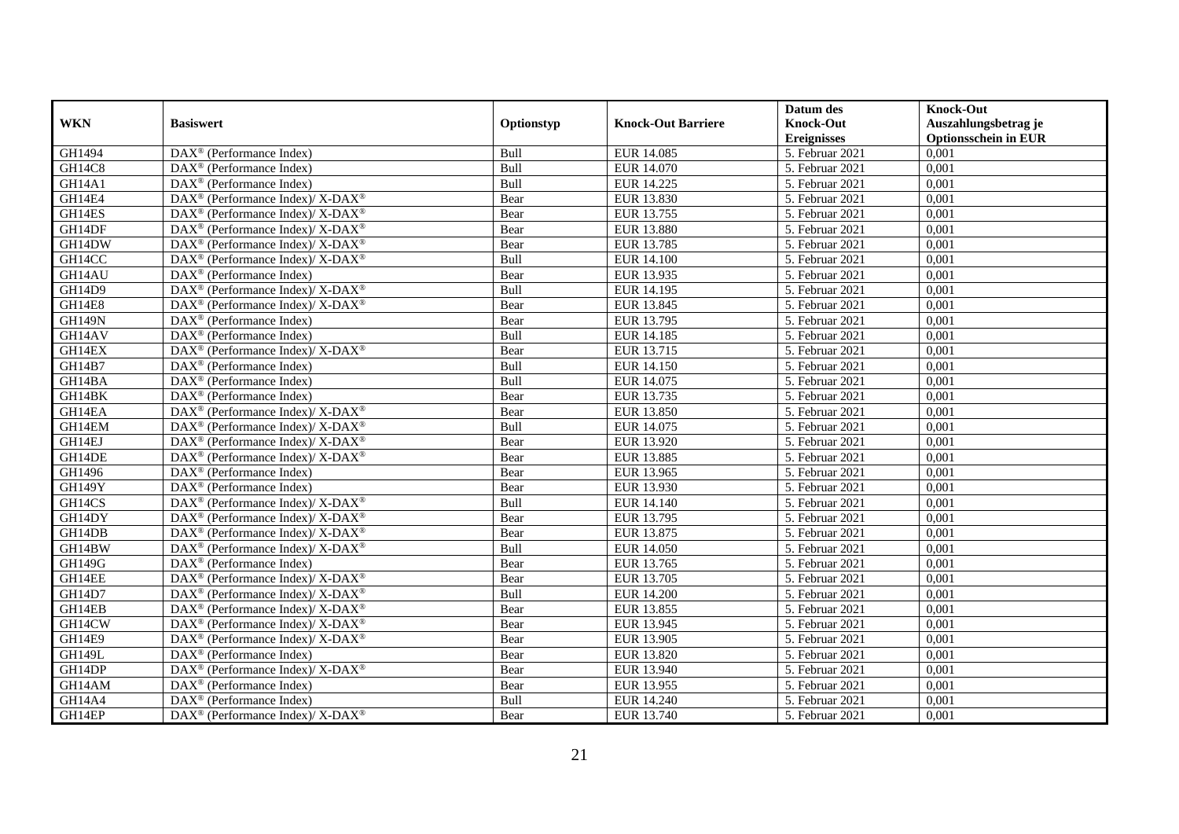| WKN | Basiswert | Optionstyp | Knock-Out Barriere | Datum des Knock-Out Ereignisses | Knock-Out Auszahlungsbetrag je Optionsschein in EUR |
|---|---|---|---|---|---|
| GH1494 | DAX® (Performance Index) | Bull | EUR 14.085 | 5. Februar 2021 | 0,001 |
| GH14C8 | DAX® (Performance Index) | Bull | EUR 14.070 | 5. Februar 2021 | 0,001 |
| GH14A1 | DAX® (Performance Index) | Bull | EUR 14.225 | 5. Februar 2021 | 0,001 |
| GH14E4 | DAX® (Performance Index)/ X-DAX® | Bear | EUR 13.830 | 5. Februar 2021 | 0,001 |
| GH14ES | DAX® (Performance Index)/ X-DAX® | Bear | EUR 13.755 | 5. Februar 2021 | 0,001 |
| GH14DF | DAX® (Performance Index)/ X-DAX® | Bear | EUR 13.880 | 5. Februar 2021 | 0,001 |
| GH14DW | DAX® (Performance Index)/ X-DAX® | Bear | EUR 13.785 | 5. Februar 2021 | 0,001 |
| GH14CC | DAX® (Performance Index)/ X-DAX® | Bull | EUR 14.100 | 5. Februar 2021 | 0,001 |
| GH14AU | DAX® (Performance Index) | Bear | EUR 13.935 | 5. Februar 2021 | 0,001 |
| GH14D9 | DAX® (Performance Index)/ X-DAX® | Bull | EUR 14.195 | 5. Februar 2021 | 0,001 |
| GH14E8 | DAX® (Performance Index)/ X-DAX® | Bear | EUR 13.845 | 5. Februar 2021 | 0,001 |
| GH149N | DAX® (Performance Index) | Bear | EUR 13.795 | 5. Februar 2021 | 0,001 |
| GH14AV | DAX® (Performance Index) | Bull | EUR 14.185 | 5. Februar 2021 | 0,001 |
| GH14EX | DAX® (Performance Index)/ X-DAX® | Bear | EUR 13.715 | 5. Februar 2021 | 0,001 |
| GH14B7 | DAX® (Performance Index) | Bull | EUR 14.150 | 5. Februar 2021 | 0,001 |
| GH14BA | DAX® (Performance Index) | Bull | EUR 14.075 | 5. Februar 2021 | 0,001 |
| GH14BK | DAX® (Performance Index) | Bear | EUR 13.735 | 5. Februar 2021 | 0,001 |
| GH14EA | DAX® (Performance Index)/ X-DAX® | Bear | EUR 13.850 | 5. Februar 2021 | 0,001 |
| GH14EM | DAX® (Performance Index)/ X-DAX® | Bull | EUR 14.075 | 5. Februar 2021 | 0,001 |
| GH14EJ | DAX® (Performance Index)/ X-DAX® | Bear | EUR 13.920 | 5. Februar 2021 | 0,001 |
| GH14DE | DAX® (Performance Index)/ X-DAX® | Bear | EUR 13.885 | 5. Februar 2021 | 0,001 |
| GH1496 | DAX® (Performance Index) | Bear | EUR 13.965 | 5. Februar 2021 | 0,001 |
| GH149Y | DAX® (Performance Index) | Bear | EUR 13.930 | 5. Februar 2021 | 0,001 |
| GH14CS | DAX® (Performance Index)/ X-DAX® | Bull | EUR 14.140 | 5. Februar 2021 | 0,001 |
| GH14DY | DAX® (Performance Index)/ X-DAX® | Bear | EUR 13.795 | 5. Februar 2021 | 0,001 |
| GH14DB | DAX® (Performance Index)/ X-DAX® | Bear | EUR 13.875 | 5. Februar 2021 | 0,001 |
| GH14BW | DAX® (Performance Index)/ X-DAX® | Bull | EUR 14.050 | 5. Februar 2021 | 0,001 |
| GH149G | DAX® (Performance Index) | Bear | EUR 13.765 | 5. Februar 2021 | 0,001 |
| GH14EE | DAX® (Performance Index)/ X-DAX® | Bear | EUR 13.705 | 5. Februar 2021 | 0,001 |
| GH14D7 | DAX® (Performance Index)/ X-DAX® | Bull | EUR 14.200 | 5. Februar 2021 | 0,001 |
| GH14EB | DAX® (Performance Index)/ X-DAX® | Bear | EUR 13.855 | 5. Februar 2021 | 0,001 |
| GH14CW | DAX® (Performance Index)/ X-DAX® | Bear | EUR 13.945 | 5. Februar 2021 | 0,001 |
| GH14E9 | DAX® (Performance Index)/ X-DAX® | Bear | EUR 13.905 | 5. Februar 2021 | 0,001 |
| GH149L | DAX® (Performance Index) | Bear | EUR 13.820 | 5. Februar 2021 | 0,001 |
| GH14DP | DAX® (Performance Index)/ X-DAX® | Bear | EUR 13.940 | 5. Februar 2021 | 0,001 |
| GH14AM | DAX® (Performance Index) | Bear | EUR 13.955 | 5. Februar 2021 | 0,001 |
| GH14A4 | DAX® (Performance Index) | Bull | EUR 14.240 | 5. Februar 2021 | 0,001 |
| GH14EP | DAX® (Performance Index)/ X-DAX® | Bear | EUR 13.740 | 5. Februar 2021 | 0,001 |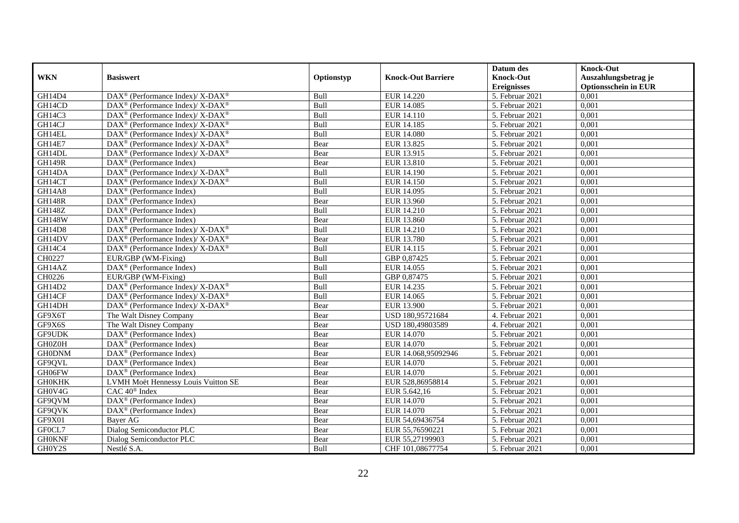| WKN | Basiswert | Optionstyp | Knock-Out Barriere | Datum des Knock-Out Ereignisses | Knock-Out Auszahlungsbetrag je Optionsschein in EUR |
|---|---|---|---|---|---|
| GH14D4 | DAX® (Performance Index)/ X-DAX® | Bull | EUR 14.220 | 5. Februar 2021 | 0,001 |
| GH14CD | DAX® (Performance Index)/ X-DAX® | Bull | EUR 14.085 | 5. Februar 2021 | 0,001 |
| GH14C3 | DAX® (Performance Index)/ X-DAX® | Bull | EUR 14.110 | 5. Februar 2021 | 0,001 |
| GH14CJ | DAX® (Performance Index)/ X-DAX® | Bull | EUR 14.185 | 5. Februar 2021 | 0,001 |
| GH14EL | DAX® (Performance Index)/ X-DAX® | Bull | EUR 14.080 | 5. Februar 2021 | 0,001 |
| GH14E7 | DAX® (Performance Index)/ X-DAX® | Bear | EUR 13.825 | 5. Februar 2021 | 0,001 |
| GH14DL | DAX® (Performance Index)/ X-DAX® | Bear | EUR 13.915 | 5. Februar 2021 | 0,001 |
| GH149R | DAX® (Performance Index) | Bear | EUR 13.810 | 5. Februar 2021 | 0,001 |
| GH14DA | DAX® (Performance Index)/ X-DAX® | Bull | EUR 14.190 | 5. Februar 2021 | 0,001 |
| GH14CT | DAX® (Performance Index)/ X-DAX® | Bull | EUR 14.150 | 5. Februar 2021 | 0,001 |
| GH14A8 | DAX® (Performance Index) | Bull | EUR 14.095 | 5. Februar 2021 | 0,001 |
| GH148R | DAX® (Performance Index) | Bear | EUR 13.960 | 5. Februar 2021 | 0,001 |
| GH148Z | DAX® (Performance Index) | Bull | EUR 14.210 | 5. Februar 2021 | 0,001 |
| GH148W | DAX® (Performance Index) | Bear | EUR 13.860 | 5. Februar 2021 | 0,001 |
| GH14D8 | DAX® (Performance Index)/ X-DAX® | Bull | EUR 14.210 | 5. Februar 2021 | 0,001 |
| GH14DV | DAX® (Performance Index)/ X-DAX® | Bear | EUR 13.780 | 5. Februar 2021 | 0,001 |
| GH14C4 | DAX® (Performance Index)/ X-DAX® | Bull | EUR 14.115 | 5. Februar 2021 | 0,001 |
| CH0227 | EUR/GBP (WM-Fixing) | Bull | GBP 0,87425 | 5. Februar 2021 | 0,001 |
| GH14AZ | DAX® (Performance Index) | Bull | EUR 14.055 | 5. Februar 2021 | 0,001 |
| CH0226 | EUR/GBP (WM-Fixing) | Bull | GBP 0,87475 | 5. Februar 2021 | 0,001 |
| GH14D2 | DAX® (Performance Index)/ X-DAX® | Bull | EUR 14.235 | 5. Februar 2021 | 0,001 |
| GH14CF | DAX® (Performance Index)/ X-DAX® | Bull | EUR 14.065 | 5. Februar 2021 | 0,001 |
| GH14DH | DAX® (Performance Index)/ X-DAX® | Bear | EUR 13.900 | 5. Februar 2021 | 0,001 |
| GF9X6T | The Walt Disney Company | Bear | USD 180,95721684 | 4. Februar 2021 | 0,001 |
| GF9X6S | The Walt Disney Company | Bear | USD 180,49803589 | 4. Februar 2021 | 0,001 |
| GF9UDK | DAX® (Performance Index) | Bear | EUR 14.070 | 5. Februar 2021 | 0,001 |
| GH0Z0H | DAX® (Performance Index) | Bear | EUR 14.070 | 5. Februar 2021 | 0,001 |
| GH0DNM | DAX® (Performance Index) | Bear | EUR 14.068,95092946 | 5. Februar 2021 | 0,001 |
| GF9QVL | DAX® (Performance Index) | Bear | EUR 14.070 | 5. Februar 2021 | 0,001 |
| GH06FW | DAX® (Performance Index) | Bear | EUR 14.070 | 5. Februar 2021 | 0,001 |
| GH0KHK | LVMH Moët Hennessy Louis Vuitton SE | Bear | EUR 528,86958814 | 5. Februar 2021 | 0,001 |
| GH0V4G | CAC 40® Index | Bear | EUR 5.642,16 | 5. Februar 2021 | 0,001 |
| GF9QVM | DAX® (Performance Index) | Bear | EUR 14.070 | 5. Februar 2021 | 0,001 |
| GF9QVK | DAX® (Performance Index) | Bear | EUR 14.070 | 5. Februar 2021 | 0,001 |
| GF9X01 | Bayer AG | Bear | EUR 54,69436754 | 5. Februar 2021 | 0,001 |
| GF0CL7 | Dialog Semiconductor PLC | Bear | EUR 55,76590221 | 5. Februar 2021 | 0,001 |
| GH0KNF | Dialog Semiconductor PLC | Bear | EUR 55,27199903 | 5. Februar 2021 | 0,001 |
| GH0Y2S | Nestlé S.A. | Bull | CHF 101,08677754 | 5. Februar 2021 | 0,001 |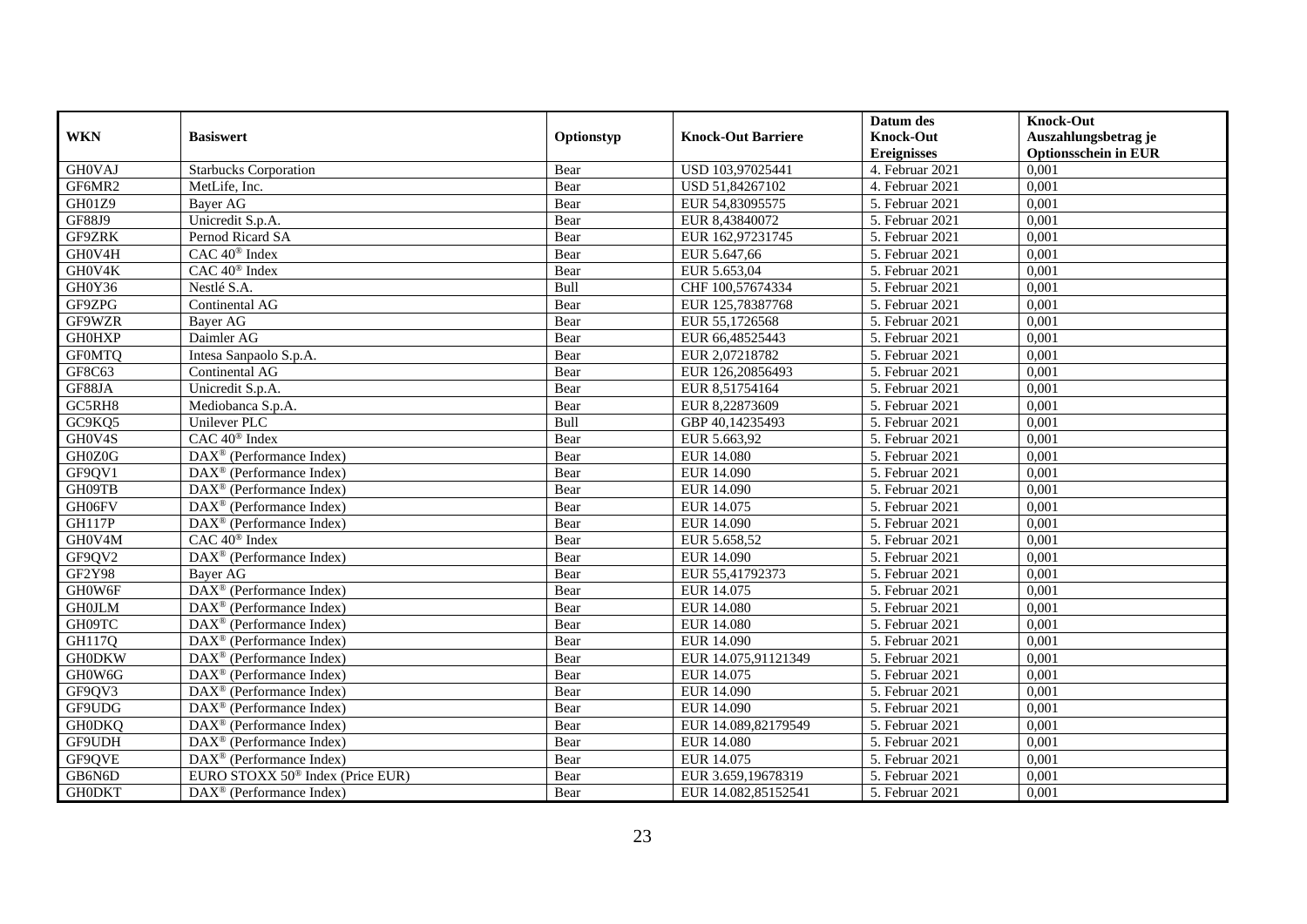| WKN | Basiswert | Optionstyp | Knock-Out Barriere | Datum des Knock-Out Ereignisses | Knock-Out Auszahlungsbetrag je Optionsschein in EUR |
|---|---|---|---|---|---|
| GH0VAJ | Starbucks Corporation | Bear | USD 103,97025441 | 4. Februar 2021 | 0,001 |
| GF6MR2 | MetLife, Inc. | Bear | USD 51,84267102 | 4. Februar 2021 | 0,001 |
| GH01Z9 | Bayer AG | Bear | EUR 54,83095575 | 5. Februar 2021 | 0,001 |
| GF88J9 | Unicredit S.p.A. | Bear | EUR 8,43840072 | 5. Februar 2021 | 0,001 |
| GF9ZRK | Pernod Ricard SA | Bear | EUR 162,97231745 | 5. Februar 2021 | 0,001 |
| GH0V4H | CAC 40® Index | Bear | EUR 5.647,66 | 5. Februar 2021 | 0,001 |
| GH0V4K | CAC 40® Index | Bear | EUR 5.653,04 | 5. Februar 2021 | 0,001 |
| GH0Y36 | Nestlé S.A. | Bull | CHF 100,57674334 | 5. Februar 2021 | 0,001 |
| GF9ZPG | Continental AG | Bear | EUR 125,78387768 | 5. Februar 2021 | 0,001 |
| GF9WZR | Bayer AG | Bear | EUR 55,1726568 | 5. Februar 2021 | 0,001 |
| GH0HXP | Daimler AG | Bear | EUR 66,48525443 | 5. Februar 2021 | 0,001 |
| GF0MTQ | Intesa Sanpaolo S.p.A. | Bear | EUR 2,07218782 | 5. Februar 2021 | 0,001 |
| GF8C63 | Continental AG | Bear | EUR 126,20856493 | 5. Februar 2021 | 0,001 |
| GF88JA | Unicredit S.p.A. | Bear | EUR 8,51754164 | 5. Februar 2021 | 0,001 |
| GC5RH8 | Mediobanca S.p.A. | Bear | EUR 8,22873609 | 5. Februar 2021 | 0,001 |
| GC9KQ5 | Unilever PLC | Bull | GBP 40,14235493 | 5. Februar 2021 | 0,001 |
| GH0V4S | CAC 40® Index | Bear | EUR 5.663,92 | 5. Februar 2021 | 0,001 |
| GH0Z0G | DAX® (Performance Index) | Bear | EUR 14.080 | 5. Februar 2021 | 0,001 |
| GF9QV1 | DAX® (Performance Index) | Bear | EUR 14.090 | 5. Februar 2021 | 0,001 |
| GH09TB | DAX® (Performance Index) | Bear | EUR 14.090 | 5. Februar 2021 | 0,001 |
| GH06FV | DAX® (Performance Index) | Bear | EUR 14.075 | 5. Februar 2021 | 0,001 |
| GH117P | DAX® (Performance Index) | Bear | EUR 14.090 | 5. Februar 2021 | 0,001 |
| GH0V4M | CAC 40® Index | Bear | EUR 5.658,52 | 5. Februar 2021 | 0,001 |
| GF9QV2 | DAX® (Performance Index) | Bear | EUR 14.090 | 5. Februar 2021 | 0,001 |
| GF2Y98 | Bayer AG | Bear | EUR 55,41792373 | 5. Februar 2021 | 0,001 |
| GH0W6F | DAX® (Performance Index) | Bear | EUR 14.075 | 5. Februar 2021 | 0,001 |
| GH0JLM | DAX® (Performance Index) | Bear | EUR 14.080 | 5. Februar 2021 | 0,001 |
| GH09TC | DAX® (Performance Index) | Bear | EUR 14.080 | 5. Februar 2021 | 0,001 |
| GH117Q | DAX® (Performance Index) | Bear | EUR 14.090 | 5. Februar 2021 | 0,001 |
| GH0DKW | DAX® (Performance Index) | Bear | EUR 14.075,91121349 | 5. Februar 2021 | 0,001 |
| GH0W6G | DAX® (Performance Index) | Bear | EUR 14.075 | 5. Februar 2021 | 0,001 |
| GF9QV3 | DAX® (Performance Index) | Bear | EUR 14.090 | 5. Februar 2021 | 0,001 |
| GF9UDG | DAX® (Performance Index) | Bear | EUR 14.090 | 5. Februar 2021 | 0,001 |
| GH0DKQ | DAX® (Performance Index) | Bear | EUR 14.089,82179549 | 5. Februar 2021 | 0,001 |
| GF9UDH | DAX® (Performance Index) | Bear | EUR 14.080 | 5. Februar 2021 | 0,001 |
| GF9QVE | DAX® (Performance Index) | Bear | EUR 14.075 | 5. Februar 2021 | 0,001 |
| GB6N6D | EURO STOXX 50® Index (Price EUR) | Bear | EUR 3.659,19678319 | 5. Februar 2021 | 0,001 |
| GH0DKT | DAX® (Performance Index) | Bear | EUR 14.082,85152541 | 5. Februar 2021 | 0,001 |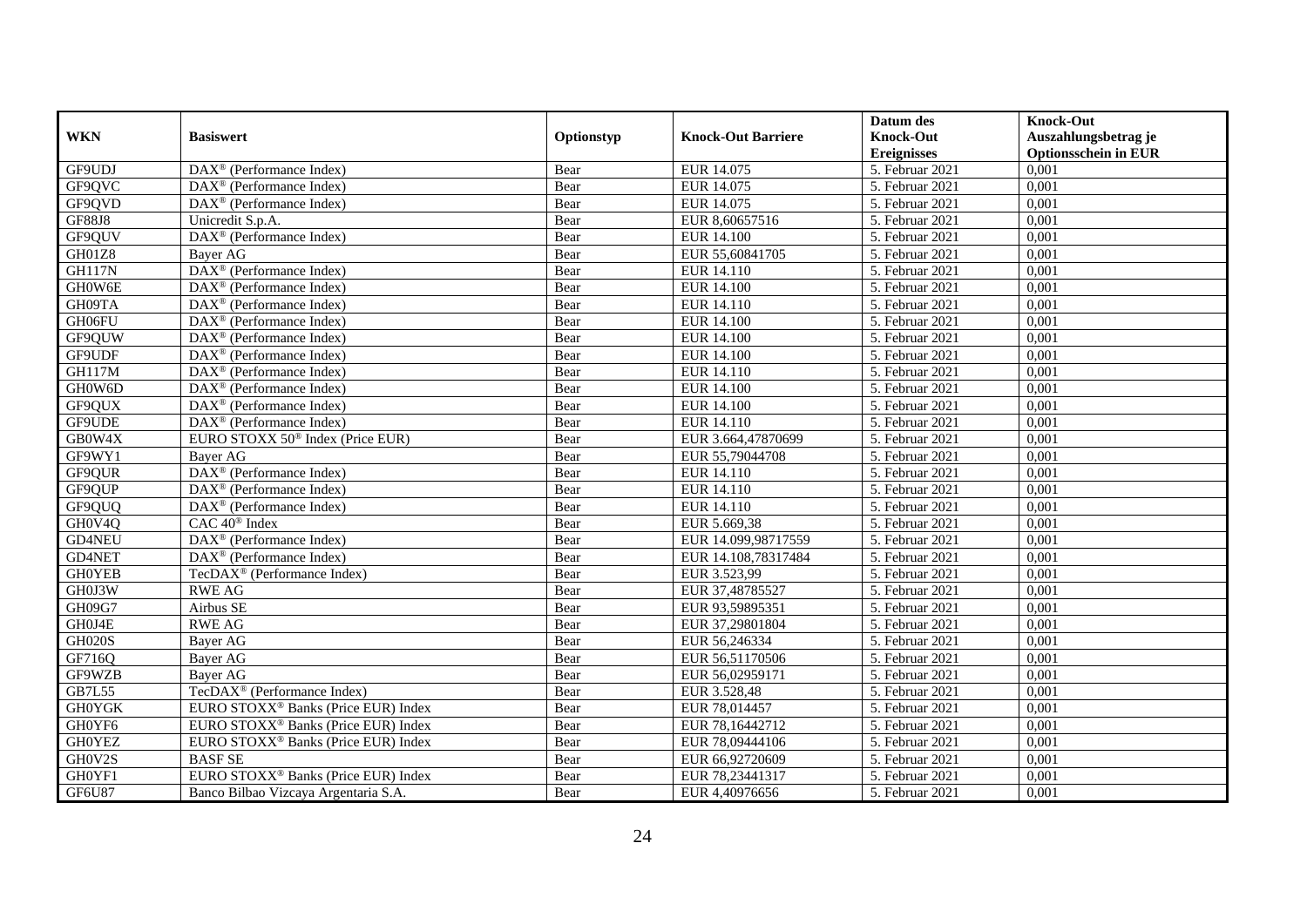| WKN | Basiswert | Optionstyp | Knock-Out Barriere | Datum des Knock-Out Ereignisses | Knock-Out Auszahlungsbetrag je Optionsschein in EUR |
|---|---|---|---|---|---|
| GF9UDJ | DAX® (Performance Index) | Bear | EUR 14.075 | 5. Februar 2021 | 0,001 |
| GF9QVC | DAX® (Performance Index) | Bear | EUR 14.075 | 5. Februar 2021 | 0,001 |
| GF9QVD | DAX® (Performance Index) | Bear | EUR 14.075 | 5. Februar 2021 | 0,001 |
| GF88J8 | Unicredit S.p.A. | Bear | EUR 8,60657516 | 5. Februar 2021 | 0,001 |
| GF9QUV | DAX® (Performance Index) | Bear | EUR 14.100 | 5. Februar 2021 | 0,001 |
| GH01Z8 | Bayer AG | Bear | EUR 55,60841705 | 5. Februar 2021 | 0,001 |
| GH117N | DAX® (Performance Index) | Bear | EUR 14.110 | 5. Februar 2021 | 0,001 |
| GH0W6E | DAX® (Performance Index) | Bear | EUR 14.100 | 5. Februar 2021 | 0,001 |
| GH09TA | DAX® (Performance Index) | Bear | EUR 14.110 | 5. Februar 2021 | 0,001 |
| GH06FU | DAX® (Performance Index) | Bear | EUR 14.100 | 5. Februar 2021 | 0,001 |
| GF9QUW | DAX® (Performance Index) | Bear | EUR 14.100 | 5. Februar 2021 | 0,001 |
| GF9UDF | DAX® (Performance Index) | Bear | EUR 14.100 | 5. Februar 2021 | 0,001 |
| GH117M | DAX® (Performance Index) | Bear | EUR 14.110 | 5. Februar 2021 | 0,001 |
| GH0W6D | DAX® (Performance Index) | Bear | EUR 14.100 | 5. Februar 2021 | 0,001 |
| GF9QUX | DAX® (Performance Index) | Bear | EUR 14.100 | 5. Februar 2021 | 0,001 |
| GF9UDE | DAX® (Performance Index) | Bear | EUR 14.110 | 5. Februar 2021 | 0,001 |
| GB0W4X | EURO STOXX 50® Index (Price EUR) | Bear | EUR 3.664,47870699 | 5. Februar 2021 | 0,001 |
| GF9WY1 | Bayer AG | Bear | EUR 55,79044708 | 5. Februar 2021 | 0,001 |
| GF9QUR | DAX® (Performance Index) | Bear | EUR 14.110 | 5. Februar 2021 | 0,001 |
| GF9QUP | DAX® (Performance Index) | Bear | EUR 14.110 | 5. Februar 2021 | 0,001 |
| GF9QUQ | DAX® (Performance Index) | Bear | EUR 14.110 | 5. Februar 2021 | 0,001 |
| GH0V4Q | CAC 40® Index | Bear | EUR 5.669,38 | 5. Februar 2021 | 0,001 |
| GD4NEU | DAX® (Performance Index) | Bear | EUR 14.099,98717559 | 5. Februar 2021 | 0,001 |
| GD4NET | DAX® (Performance Index) | Bear | EUR 14.108,78317484 | 5. Februar 2021 | 0,001 |
| GH0YEB | TecDAX® (Performance Index) | Bear | EUR 3.523,99 | 5. Februar 2021 | 0,001 |
| GH0J3W | RWE AG | Bear | EUR 37,48785527 | 5. Februar 2021 | 0,001 |
| GH09G7 | Airbus SE | Bear | EUR 93,59895351 | 5. Februar 2021 | 0,001 |
| GH0J4E | RWE AG | Bear | EUR 37,29801804 | 5. Februar 2021 | 0,001 |
| GH020S | Bayer AG | Bear | EUR 56,246334 | 5. Februar 2021 | 0,001 |
| GF716Q | Bayer AG | Bear | EUR 56,51170506 | 5. Februar 2021 | 0,001 |
| GF9WZB | Bayer AG | Bear | EUR 56,02959171 | 5. Februar 2021 | 0,001 |
| GB7L55 | TecDAX® (Performance Index) | Bear | EUR 3.528,48 | 5. Februar 2021 | 0,001 |
| GH0YGK | EURO STOXX® Banks (Price EUR) Index | Bear | EUR 78,014457 | 5. Februar 2021 | 0,001 |
| GH0YF6 | EURO STOXX® Banks (Price EUR) Index | Bear | EUR 78,16442712 | 5. Februar 2021 | 0,001 |
| GH0YEZ | EURO STOXX® Banks (Price EUR) Index | Bear | EUR 78,09444106 | 5. Februar 2021 | 0,001 |
| GH0V2S | BASF SE | Bear | EUR 66,92720609 | 5. Februar 2021 | 0,001 |
| GH0YF1 | EURO STOXX® Banks (Price EUR) Index | Bear | EUR 78,23441317 | 5. Februar 2021 | 0,001 |
| GF6U87 | Banco Bilbao Vizcaya Argentaria S.A. | Bear | EUR 4,40976656 | 5. Februar 2021 | 0,001 |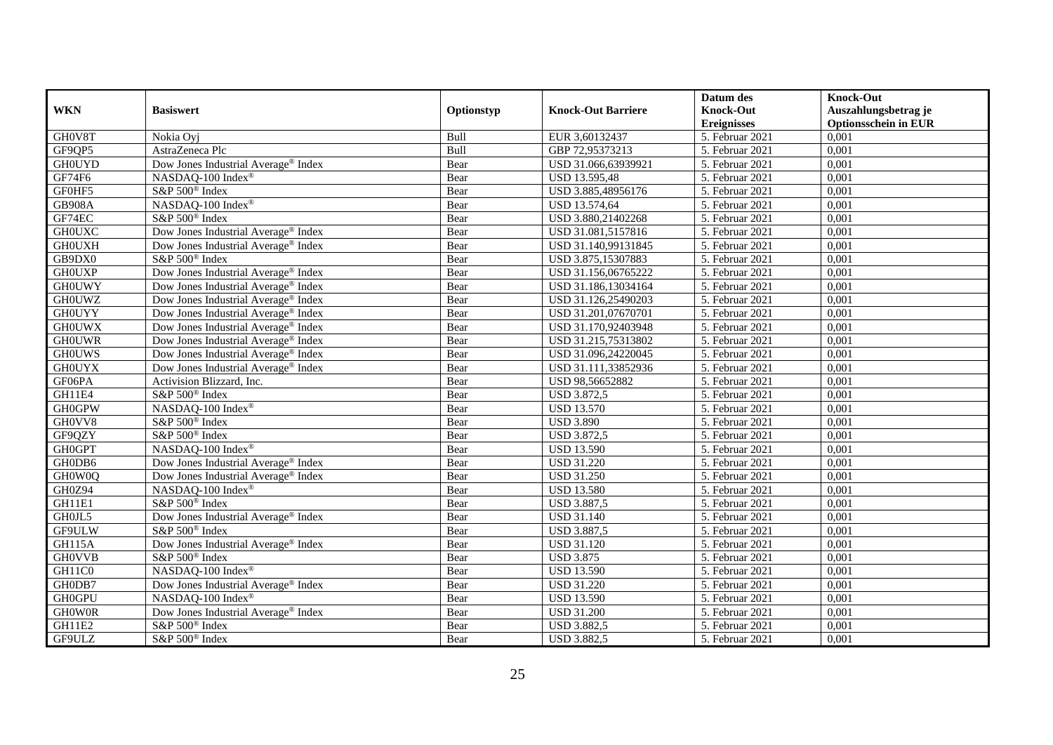| WKN | Basiswert | Optionstyp | Knock-Out Barriere | Datum des Knock-Out Ereignisses | Knock-Out Auszahlungsbetrag je Optionsschein in EUR |
|---|---|---|---|---|---|
| GH0V8T | Nokia Oyj | Bull | EUR 3,60132437 | 5. Februar 2021 | 0,001 |
| GF9QP5 | AstraZeneca Plc | Bull | GBP 72,95373213 | 5. Februar 2021 | 0,001 |
| GH0UYD | Dow Jones Industrial Average® Index | Bear | USD 31.066,63939921 | 5. Februar 2021 | 0,001 |
| GF74F6 | NASDAQ-100 Index® | Bear | USD 13.595,48 | 5. Februar 2021 | 0,001 |
| GF0HF5 | S&P 500® Index | Bear | USD 3.885,48956176 | 5. Februar 2021 | 0,001 |
| GB908A | NASDAQ-100 Index® | Bear | USD 13.574,64 | 5. Februar 2021 | 0,001 |
| GF74EC | S&P 500® Index | Bear | USD 3.880,21402268 | 5. Februar 2021 | 0,001 |
| GH0UXC | Dow Jones Industrial Average® Index | Bear | USD 31.081,5157816 | 5. Februar 2021 | 0,001 |
| GH0UXH | Dow Jones Industrial Average® Index | Bear | USD 31.140,99131845 | 5. Februar 2021 | 0,001 |
| GB9DX0 | S&P 500® Index | Bear | USD 3.875,15307883 | 5. Februar 2021 | 0,001 |
| GH0UXP | Dow Jones Industrial Average® Index | Bear | USD 31.156,06765222 | 5. Februar 2021 | 0,001 |
| GH0UWY | Dow Jones Industrial Average® Index | Bear | USD 31.186,13034164 | 5. Februar 2021 | 0,001 |
| GH0UWZ | Dow Jones Industrial Average® Index | Bear | USD 31.126,25490203 | 5. Februar 2021 | 0,001 |
| GH0UYY | Dow Jones Industrial Average® Index | Bear | USD 31.201,07670701 | 5. Februar 2021 | 0,001 |
| GH0UWX | Dow Jones Industrial Average® Index | Bear | USD 31.170,92403948 | 5. Februar 2021 | 0,001 |
| GH0UWR | Dow Jones Industrial Average® Index | Bear | USD 31.215,75313802 | 5. Februar 2021 | 0,001 |
| GH0UWS | Dow Jones Industrial Average® Index | Bear | USD 31.096,24220045 | 5. Februar 2021 | 0,001 |
| GH0UYX | Dow Jones Industrial Average® Index | Bear | USD 31.111,33852936 | 5. Februar 2021 | 0,001 |
| GF06PA | Activision Blizzard, Inc. | Bear | USD 98,56652882 | 5. Februar 2021 | 0,001 |
| GH11E4 | S&P 500® Index | Bear | USD 3.872,5 | 5. Februar 2021 | 0,001 |
| GH0GPW | NASDAQ-100 Index® | Bear | USD 13.570 | 5. Februar 2021 | 0,001 |
| GH0VV8 | S&P 500® Index | Bear | USD 3.890 | 5. Februar 2021 | 0,001 |
| GF9QZY | S&P 500® Index | Bear | USD 3.872,5 | 5. Februar 2021 | 0,001 |
| GH0GPT | NASDAQ-100 Index® | Bear | USD 13.590 | 5. Februar 2021 | 0,001 |
| GH0DB6 | Dow Jones Industrial Average® Index | Bear | USD 31.220 | 5. Februar 2021 | 0,001 |
| GH0W0Q | Dow Jones Industrial Average® Index | Bear | USD 31.250 | 5. Februar 2021 | 0,001 |
| GH0Z94 | NASDAQ-100 Index® | Bear | USD 13.580 | 5. Februar 2021 | 0,001 |
| GH11E1 | S&P 500® Index | Bear | USD 3.887,5 | 5. Februar 2021 | 0,001 |
| GH0JL5 | Dow Jones Industrial Average® Index | Bear | USD 31.140 | 5. Februar 2021 | 0,001 |
| GF9ULW | S&P 500® Index | Bear | USD 3.887,5 | 5. Februar 2021 | 0,001 |
| GH115A | Dow Jones Industrial Average® Index | Bear | USD 31.120 | 5. Februar 2021 | 0,001 |
| GH0VVB | S&P 500® Index | Bear | USD 3.875 | 5. Februar 2021 | 0,001 |
| GH11C0 | NASDAQ-100 Index® | Bear | USD 13.590 | 5. Februar 2021 | 0,001 |
| GH0DB7 | Dow Jones Industrial Average® Index | Bear | USD 31.220 | 5. Februar 2021 | 0,001 |
| GH0GPU | NASDAQ-100 Index® | Bear | USD 13.590 | 5. Februar 2021 | 0,001 |
| GH0W0R | Dow Jones Industrial Average® Index | Bear | USD 31.200 | 5. Februar 2021 | 0,001 |
| GH11E2 | S&P 500® Index | Bear | USD 3.882,5 | 5. Februar 2021 | 0,001 |
| GF9ULZ | S&P 500® Index | Bear | USD 3.882,5 | 5. Februar 2021 | 0,001 |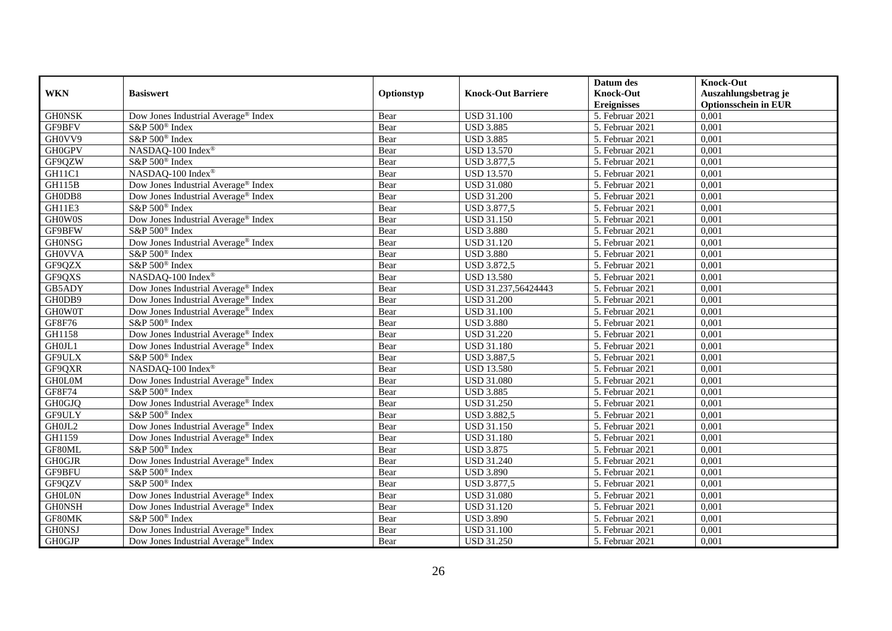| WKN | Basiswert | Optionstyp | Knock-Out Barriere | Datum des Knock-Out Ereignisses | Knock-Out Auszahlungsbetrag je Optionsschein in EUR |
|---|---|---|---|---|---|
| GH0NSK | Dow Jones Industrial Average® Index | Bear | USD 31.100 | 5. Februar 2021 | 0,001 |
| GF9BFV | S&P 500® Index | Bear | USD 3.885 | 5. Februar 2021 | 0,001 |
| GH0VV9 | S&P 500® Index | Bear | USD 3.885 | 5. Februar 2021 | 0,001 |
| GH0GPV | NASDAQ-100 Index® | Bear | USD 13.570 | 5. Februar 2021 | 0,001 |
| GF9QZW | S&P 500® Index | Bear | USD 3.877,5 | 5. Februar 2021 | 0,001 |
| GH11C1 | NASDAQ-100 Index® | Bear | USD 13.570 | 5. Februar 2021 | 0,001 |
| GH115B | Dow Jones Industrial Average® Index | Bear | USD 31.080 | 5. Februar 2021 | 0,001 |
| GH0DB8 | Dow Jones Industrial Average® Index | Bear | USD 31.200 | 5. Februar 2021 | 0,001 |
| GH11E3 | S&P 500® Index | Bear | USD 3.877,5 | 5. Februar 2021 | 0,001 |
| GH0W0S | Dow Jones Industrial Average® Index | Bear | USD 31.150 | 5. Februar 2021 | 0,001 |
| GF9BFW | S&P 500® Index | Bear | USD 3.880 | 5. Februar 2021 | 0,001 |
| GH0NSG | Dow Jones Industrial Average® Index | Bear | USD 31.120 | 5. Februar 2021 | 0,001 |
| GH0VVA | S&P 500® Index | Bear | USD 3.880 | 5. Februar 2021 | 0,001 |
| GF9QZX | S&P 500® Index | Bear | USD 3.872,5 | 5. Februar 2021 | 0,001 |
| GF9QXS | NASDAQ-100 Index® | Bear | USD 13.580 | 5. Februar 2021 | 0,001 |
| GB5ADY | Dow Jones Industrial Average® Index | Bear | USD 31.237,56424443 | 5. Februar 2021 | 0,001 |
| GH0DB9 | Dow Jones Industrial Average® Index | Bear | USD 31.200 | 5. Februar 2021 | 0,001 |
| GH0W0T | Dow Jones Industrial Average® Index | Bear | USD 31.100 | 5. Februar 2021 | 0,001 |
| GF8F76 | S&P 500® Index | Bear | USD 3.880 | 5. Februar 2021 | 0,001 |
| GH1158 | Dow Jones Industrial Average® Index | Bear | USD 31.220 | 5. Februar 2021 | 0,001 |
| GH0JL1 | Dow Jones Industrial Average® Index | Bear | USD 31.180 | 5. Februar 2021 | 0,001 |
| GF9ULX | S&P 500® Index | Bear | USD 3.887,5 | 5. Februar 2021 | 0,001 |
| GF9QXR | NASDAQ-100 Index® | Bear | USD 13.580 | 5. Februar 2021 | 0,001 |
| GH0L0M | Dow Jones Industrial Average® Index | Bear | USD 31.080 | 5. Februar 2021 | 0,001 |
| GF8F74 | S&P 500® Index | Bear | USD 3.885 | 5. Februar 2021 | 0,001 |
| GH0GJQ | Dow Jones Industrial Average® Index | Bear | USD 31.250 | 5. Februar 2021 | 0,001 |
| GF9ULY | S&P 500® Index | Bear | USD 3.882,5 | 5. Februar 2021 | 0,001 |
| GH0JL2 | Dow Jones Industrial Average® Index | Bear | USD 31.150 | 5. Februar 2021 | 0,001 |
| GH1159 | Dow Jones Industrial Average® Index | Bear | USD 31.180 | 5. Februar 2021 | 0,001 |
| GF80ML | S&P 500® Index | Bear | USD 3.875 | 5. Februar 2021 | 0,001 |
| GH0GJR | Dow Jones Industrial Average® Index | Bear | USD 31.240 | 5. Februar 2021 | 0,001 |
| GF9BFU | S&P 500® Index | Bear | USD 3.890 | 5. Februar 2021 | 0,001 |
| GF9QZV | S&P 500® Index | Bear | USD 3.877,5 | 5. Februar 2021 | 0,001 |
| GH0L0N | Dow Jones Industrial Average® Index | Bear | USD 31.080 | 5. Februar 2021 | 0,001 |
| GH0NSH | Dow Jones Industrial Average® Index | Bear | USD 31.120 | 5. Februar 2021 | 0,001 |
| GF80MK | S&P 500® Index | Bear | USD 3.890 | 5. Februar 2021 | 0,001 |
| GH0NSJ | Dow Jones Industrial Average® Index | Bear | USD 31.100 | 5. Februar 2021 | 0,001 |
| GH0GJP | Dow Jones Industrial Average® Index | Bear | USD 31.250 | 5. Februar 2021 | 0,001 |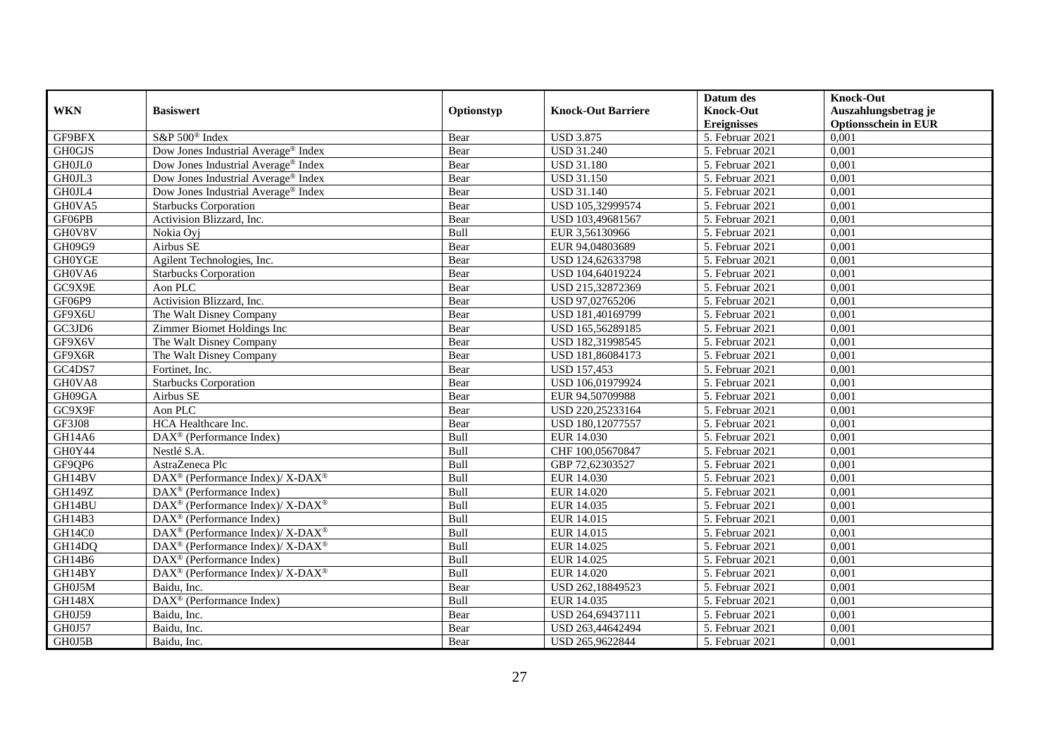| WKN | Basiswert | Optionstyp | Knock-Out Barriere | Datum des Knock-Out Ereignisses | Knock-Out Auszahlungsbetrag je Optionsschein in EUR |
|---|---|---|---|---|---|
| GF9BFX | S&P 500® Index | Bear | USD 3.875 | 5. Februar 2021 | 0,001 |
| GH0GJS | Dow Jones Industrial Average® Index | Bear | USD 31.240 | 5. Februar 2021 | 0,001 |
| GH0JL0 | Dow Jones Industrial Average® Index | Bear | USD 31.180 | 5. Februar 2021 | 0,001 |
| GH0JL3 | Dow Jones Industrial Average® Index | Bear | USD 31.150 | 5. Februar 2021 | 0,001 |
| GH0JL4 | Dow Jones Industrial Average® Index | Bear | USD 31.140 | 5. Februar 2021 | 0,001 |
| GH0VA5 | Starbucks Corporation | Bear | USD 105,32999574 | 5. Februar 2021 | 0,001 |
| GF06PB | Activision Blizzard, Inc. | Bear | USD 103,49681567 | 5. Februar 2021 | 0,001 |
| GH0V8V | Nokia Oyj | Bull | EUR 3,56130966 | 5. Februar 2021 | 0,001 |
| GH09G9 | Airbus SE | Bear | EUR 94,04803689 | 5. Februar 2021 | 0,001 |
| GH0YGE | Agilent Technologies, Inc. | Bear | USD 124,62633798 | 5. Februar 2021 | 0,001 |
| GH0VA6 | Starbucks Corporation | Bear | USD 104,64019224 | 5. Februar 2021 | 0,001 |
| GC9X9E | Aon PLC | Bear | USD 215,32872369 | 5. Februar 2021 | 0,001 |
| GF06P9 | Activision Blizzard, Inc. | Bear | USD 97,02765206 | 5. Februar 2021 | 0,001 |
| GF9X6U | The Walt Disney Company | Bear | USD 181,40169799 | 5. Februar 2021 | 0,001 |
| GC3JD6 | Zimmer Biomet Holdings Inc | Bear | USD 165,56289185 | 5. Februar 2021 | 0,001 |
| GF9X6V | The Walt Disney Company | Bear | USD 182,31998545 | 5. Februar 2021 | 0,001 |
| GF9X6R | The Walt Disney Company | Bear | USD 181,86084173 | 5. Februar 2021 | 0,001 |
| GC4DS7 | Fortinet, Inc. | Bear | USD 157,453 | 5. Februar 2021 | 0,001 |
| GH0VA8 | Starbucks Corporation | Bear | USD 106,01979924 | 5. Februar 2021 | 0,001 |
| GH09GA | Airbus SE | Bear | EUR 94,50709988 | 5. Februar 2021 | 0,001 |
| GC9X9F | Aon PLC | Bear | USD 220,25233164 | 5. Februar 2021 | 0,001 |
| GF3J08 | HCA Healthcare Inc. | Bear | USD 180,12077557 | 5. Februar 2021 | 0,001 |
| GH14A6 | DAX® (Performance Index) | Bull | EUR 14.030 | 5. Februar 2021 | 0,001 |
| GH0Y44 | Nestlé S.A. | Bull | CHF 100,05670847 | 5. Februar 2021 | 0,001 |
| GF9QP6 | AstraZeneca Plc | Bull | GBP 72,62303527 | 5. Februar 2021 | 0,001 |
| GH14BV | DAX® (Performance Index)/ X-DAX® | Bull | EUR 14.030 | 5. Februar 2021 | 0,001 |
| GH149Z | DAX® (Performance Index) | Bull | EUR 14.020 | 5. Februar 2021 | 0,001 |
| GH14BU | DAX® (Performance Index)/ X-DAX® | Bull | EUR 14.035 | 5. Februar 2021 | 0,001 |
| GH14B3 | DAX® (Performance Index) | Bull | EUR 14.015 | 5. Februar 2021 | 0,001 |
| GH14C0 | DAX® (Performance Index)/ X-DAX® | Bull | EUR 14.015 | 5. Februar 2021 | 0,001 |
| GH14DQ | DAX® (Performance Index)/ X-DAX® | Bull | EUR 14.025 | 5. Februar 2021 | 0,001 |
| GH14B6 | DAX® (Performance Index) | Bull | EUR 14.025 | 5. Februar 2021 | 0,001 |
| GH14BY | DAX® (Performance Index)/ X-DAX® | Bull | EUR 14.020 | 5. Februar 2021 | 0,001 |
| GH0J5M | Baidu, Inc. | Bear | USD 262,18849523 | 5. Februar 2021 | 0,001 |
| GH148X | DAX® (Performance Index) | Bull | EUR 14.035 | 5. Februar 2021 | 0,001 |
| GH0J59 | Baidu, Inc. | Bear | USD 264,69437111 | 5. Februar 2021 | 0,001 |
| GH0J57 | Baidu, Inc. | Bear | USD 263,44642494 | 5. Februar 2021 | 0,001 |
| GH0J5B | Baidu, Inc. | Bear | USD 265,9622844 | 5. Februar 2021 | 0,001 |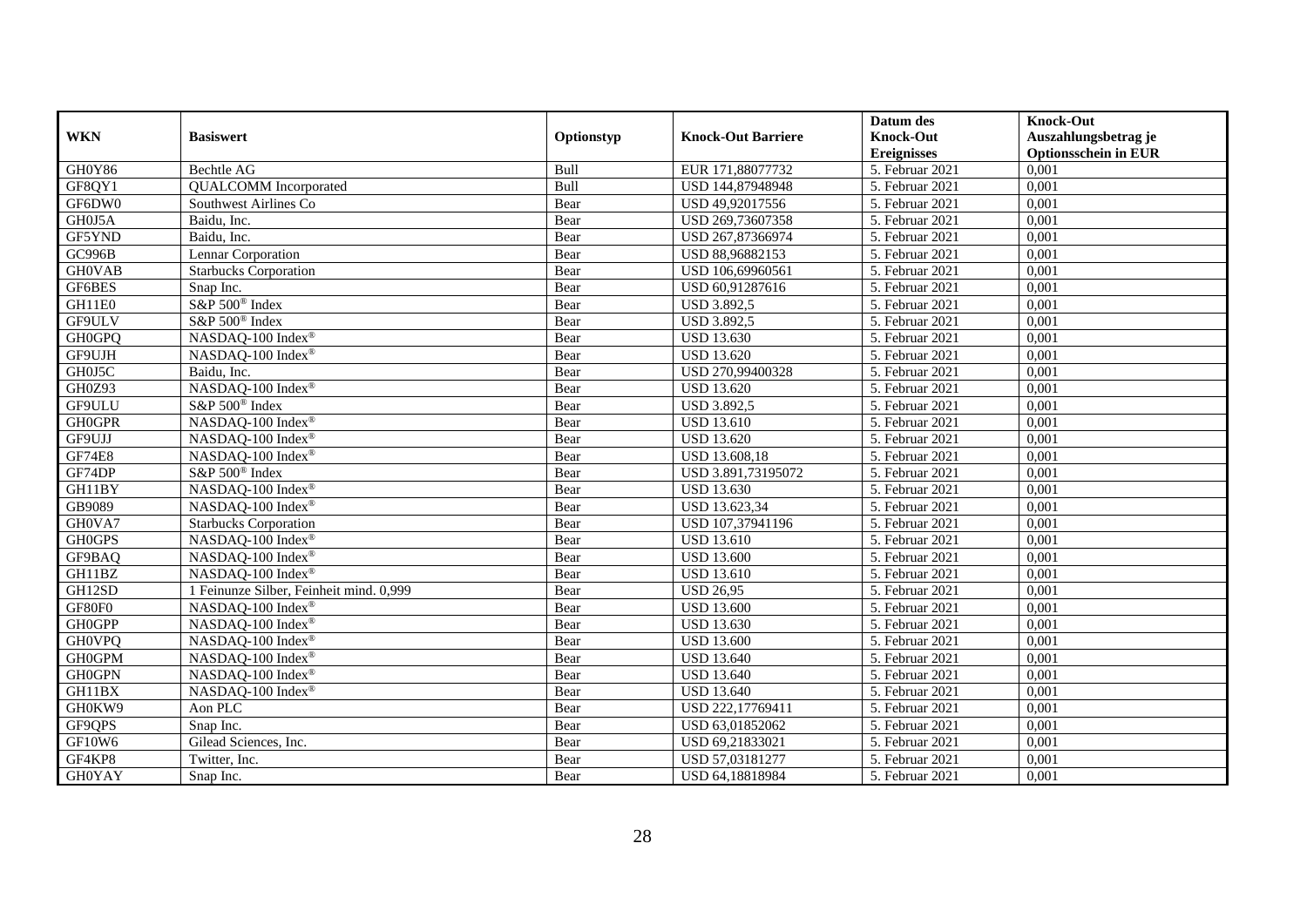| WKN | Basiswert | Optionstyp | Knock-Out Barriere | Datum des Knock-Out Ereignisses | Knock-Out Auszahlungsbetrag je Optionsschein in EUR |
|---|---|---|---|---|---|
| GH0Y86 | Bechtle AG | Bull | EUR 171,88077732 | 5. Februar 2021 | 0,001 |
| GF8QY1 | QUALCOMM Incorporated | Bull | USD 144,87948948 | 5. Februar 2021 | 0,001 |
| GF6DW0 | Southwest Airlines Co | Bear | USD 49,92017556 | 5. Februar 2021 | 0,001 |
| GH0J5A | Baidu, Inc. | Bear | USD 269,73607358 | 5. Februar 2021 | 0,001 |
| GF5YND | Baidu, Inc. | Bear | USD 267,87366974 | 5. Februar 2021 | 0,001 |
| GC996B | Lennar Corporation | Bear | USD 88,96882153 | 5. Februar 2021 | 0,001 |
| GH0VAB | Starbucks Corporation | Bear | USD 106,69960561 | 5. Februar 2021 | 0,001 |
| GF6BES | Snap Inc. | Bear | USD 60,91287616 | 5. Februar 2021 | 0,001 |
| GH11E0 | S&P 500® Index | Bear | USD 3.892,5 | 5. Februar 2021 | 0,001 |
| GF9ULV | S&P 500® Index | Bear | USD 3.892,5 | 5. Februar 2021 | 0,001 |
| GH0GPQ | NASDAQ-100 Index® | Bear | USD 13.630 | 5. Februar 2021 | 0,001 |
| GF9UJH | NASDAQ-100 Index® | Bear | USD 13.620 | 5. Februar 2021 | 0,001 |
| GH0J5C | Baidu, Inc. | Bear | USD 270,99400328 | 5. Februar 2021 | 0,001 |
| GH0Z93 | NASDAQ-100 Index® | Bear | USD 13.620 | 5. Februar 2021 | 0,001 |
| GF9ULU | S&P 500® Index | Bear | USD 3.892,5 | 5. Februar 2021 | 0,001 |
| GH0GPR | NASDAQ-100 Index® | Bear | USD 13.610 | 5. Februar 2021 | 0,001 |
| GF9UJJ | NASDAQ-100 Index® | Bear | USD 13.620 | 5. Februar 2021 | 0,001 |
| GF74E8 | NASDAQ-100 Index® | Bear | USD 13.608,18 | 5. Februar 2021 | 0,001 |
| GF74DP | S&P 500® Index | Bear | USD 3.891,73195072 | 5. Februar 2021 | 0,001 |
| GH11BY | NASDAQ-100 Index® | Bear | USD 13.630 | 5. Februar 2021 | 0,001 |
| GB9089 | NASDAQ-100 Index® | Bear | USD 13.623,34 | 5. Februar 2021 | 0,001 |
| GH0VA7 | Starbucks Corporation | Bear | USD 107,37941196 | 5. Februar 2021 | 0,001 |
| GH0GPS | NASDAQ-100 Index® | Bear | USD 13.610 | 5. Februar 2021 | 0,001 |
| GF9BAQ | NASDAQ-100 Index® | Bear | USD 13.600 | 5. Februar 2021 | 0,001 |
| GH11BZ | NASDAQ-100 Index® | Bear | USD 13.610 | 5. Februar 2021 | 0,001 |
| GH12SD | 1 Feinunze Silber, Feinheit mind. 0,999 | Bear | USD 26,95 | 5. Februar 2021 | 0,001 |
| GF80F0 | NASDAQ-100 Index® | Bear | USD 13.600 | 5. Februar 2021 | 0,001 |
| GH0GPP | NASDAQ-100 Index® | Bear | USD 13.630 | 5. Februar 2021 | 0,001 |
| GH0VPQ | NASDAQ-100 Index® | Bear | USD 13.600 | 5. Februar 2021 | 0,001 |
| GH0GPM | NASDAQ-100 Index® | Bear | USD 13.640 | 5. Februar 2021 | 0,001 |
| GH0GPN | NASDAQ-100 Index® | Bear | USD 13.640 | 5. Februar 2021 | 0,001 |
| GH11BX | NASDAQ-100 Index® | Bear | USD 13.640 | 5. Februar 2021 | 0,001 |
| GH0KW9 | Aon PLC | Bear | USD 222,17769411 | 5. Februar 2021 | 0,001 |
| GF9QPS | Snap Inc. | Bear | USD 63,01852062 | 5. Februar 2021 | 0,001 |
| GF10W6 | Gilead Sciences, Inc. | Bear | USD 69,21833021 | 5. Februar 2021 | 0,001 |
| GF4KP8 | Twitter, Inc. | Bear | USD 57,03181277 | 5. Februar 2021 | 0,001 |
| GH0YAY | Snap Inc. | Bear | USD 64,18818984 | 5. Februar 2021 | 0,001 |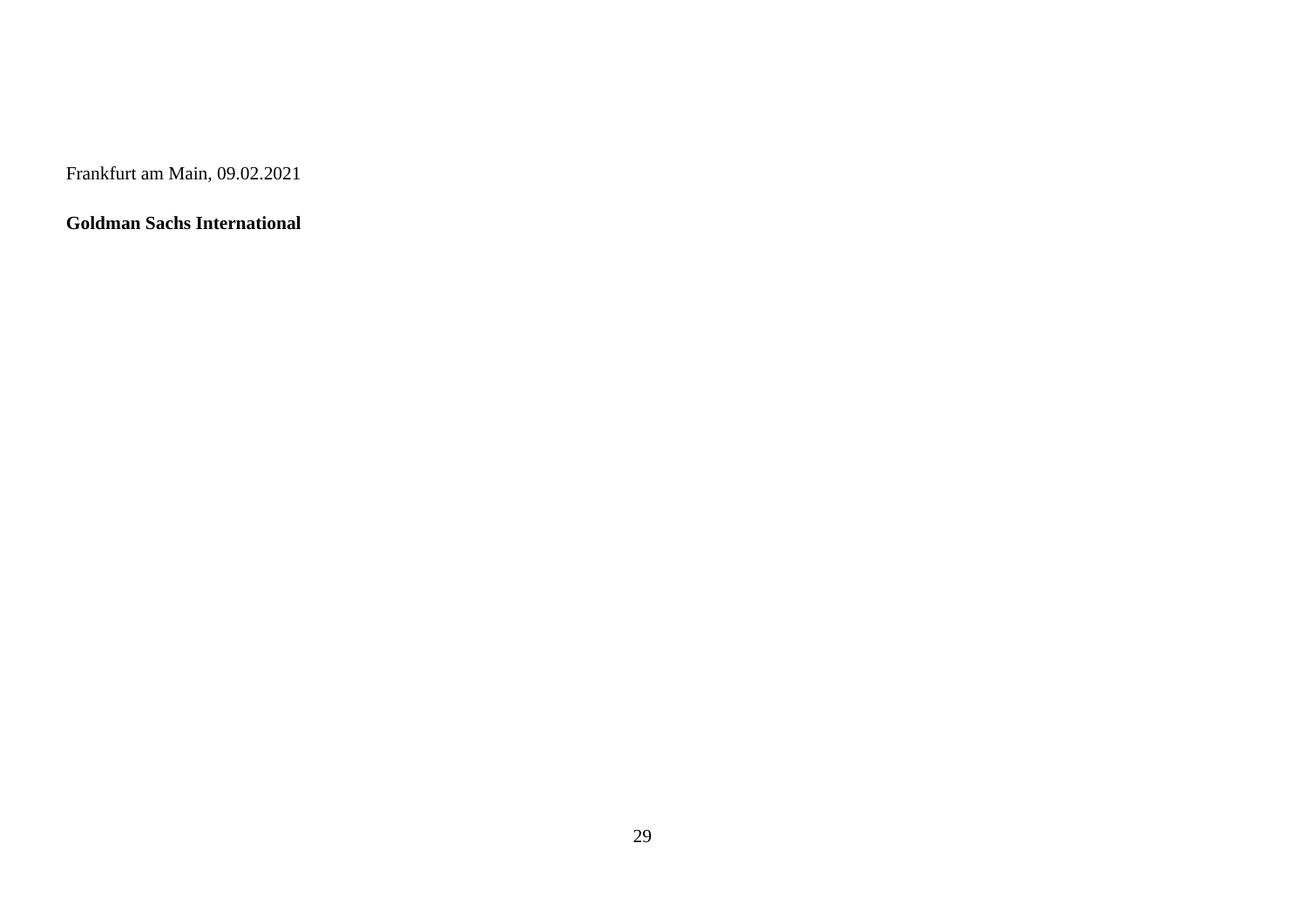Frankfurt am Main, 09.02.2021

**Goldman Sachs International**